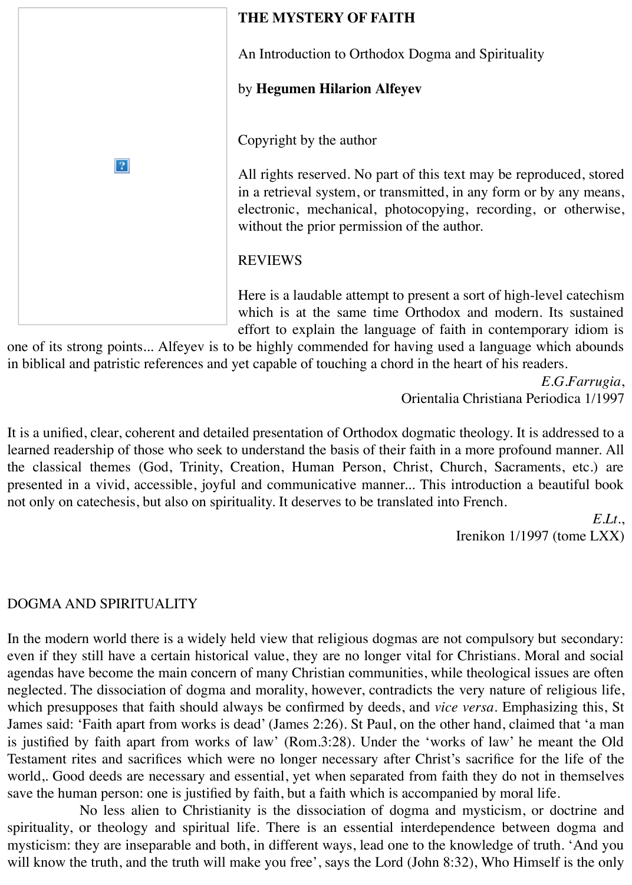# THE MYSTERY OF FAITH

An Introduction to Orthodox Dogma and Spirituality

by **Hegumen Hilarion Alfeyev**

Copyright by the author

All rights reserved. No part of this text may be reproduced, stored in a retrieval system, or transmitted, in any form or by any means, electronic, mechanical, photocopying, recording, or otherwise, without the prior permission of the author.

## REVIEWS

Here is a laudable attempt to present a sort of high-level catechism which is at the same time Orthodox and modern. Its sustained effort to explain the language of faith in contemporary idiom is one of its strong points... Alfeyev is to be highly commended for having used a language which abounds in biblical and patristic references and yet capable of touching a chord in the heart of his readers.

*E.G.Farrugia*,
Orientalia Christiana Periodica 1/1997

It is a unified, clear, coherent and detailed presentation of Orthodox dogmatic theology. It is addressed to a learned readership of those who seek to understand the basis of their faith in a more profound manner. All the classical themes (God, Trinity, Creation, Human Person, Christ, Church, Sacraments, etc.) are presented in a vivid, accessible, joyful and communicative manner... This introduction a beautiful book not only on catechesis, but also on spirituality. It deserves to be translated into French.

*E.Lt.*,
Irenikon 1/1997 (tome LXX)

## DOGMA AND SPIRITUALITY

In the modern world there is a widely held view that religious dogmas are not compulsory but secondary: even if they still have a certain historical value, they are no longer vital for Christians. Moral and social agendas have become the main concern of many Christian communities, while theological issues are often neglected. The dissociation of dogma and morality, however, contradicts the very nature of religious life, which presupposes that faith should always be confirmed by deeds, and *vice versa*. Emphasizing this, St James said: 'Faith apart from works is dead' (James 2:26). St Paul, on the other hand, claimed that 'a man is justified by faith apart from works of law' (Rom.3:28). Under the 'works of law' he meant the Old Testament rites and sacrifices which were no longer necessary after Christ's sacrifice for the life of the world,. Good deeds are necessary and essential, yet when separated from faith they do not in themselves save the human person: one is justified by faith, but a faith which is accompanied by moral life.

No less alien to Christianity is the dissociation of dogma and mysticism, or doctrine and spirituality, or theology and spiritual life. There is an essential interdependence between dogma and mysticism: they are inseparable and both, in different ways, lead one to the knowledge of truth. 'And you will know the truth, and the truth will make you free', says the Lord (John 8:32), Who Himself is the only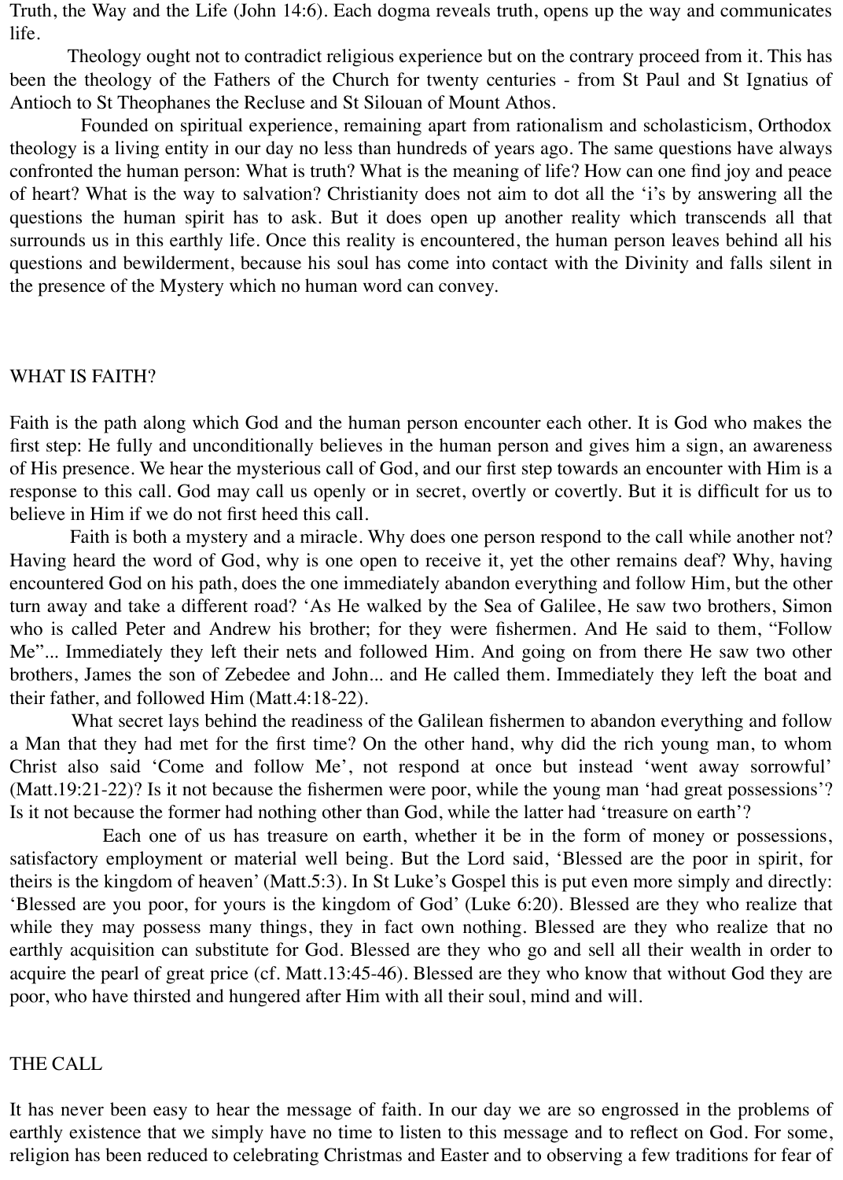Truth, the Way and the Life (John 14:6). Each dogma reveals truth, opens up the way and communicates life.

Theology ought not to contradict religious experience but on the contrary proceed from it. This has been the theology of the Fathers of the Church for twenty centuries - from St Paul and St Ignatius of Antioch to St Theophanes the Recluse and St Silouan of Mount Athos.

Founded on spiritual experience, remaining apart from rationalism and scholasticism, Orthodox theology is a living entity in our day no less than hundreds of years ago. The same questions have always confronted the human person: What is truth? What is the meaning of life? How can one find joy and peace of heart? What is the way to salvation? Christianity does not aim to dot all the 'i's by answering all the questions the human spirit has to ask. But it does open up another reality which transcends all that surrounds us in this earthly life. Once this reality is encountered, the human person leaves behind all his questions and bewilderment, because his soul has come into contact with the Divinity and falls silent in the presence of the Mystery which no human word can convey.

## WHAT IS FAITH?

Faith is the path along which God and the human person encounter each other. It is God who makes the first step: He fully and unconditionally believes in the human person and gives him a sign, an awareness of His presence. We hear the mysterious call of God, and our first step towards an encounter with Him is a response to this call. God may call us openly or in secret, overtly or covertly. But it is difficult for us to believe in Him if we do not first heed this call.

Faith is both a mystery and a miracle. Why does one person respond to the call while another not? Having heard the word of God, why is one open to receive it, yet the other remains deaf? Why, having encountered God on his path, does the one immediately abandon everything and follow Him, but the other turn away and take a different road? 'As He walked by the Sea of Galilee, He saw two brothers, Simon who is called Peter and Andrew his brother; for they were fishermen. And He said to them, "Follow Me"... Immediately they left their nets and followed Him. And going on from there He saw two other brothers, James the son of Zebedee and John... and He called them. Immediately they left the boat and their father, and followed Him (Matt.4:18-22).

What secret lays behind the readiness of the Galilean fishermen to abandon everything and follow a Man that they had met for the first time? On the other hand, why did the rich young man, to whom Christ also said 'Come and follow Me', not respond at once but instead 'went away sorrowful' (Matt.19:21-22)? Is it not because the fishermen were poor, while the young man 'had great possessions'? Is it not because the former had nothing other than God, while the latter had 'treasure on earth'?

Each one of us has treasure on earth, whether it be in the form of money or possessions, satisfactory employment or material well being. But the Lord said, 'Blessed are the poor in spirit, for theirs is the kingdom of heaven' (Matt.5:3). In St Luke's Gospel this is put even more simply and directly: 'Blessed are you poor, for yours is the kingdom of God' (Luke 6:20). Blessed are they who realize that while they may possess many things, they in fact own nothing. Blessed are they who realize that no earthly acquisition can substitute for God. Blessed are they who go and sell all their wealth in order to acquire the pearl of great price (cf. Matt.13:45-46). Blessed are they who know that without God they are poor, who have thirsted and hungered after Him with all their soul, mind and will.

## THE CALL

It has never been easy to hear the message of faith. In our day we are so engrossed in the problems of earthly existence that we simply have no time to listen to this message and to reflect on God. For some, religion has been reduced to celebrating Christmas and Easter and to observing a few traditions for fear of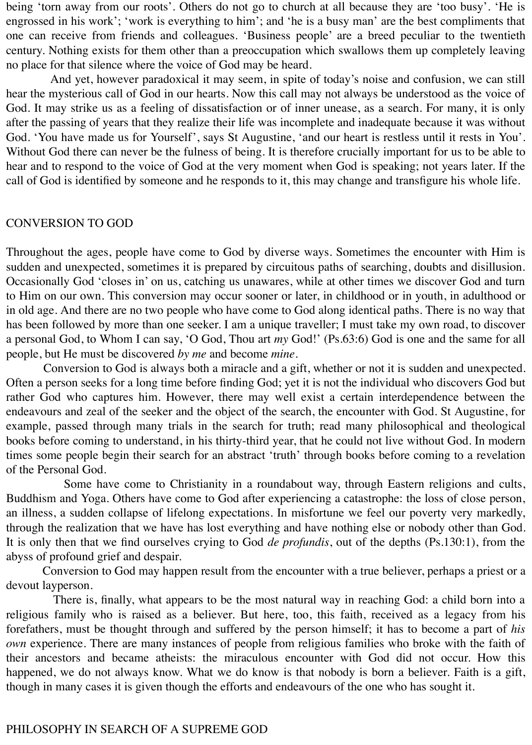being 'torn away from our roots'. Others do not go to church at all because they are 'too busy'. 'He is engrossed in his work'; 'work is everything to him'; and 'he is a busy man' are the best compliments that one can receive from friends and colleagues. 'Business people' are a breed peculiar to the twentieth century. Nothing exists for them other than a preoccupation which swallows them up completely leaving no place for that silence where the voice of God may be heard.

And yet, however paradoxical it may seem, in spite of today's noise and confusion, we can still hear the mysterious call of God in our hearts. Now this call may not always be understood as the voice of God. It may strike us as a feeling of dissatisfaction or of inner unease, as a search. For many, it is only after the passing of years that they realize their life was incomplete and inadequate because it was without God. 'You have made us for Yourself', says St Augustine, 'and our heart is restless until it rests in You'. Without God there can never be the fulness of being. It is therefore crucially important for us to be able to hear and to respond to the voice of God at the very moment when God is speaking; not years later. If the call of God is identified by someone and he responds to it, this may change and transfigure his whole life.

## CONVERSION TO GOD

Throughout the ages, people have come to God by diverse ways. Sometimes the encounter with Him is sudden and unexpected, sometimes it is prepared by circuitous paths of searching, doubts and disillusion. Occasionally God 'closes in' on us, catching us unawares, while at other times we discover God and turn to Him on our own. This conversion may occur sooner or later, in childhood or in youth, in adulthood or in old age. And there are no two people who have come to God along identical paths. There is no way that has been followed by more than one seeker. I am a unique traveller; I must take my own road, to discover a personal God, to Whom I can say, 'O God, Thou art *my* God!' (Ps.63:6) God is one and the same for all people, but He must be discovered *by me* and become *mine*.

Conversion to God is always both a miracle and a gift, whether or not it is sudden and unexpected. Often a person seeks for a long time before finding God; yet it is not the individual who discovers God but rather God who captures him. However, there may well exist a certain interdependence between the endeavours and zeal of the seeker and the object of the search, the encounter with God. St Augustine, for example, passed through many trials in the search for truth; read many philosophical and theological books before coming to understand, in his thirty-third year, that he could not live without God. In modern times some people begin their search for an abstract 'truth' through books before coming to a revelation of the Personal God.

Some have come to Christianity in a roundabout way, through Eastern religions and cults, Buddhism and Yoga. Others have come to God after experiencing a catastrophe: the loss of close person, an illness, a sudden collapse of lifelong expectations. In misfortune we feel our poverty very markedly, through the realization that we have has lost everything and have nothing else or nobody other than God. It is only then that we find ourselves crying to God *de profundis*, out of the depths (Ps.130:1), from the abyss of profound grief and despair.

Conversion to God may happen result from the encounter with a true believer, perhaps a priest or a devout layperson.

There is, finally, what appears to be the most natural way in reaching God: a child born into a religious family who is raised as a believer. But here, too, this faith, received as a legacy from his forefathers, must be thought through and suffered by the person himself; it has to become a part of *his own* experience. There are many instances of people from religious families who broke with the faith of their ancestors and became atheists: the miraculous encounter with God did not occur. How this happened, we do not always know. What we do know is that nobody is born a believer. Faith is a gift, though in many cases it is given though the efforts and endeavours of the one who has sought it.

## PHILOSOPHY IN SEARCH OF A SUPREME GOD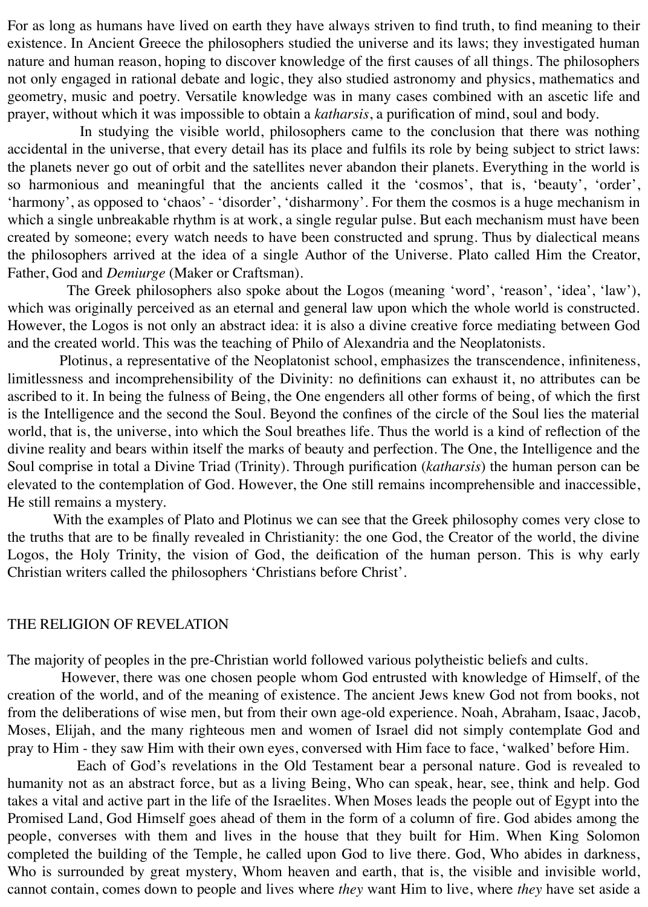For as long as humans have lived on earth they have always striven to find truth, to find meaning to their existence. In Ancient Greece the philosophers studied the universe and its laws; they investigated human nature and human reason, hoping to discover knowledge of the first causes of all things. The philosophers not only engaged in rational debate and logic, they also studied astronomy and physics, mathematics and geometry, music and poetry. Versatile knowledge was in many cases combined with an ascetic life and prayer, without which it was impossible to obtain a *katharsis*, a purification of mind, soul and body.

In studying the visible world, philosophers came to the conclusion that there was nothing accidental in the universe, that every detail has its place and fulfils its role by being subject to strict laws: the planets never go out of orbit and the satellites never abandon their planets. Everything in the world is so harmonious and meaningful that the ancients called it the 'cosmos', that is, 'beauty', 'order', 'harmony', as opposed to 'chaos' - 'disorder', 'disharmony'. For them the cosmos is a huge mechanism in which a single unbreakable rhythm is at work, a single regular pulse. But each mechanism must have been created by someone; every watch needs to have been constructed and sprung. Thus by dialectical means the philosophers arrived at the idea of a single Author of the Universe. Plato called Him the Creator, Father, God and *Demiurge* (Maker or Craftsman).

The Greek philosophers also spoke about the Logos (meaning 'word', 'reason', 'idea', 'law'), which was originally perceived as an eternal and general law upon which the whole world is constructed. However, the Logos is not only an abstract idea: it is also a divine creative force mediating between God and the created world. This was the teaching of Philo of Alexandria and the Neoplatonists.

Plotinus, a representative of the Neoplatonist school, emphasizes the transcendence, infiniteness, limitlessness and incomprehensibility of the Divinity: no definitions can exhaust it, no attributes can be ascribed to it. In being the fulness of Being, the One engenders all other forms of being, of which the first is the Intelligence and the second the Soul. Beyond the confines of the circle of the Soul lies the material world, that is, the universe, into which the Soul breathes life. Thus the world is a kind of reflection of the divine reality and bears within itself the marks of beauty and perfection. The One, the Intelligence and the Soul comprise in total a Divine Triad (Trinity). Through purification (*katharsis*) the human person can be elevated to the contemplation of God. However, the One still remains incomprehensible and inaccessible, He still remains a mystery.

With the examples of Plato and Plotinus we can see that the Greek philosophy comes very close to the truths that are to be finally revealed in Christianity: the one God, the Creator of the world, the divine Logos, the Holy Trinity, the vision of God, the deification of the human person. This is why early Christian writers called the philosophers 'Christians before Christ'.

## THE RELIGION OF REVELATION

The majority of peoples in the pre-Christian world followed various polytheistic beliefs and cults.

However, there was one chosen people whom God entrusted with knowledge of Himself, of the creation of the world, and of the meaning of existence. The ancient Jews knew God not from books, not from the deliberations of wise men, but from their own age-old experience. Noah, Abraham, Isaac, Jacob, Moses, Elijah, and the many righteous men and women of Israel did not simply contemplate God and pray to Him - they saw Him with their own eyes, conversed with Him face to face, 'walked' before Him.

Each of God's revelations in the Old Testament bear a personal nature. God is revealed to humanity not as an abstract force, but as a living Being, Who can speak, hear, see, think and help. God takes a vital and active part in the life of the Israelites. When Moses leads the people out of Egypt into the Promised Land, God Himself goes ahead of them in the form of a column of fire. God abides among the people, converses with them and lives in the house that they built for Him. When King Solomon completed the building of the Temple, he called upon God to live there. God, Who abides in darkness, Who is surrounded by great mystery, Whom heaven and earth, that is, the visible and invisible world, cannot contain, comes down to people and lives where *they* want Him to live, where *they* have set aside a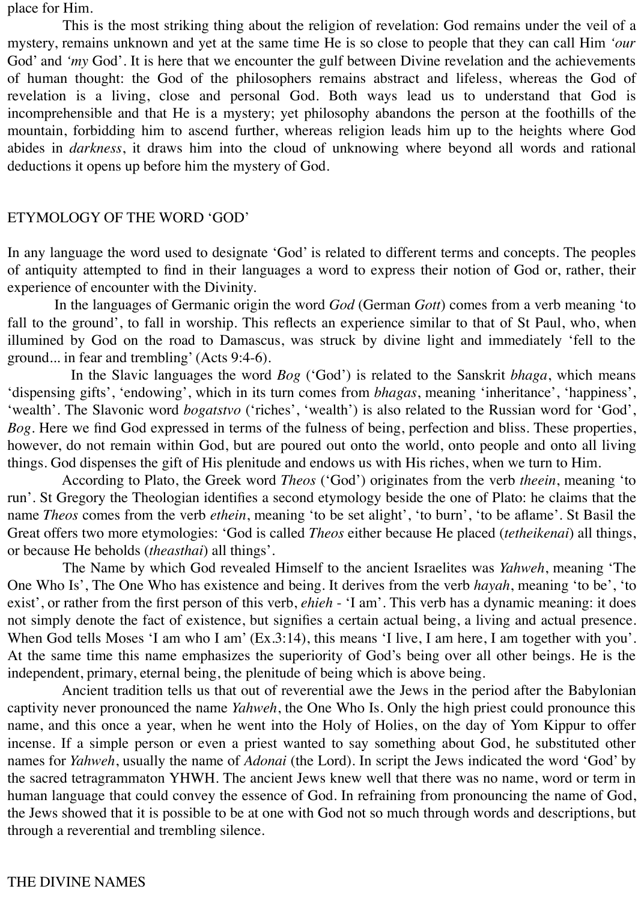place for Him.

This is the most striking thing about the religion of revelation: God remains under the veil of a mystery, remains unknown and yet at the same time He is so close to people that they can call Him *'our* God' and *'my* God'. It is here that we encounter the gulf between Divine revelation and the achievements of human thought: the God of the philosophers remains abstract and lifeless, whereas the God of revelation is a living, close and personal God. Both ways lead us to understand that God is incomprehensible and that He is a mystery; yet philosophy abandons the person at the foothills of the mountain, forbidding him to ascend further, whereas religion leads him up to the heights where God abides in *darkness*, it draws him into the cloud of unknowing where beyond all words and rational deductions it opens up before him the mystery of God.

## ETYMOLOGY OF THE WORD 'GOD'

In any language the word used to designate 'God' is related to different terms and concepts. The peoples of antiquity attempted to find in their languages a word to express their notion of God or, rather, their experience of encounter with the Divinity.

In the languages of Germanic origin the word *God* (German *Gott*) comes from a verb meaning 'to fall to the ground', to fall in worship. This reflects an experience similar to that of St Paul, who, when illumined by God on the road to Damascus, was struck by divine light and immediately 'fell to the ground... in fear and trembling' (Acts 9:4-6).

In the Slavic languages the word *Bog* ('God') is related to the Sanskrit *bhaga*, which means 'dispensing gifts', 'endowing', which in its turn comes from *bhagas*, meaning 'inheritance', 'happiness', 'wealth'. The Slavonic word *bogatstvo* ('riches', 'wealth') is also related to the Russian word for 'God', *Bog*. Here we find God expressed in terms of the fulness of being, perfection and bliss. These properties, however, do not remain within God, but are poured out onto the world, onto people and onto all living things. God dispenses the gift of His plenitude and endows us with His riches, when we turn to Him.

According to Plato, the Greek word *Theos* ('God') originates from the verb *theein*, meaning 'to run'. St Gregory the Theologian identifies a second etymology beside the one of Plato: he claims that the name *Theos* comes from the verb *ethein*, meaning 'to be set alight', 'to burn', 'to be aflame'. St Basil the Great offers two more etymologies: 'God is called *Theos* either because He placed (*tetheikenai*) all things, or because He beholds (*theasthai*) all things'.

The Name by which God revealed Himself to the ancient Israelites was *Yahweh*, meaning 'The One Who Is', The One Who has existence and being. It derives from the verb *hayah*, meaning 'to be', 'to exist', or rather from the first person of this verb, *ehieh* - 'I am'. This verb has a dynamic meaning: it does not simply denote the fact of existence, but signifies a certain actual being, a living and actual presence. When God tells Moses 'I am who I am' (Ex.3:14), this means 'I live, I am here, I am together with you'. At the same time this name emphasizes the superiority of God's being over all other beings. He is the independent, primary, eternal being, the plenitude of being which is above being.

Ancient tradition tells us that out of reverential awe the Jews in the period after the Babylonian captivity never pronounced the name *Yahweh*, the One Who Is. Only the high priest could pronounce this name, and this once a year, when he went into the Holy of Holies, on the day of Yom Kippur to offer incense. If a simple person or even a priest wanted to say something about God, he substituted other names for *Yahweh*, usually the name of *Adonai* (the Lord). In script the Jews indicated the word 'God' by the sacred tetragrammaton YHWH. The ancient Jews knew well that there was no name, word or term in human language that could convey the essence of God. In refraining from pronouncing the name of God, the Jews showed that it is possible to be at one with God not so much through words and descriptions, but through a reverential and trembling silence.

## THE DIVINE NAMES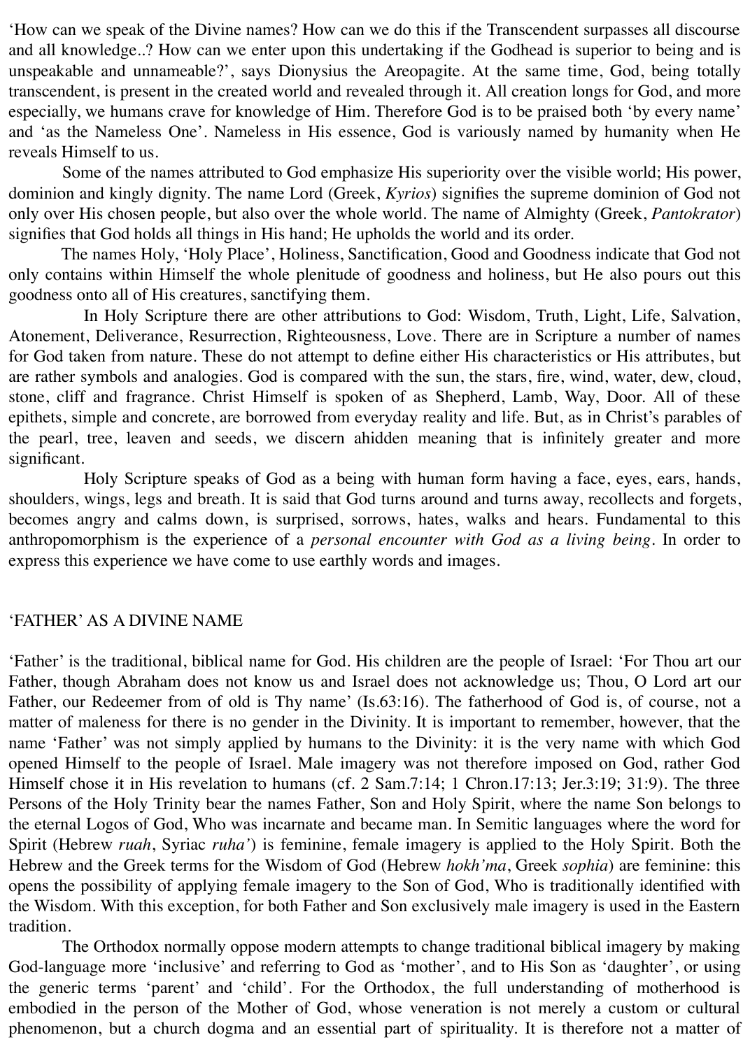'How can we speak of the Divine names? How can we do this if the Transcendent surpasses all discourse and all knowledge..? How can we enter upon this undertaking if the Godhead is superior to being and is unspeakable and unnameable?', says Dionysius the Areopagite. At the same time, God, being totally transcendent, is present in the created world and revealed through it. All creation longs for God, and more especially, we humans crave for knowledge of Him. Therefore God is to be praised both 'by every name' and 'as the Nameless One'. Nameless in His essence, God is variously named by humanity when He reveals Himself to us.

Some of the names attributed to God emphasize His superiority over the visible world; His power, dominion and kingly dignity. The name Lord (Greek, *Kyrios*) signifies the supreme dominion of God not only over His chosen people, but also over the whole world. The name of Almighty (Greek, *Pantokrator*) signifies that God holds all things in His hand; He upholds the world and its order.

The names Holy, 'Holy Place', Holiness, Sanctification, Good and Goodness indicate that God not only contains within Himself the whole plenitude of goodness and holiness, but He also pours out this goodness onto all of His creatures, sanctifying them.

In Holy Scripture there are other attributions to God: Wisdom, Truth, Light, Life, Salvation, Atonement, Deliverance, Resurrection, Righteousness, Love. There are in Scripture a number of names for God taken from nature. These do not attempt to define either His characteristics or His attributes, but are rather symbols and analogies. God is compared with the sun, the stars, fire, wind, water, dew, cloud, stone, cliff and fragrance. Christ Himself is spoken of as Shepherd, Lamb, Way, Door. All of these epithets, simple and concrete, are borrowed from everyday reality and life. But, as in Christ's parables of the pearl, tree, leaven and seeds, we discern ahidden meaning that is infinitely greater and more significant.

Holy Scripture speaks of God as a being with human form having a face, eyes, ears, hands, shoulders, wings, legs and breath. It is said that God turns around and turns away, recollects and forgets, becomes angry and calms down, is surprised, sorrows, hates, walks and hears. Fundamental to this anthropomorphism is the experience of a *personal encounter with God as a living being*. In order to express this experience we have come to use earthly words and images.

## 'FATHER' AS A DIVINE NAME

'Father' is the traditional, biblical name for God. His children are the people of Israel: 'For Thou art our Father, though Abraham does not know us and Israel does not acknowledge us; Thou, O Lord art our Father, our Redeemer from of old is Thy name' (Is.63:16). The fatherhood of God is, of course, not a matter of maleness for there is no gender in the Divinity. It is important to remember, however, that the name 'Father' was not simply applied by humans to the Divinity: it is the very name with which God opened Himself to the people of Israel. Male imagery was not therefore imposed on God, rather God Himself chose it in His revelation to humans (cf. 2 Sam.7:14; 1 Chron.17:13; Jer.3:19; 31:9). The three Persons of the Holy Trinity bear the names Father, Son and Holy Spirit, where the name Son belongs to the eternal Logos of God, Who was incarnate and became man. In Semitic languages where the word for Spirit (Hebrew *ruah*, Syriac *ruha'*) is feminine, female imagery is applied to the Holy Spirit. Both the Hebrew and the Greek terms for the Wisdom of God (Hebrew *hokh'ma*, Greek *sophia*) are feminine: this opens the possibility of applying female imagery to the Son of God, Who is traditionally identified with the Wisdom. With this exception, for both Father and Son exclusively male imagery is used in the Eastern tradition.

The Orthodox normally oppose modern attempts to change traditional biblical imagery by making God-language more 'inclusive' and referring to God as 'mother', and to His Son as 'daughter', or using the generic terms 'parent' and 'child'. For the Orthodox, the full understanding of motherhood is embodied in the person of the Mother of God, whose veneration is not merely a custom or cultural phenomenon, but a church dogma and an essential part of spirituality. It is therefore not a matter of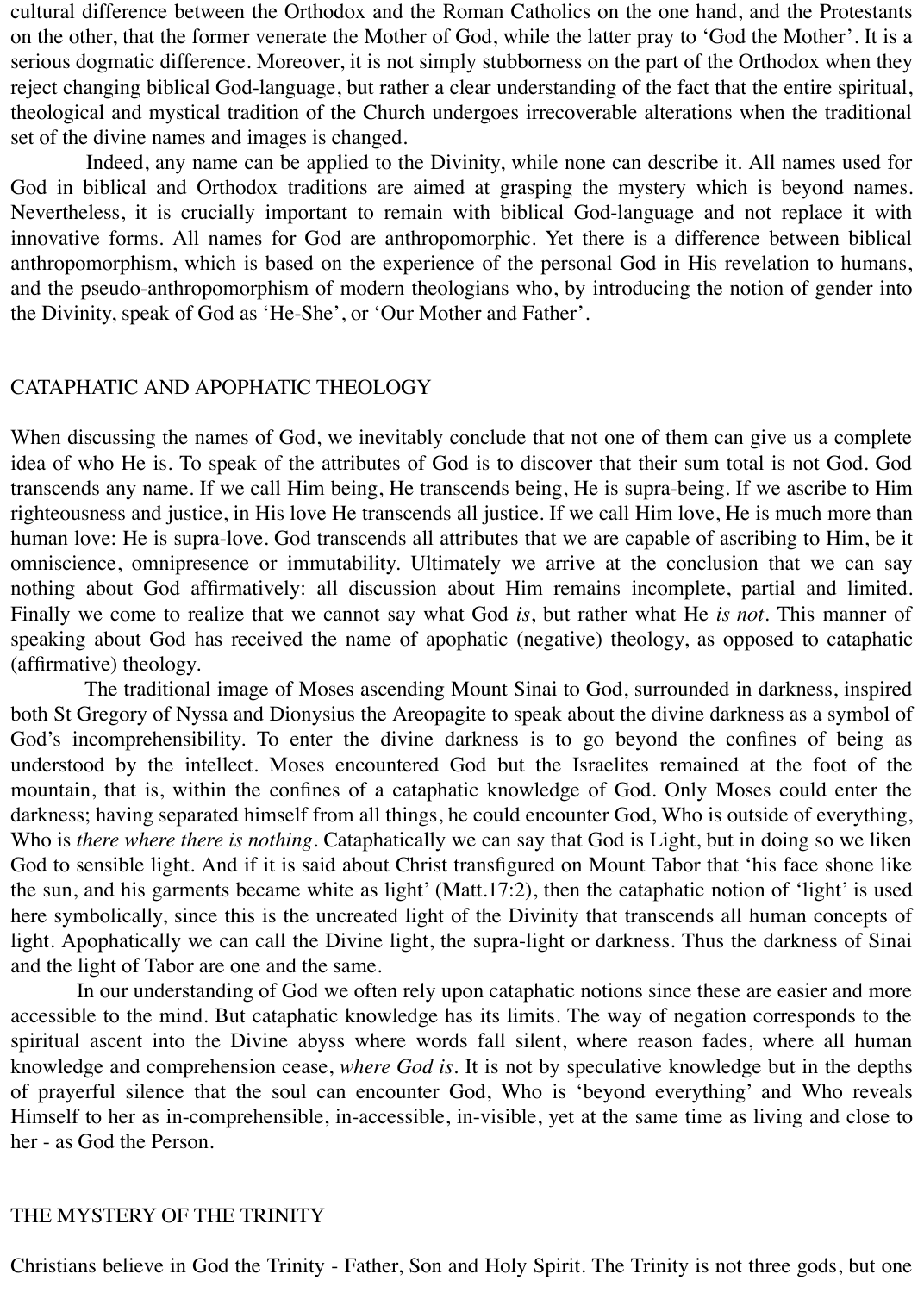cultural difference between the Orthodox and the Roman Catholics on the one hand, and the Protestants on the other, that the former venerate the Mother of God, while the latter pray to 'God the Mother'. It is a serious dogmatic difference. Moreover, it is not simply stubbornness on the part of the Orthodox when they reject changing biblical God-language, but rather a clear understanding of the fact that the entire spiritual, theological and mystical tradition of the Church undergoes irrecoverable alterations when the traditional set of the divine names and images is changed.

Indeed, any name can be applied to the Divinity, while none can describe it. All names used for God in biblical and Orthodox traditions are aimed at grasping the mystery which is beyond names. Nevertheless, it is crucially important to remain with biblical God-language and not replace it with innovative forms. All names for God are anthropomorphic. Yet there is a difference between biblical anthropomorphism, which is based on the experience of the personal God in His revelation to humans, and the pseudo-anthropomorphism of modern theologians who, by introducing the notion of gender into the Divinity, speak of God as 'He-She', or 'Our Mother and Father'.

## CATAPHATIC AND APOPHATIC THEOLOGY

When discussing the names of God, we inevitably conclude that not one of them can give us a complete idea of who He is. To speak of the attributes of God is to discover that their sum total is not God. God transcends any name. If we call Him being, He transcends being, He is supra-being. If we ascribe to Him righteousness and justice, in His love He transcends all justice. If we call Him love, He is much more than human love: He is supra-love. God transcends all attributes that we are capable of ascribing to Him, be it omniscience, omnipresence or immutability. Ultimately we arrive at the conclusion that we can say nothing about God affirmatively: all discussion about Him remains incomplete, partial and limited. Finally we come to realize that we cannot say what God *is*, but rather what He *is not*. This manner of speaking about God has received the name of apophatic (negative) theology, as opposed to cataphatic (affirmative) theology.

The traditional image of Moses ascending Mount Sinai to God, surrounded in darkness, inspired both St Gregory of Nyssa and Dionysius the Areopagite to speak about the divine darkness as a symbol of God's incomprehensibility. To enter the divine darkness is to go beyond the confines of being as understood by the intellect. Moses encountered God but the Israelites remained at the foot of the mountain, that is, within the confines of a cataphatic knowledge of God. Only Moses could enter the darkness; having separated himself from all things, he could encounter God, Who is outside of everything, Who is *there where there is nothing*. Cataphatically we can say that God is Light, but in doing so we liken God to sensible light. And if it is said about Christ transfigured on Mount Tabor that 'his face shone like the sun, and his garments became white as light' (Matt.17:2), then the cataphatic notion of 'light' is used here symbolically, since this is the uncreated light of the Divinity that transcends all human concepts of light. Apophatically we can call the Divine light, the supra-light or darkness. Thus the darkness of Sinai and the light of Tabor are one and the same.

In our understanding of God we often rely upon cataphatic notions since these are easier and more accessible to the mind. But cataphatic knowledge has its limits. The way of negation corresponds to the spiritual ascent into the Divine abyss where words fall silent, where reason fades, where all human knowledge and comprehension cease, *where God is*. It is not by speculative knowledge but in the depths of prayerful silence that the soul can encounter God, Who is 'beyond everything' and Who reveals Himself to her as in-comprehensible, in-accessible, in-visible, yet at the same time as living and close to her - as God the Person.

## THE MYSTERY OF THE TRINITY

Christians believe in God the Trinity - Father, Son and Holy Spirit. The Trinity is not three gods, but one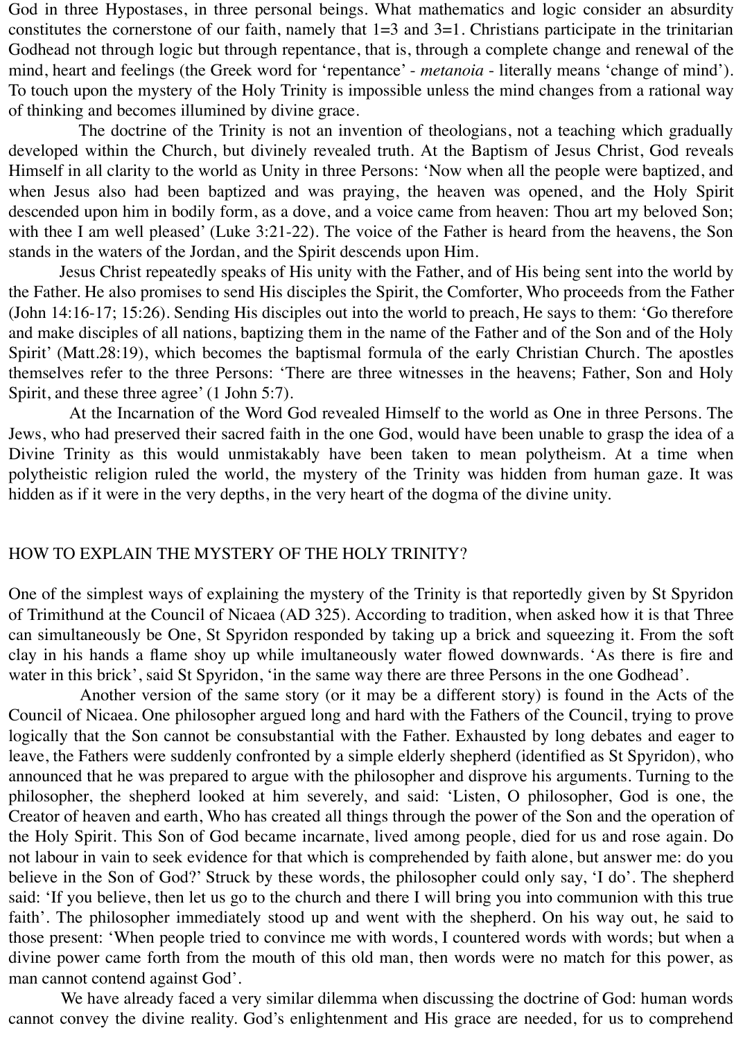God in three Hypostases, in three personal beings. What mathematics and logic consider an absurdity constitutes the cornerstone of our faith, namely that 1=3 and 3=1. Christians participate in the trinitarian Godhead not through logic but through repentance, that is, through a complete change and renewal of the mind, heart and feelings (the Greek word for 'repentance' - *metanoia* - literally means 'change of mind'). To touch upon the mystery of the Holy Trinity is impossible unless the mind changes from a rational way of thinking and becomes illumined by divine grace.

The doctrine of the Trinity is not an invention of theologians, not a teaching which gradually developed within the Church, but divinely revealed truth. At the Baptism of Jesus Christ, God reveals Himself in all clarity to the world as Unity in three Persons: 'Now when all the people were baptized, and when Jesus also had been baptized and was praying, the heaven was opened, and the Holy Spirit descended upon him in bodily form, as a dove, and a voice came from heaven: Thou art my beloved Son; with thee I am well pleased' (Luke 3:21-22). The voice of the Father is heard from the heavens, the Son stands in the waters of the Jordan, and the Spirit descends upon Him.

Jesus Christ repeatedly speaks of His unity with the Father, and of His being sent into the world by the Father. He also promises to send His disciples the Spirit, the Comforter, Who proceeds from the Father (John 14:16-17; 15:26). Sending His disciples out into the world to preach, He says to them: 'Go therefore and make disciples of all nations, baptizing them in the name of the Father and of the Son and of the Holy Spirit' (Matt.28:19), which becomes the baptismal formula of the early Christian Church. The apostles themselves refer to the three Persons: 'There are three witnesses in the heavens; Father, Son and Holy Spirit, and these three agree' (1 John 5:7).

At the Incarnation of the Word God revealed Himself to the world as One in three Persons. The Jews, who had preserved their sacred faith in the one God, would have been unable to grasp the idea of a Divine Trinity as this would unmistakably have been taken to mean polytheism. At a time when polytheistic religion ruled the world, the mystery of the Trinity was hidden from human gaze. It was hidden as if it were in the very depths, in the very heart of the dogma of the divine unity.

## HOW TO EXPLAIN THE MYSTERY OF THE HOLY TRINITY?

One of the simplest ways of explaining the mystery of the Trinity is that reportedly given by St Spyridon of Trimithund at the Council of Nicaea (AD 325). According to tradition, when asked how it is that Three can simultaneously be One, St Spyridon responded by taking up a brick and squeezing it. From the soft clay in his hands a flame shoy up while imultaneously water flowed downwards. 'As there is fire and water in this brick', said St Spyridon, 'in the same way there are three Persons in the one Godhead'.

Another version of the same story (or it may be a different story) is found in the Acts of the Council of Nicaea. One philosopher argued long and hard with the Fathers of the Council, trying to prove logically that the Son cannot be consubstantial with the Father. Exhausted by long debates and eager to leave, the Fathers were suddenly confronted by a simple elderly shepherd (identified as St Spyridon), who announced that he was prepared to argue with the philosopher and disprove his arguments. Turning to the philosopher, the shepherd looked at him severely, and said: 'Listen, O philosopher, God is one, the Creator of heaven and earth, Who has created all things through the power of the Son and the operation of the Holy Spirit. This Son of God became incarnate, lived among people, died for us and rose again. Do not labour in vain to seek evidence for that which is comprehended by faith alone, but answer me: do you believe in the Son of God?' Struck by these words, the philosopher could only say, 'I do'. The shepherd said: 'If you believe, then let us go to the church and there I will bring you into communion with this true faith'. The philosopher immediately stood up and went with the shepherd. On his way out, he said to those present: 'When people tried to convince me with words, I countered words with words; but when a divine power came forth from the mouth of this old man, then words were no match for this power, as man cannot contend against God'.

We have already faced a very similar dilemma when discussing the doctrine of God: human words cannot convey the divine reality. God's enlightenment and His grace are needed, for us to comprehend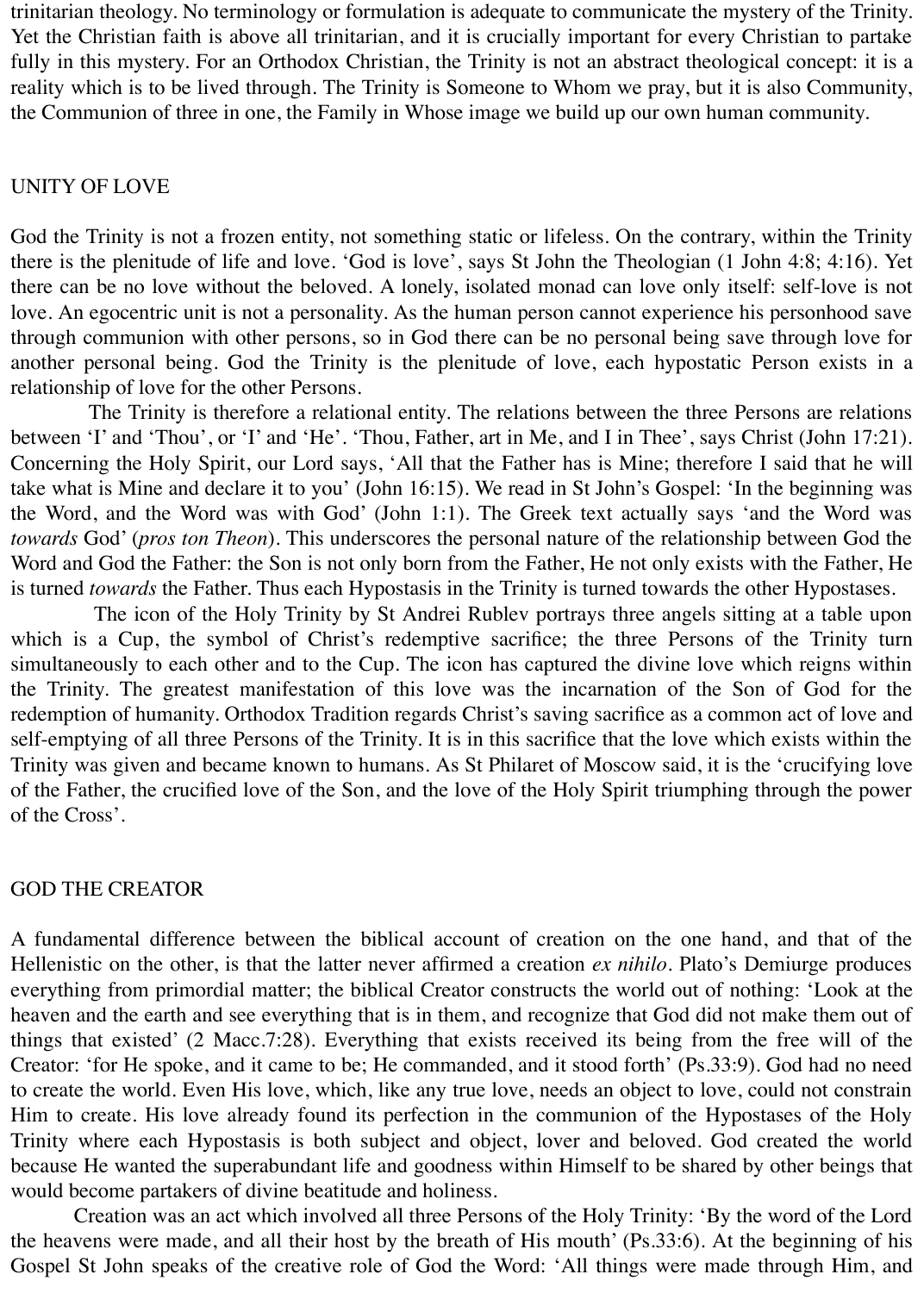trinitarian theology. No terminology or formulation is adequate to communicate the mystery of the Trinity. Yet the Christian faith is above all trinitarian, and it is crucially important for every Christian to partake fully in this mystery. For an Orthodox Christian, the Trinity is not an abstract theological concept: it is a reality which is to be lived through. The Trinity is Someone to Whom we pray, but it is also Community, the Communion of three in one, the Family in Whose image we build up our own human community.

## UNITY OF LOVE

God the Trinity is not a frozen entity, not something static or lifeless. On the contrary, within the Trinity there is the plenitude of life and love. 'God is love', says St John the Theologian (1 John 4:8; 4:16). Yet there can be no love without the beloved. A lonely, isolated monad can love only itself: self-love is not love. An egocentric unit is not a personality. As the human person cannot experience his personhood save through communion with other persons, so in God there can be no personal being save through love for another personal being. God the Trinity is the plenitude of love, each hypostatic Person exists in a relationship of love for the other Persons.

The Trinity is therefore a relational entity. The relations between the three Persons are relations between 'I' and 'Thou', or 'I' and 'He'. 'Thou, Father, art in Me, and I in Thee', says Christ (John 17:21). Concerning the Holy Spirit, our Lord says, 'All that the Father has is Mine; therefore I said that he will take what is Mine and declare it to you' (John 16:15). We read in St John's Gospel: 'In the beginning was the Word, and the Word was with God' (John 1:1). The Greek text actually says 'and the Word was *towards* God' (*pros ton Theon*). This underscores the personal nature of the relationship between God the Word and God the Father: the Son is not only born from the Father, He not only exists with the Father, He is turned *towards* the Father. Thus each Hypostasis in the Trinity is turned towards the other Hypostases.

The icon of the Holy Trinity by St Andrei Rublev portrays three angels sitting at a table upon which is a Cup, the symbol of Christ's redemptive sacrifice; the three Persons of the Trinity turn simultaneously to each other and to the Cup. The icon has captured the divine love which reigns within the Trinity. The greatest manifestation of this love was the incarnation of the Son of God for the redemption of humanity. Orthodox Tradition regards Christ's saving sacrifice as a common act of love and self-emptying of all three Persons of the Trinity. It is in this sacrifice that the love which exists within the Trinity was given and became known to humans. As St Philaret of Moscow said, it is the 'crucifying love of the Father, the crucified love of the Son, and the love of the Holy Spirit triumphing through the power of the Cross'.

## GOD THE CREATOR

A fundamental difference between the biblical account of creation on the one hand, and that of the Hellenistic on the other, is that the latter never affirmed a creation *ex nihilo*. Plato's Demiurge produces everything from primordial matter; the biblical Creator constructs the world out of nothing: 'Look at the heaven and the earth and see everything that is in them, and recognize that God did not make them out of things that existed' (2 Macc.7:28). Everything that exists received its being from the free will of the Creator: 'for He spoke, and it came to be; He commanded, and it stood forth' (Ps.33:9). God had no need to create the world. Even His love, which, like any true love, needs an object to love, could not constrain Him to create. His love already found its perfection in the communion of the Hypostases of the Holy Trinity where each Hypostasis is both subject and object, lover and beloved. God created the world because He wanted the superabundant life and goodness within Himself to be shared by other beings that would become partakers of divine beatitude and holiness.

Creation was an act which involved all three Persons of the Holy Trinity: 'By the word of the Lord the heavens were made, and all their host by the breath of His mouth' (Ps.33:6). At the beginning of his Gospel St John speaks of the creative role of God the Word: 'All things were made through Him, and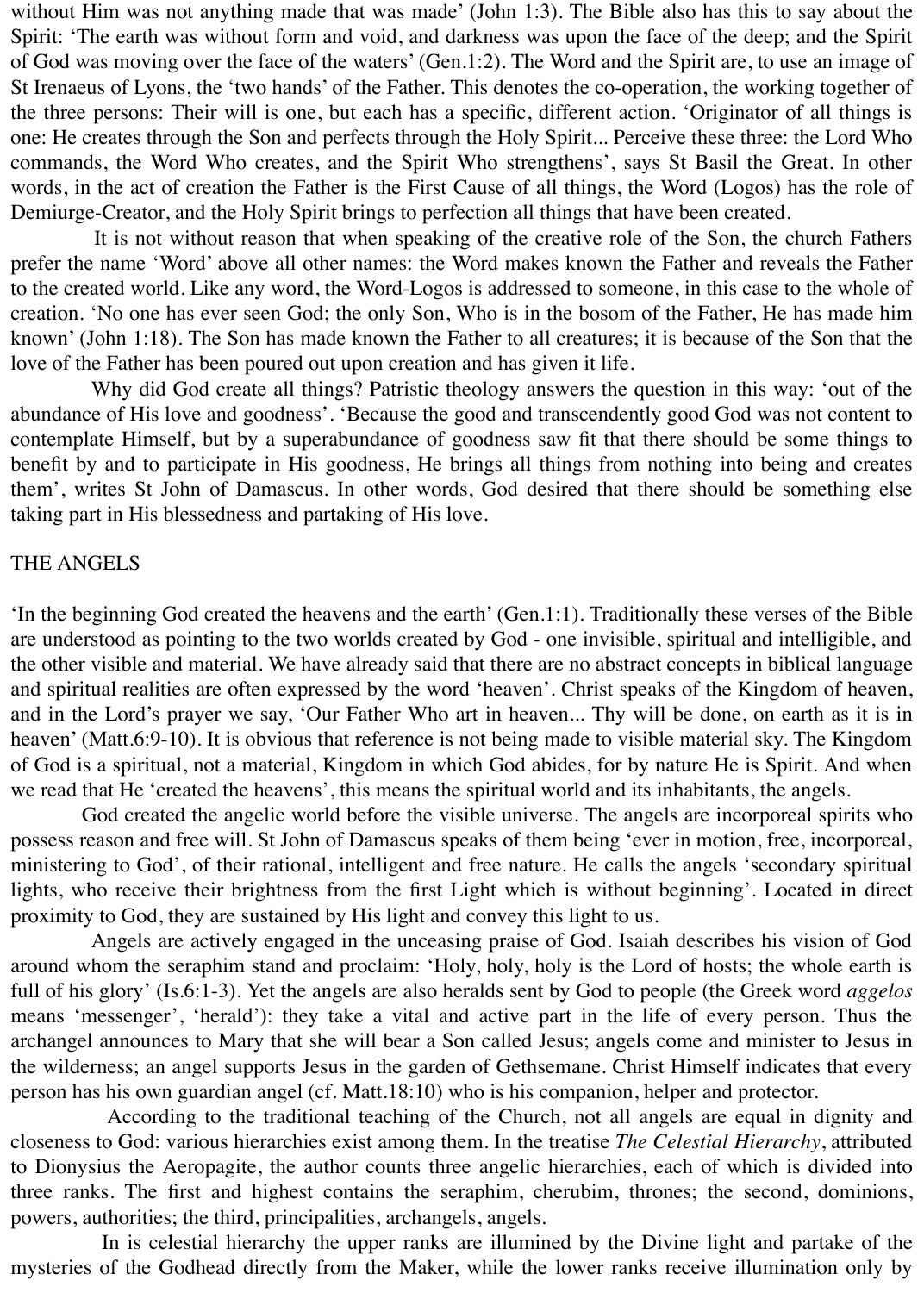without Him was not anything made that was made' (John 1:3). The Bible also has this to say about the Spirit: 'The earth was without form and void, and darkness was upon the face of the deep; and the Spirit of God was moving over the face of the waters' (Gen.1:2). The Word and the Spirit are, to use an image of St Irenaeus of Lyons, the 'two hands' of the Father. This denotes the co-operation, the working together of the three persons: Their will is one, but each has a specific, different action. 'Originator of all things is one: He creates through the Son and perfects through the Holy Spirit... Perceive these three: the Lord Who commands, the Word Who creates, and the Spirit Who strengthens', says St Basil the Great. In other words, in the act of creation the Father is the First Cause of all things, the Word (Logos) has the role of Demiurge-Creator, and the Holy Spirit brings to perfection all things that have been created.

It is not without reason that when speaking of the creative role of the Son, the church Fathers prefer the name 'Word' above all other names: the Word makes known the Father and reveals the Father to the created world. Like any word, the Word-Logos is addressed to someone, in this case to the whole of creation. 'No one has ever seen God; the only Son, Who is in the bosom of the Father, He has made him known' (John 1:18). The Son has made known the Father to all creatures; it is because of the Son that the love of the Father has been poured out upon creation and has given it life.

Why did God create all things? Patristic theology answers the question in this way: 'out of the abundance of His love and goodness'. 'Because the good and transcendently good God was not content to contemplate Himself, but by a superabundance of goodness saw fit that there should be some things to benefit by and to participate in His goodness, He brings all things from nothing into being and creates them', writes St John of Damascus. In other words, God desired that there should be something else taking part in His blessedness and partaking of His love.

## THE ANGELS

'In the beginning God created the heavens and the earth' (Gen.1:1). Traditionally these verses of the Bible are understood as pointing to the two worlds created by God - one invisible, spiritual and intelligible, and the other visible and material. We have already said that there are no abstract concepts in biblical language and spiritual realities are often expressed by the word 'heaven'. Christ speaks of the Kingdom of heaven, and in the Lord's prayer we say, 'Our Father Who art in heaven... Thy will be done, on earth as it is in heaven' (Matt.6:9-10). It is obvious that reference is not being made to visible material sky. The Kingdom of God is a spiritual, not a material, Kingdom in which God abides, for by nature He is Spirit. And when we read that He 'created the heavens', this means the spiritual world and its inhabitants, the angels.

God created the angelic world before the visible universe. The angels are incorporeal spirits who possess reason and free will. St John of Damascus speaks of them being 'ever in motion, free, incorporeal, ministering to God', of their rational, intelligent and free nature. He calls the angels 'secondary spiritual lights, who receive their brightness from the first Light which is without beginning'. Located in direct proximity to God, they are sustained by His light and convey this light to us.

Angels are actively engaged in the unceasing praise of God. Isaiah describes his vision of God around whom the seraphim stand and proclaim: 'Holy, holy, holy is the Lord of hosts; the whole earth is full of his glory' (Is.6:1-3). Yet the angels are also heralds sent by God to people (the Greek word *aggelos* means 'messenger', 'herald'): they take a vital and active part in the life of every person. Thus the archangel announces to Mary that she will bear a Son called Jesus; angels come and minister to Jesus in the wilderness; an angel supports Jesus in the garden of Gethsemane. Christ Himself indicates that every person has his own guardian angel (cf. Matt.18:10) who is his companion, helper and protector.

According to the traditional teaching of the Church, not all angels are equal in dignity and closeness to God: various hierarchies exist among them. In the treatise *The Celestial Hierarchy*, attributed to Dionysius the Aeropagite, the author counts three angelic hierarchies, each of which is divided into three ranks. The first and highest contains the seraphim, cherubim, thrones; the second, dominions, powers, authorities; the third, principalities, archangels, angels.

In is celestial hierarchy the upper ranks are illumined by the Divine light and partake of the mysteries of the Godhead directly from the Maker, while the lower ranks receive illumination only by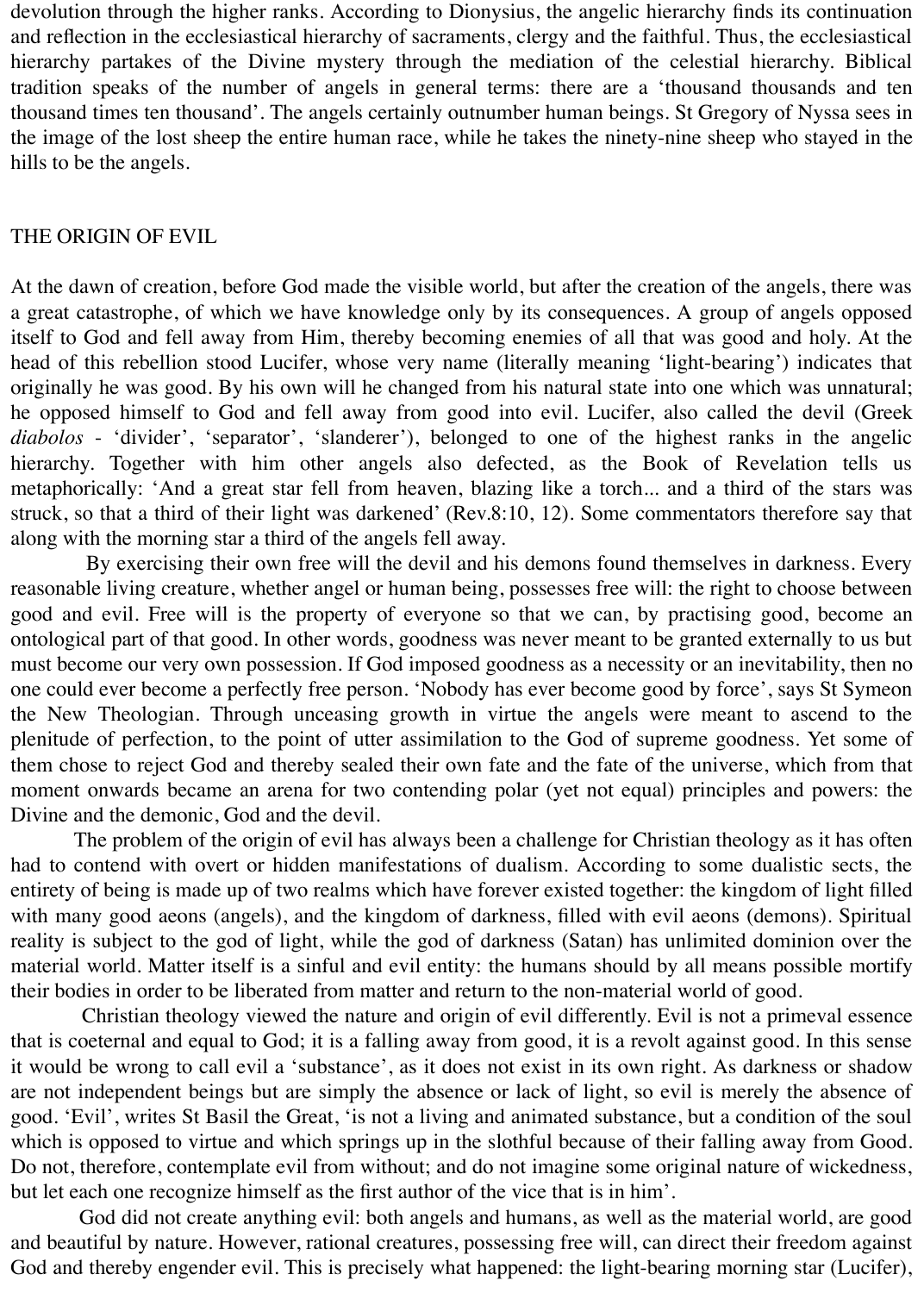devolution through the higher ranks. According to Dionysius, the angelic hierarchy finds its continuation and reflection in the ecclesiastical hierarchy of sacraments, clergy and the faithful. Thus, the ecclesiastical hierarchy partakes of the Divine mystery through the mediation of the celestial hierarchy. Biblical tradition speaks of the number of angels in general terms: there are a 'thousand thousands and ten thousand times ten thousand'. The angels certainly outnumber human beings. St Gregory of Nyssa sees in the image of the lost sheep the entire human race, while he takes the ninety-nine sheep who stayed in the hills to be the angels.

## THE ORIGIN OF EVIL

At the dawn of creation, before God made the visible world, but after the creation of the angels, there was a great catastrophe, of which we have knowledge only by its consequences. A group of angels opposed itself to God and fell away from Him, thereby becoming enemies of all that was good and holy. At the head of this rebellion stood Lucifer, whose very name (literally meaning 'light-bearing') indicates that originally he was good. By his own will he changed from his natural state into one which was unnatural; he opposed himself to God and fell away from good into evil. Lucifer, also called the devil (Greek *diabolos* - 'divider', 'separator', 'slanderer'), belonged to one of the highest ranks in the angelic hierarchy. Together with him other angels also defected, as the Book of Revelation tells us metaphorically: 'And a great star fell from heaven, blazing like a torch... and a third of the stars was struck, so that a third of their light was darkened' (Rev.8:10, 12). Some commentators therefore say that along with the morning star a third of the angels fell away.

By exercising their own free will the devil and his demons found themselves in darkness. Every reasonable living creature, whether angel or human being, possesses free will: the right to choose between good and evil. Free will is the property of everyone so that we can, by practising good, become an ontological part of that good. In other words, goodness was never meant to be granted externally to us but must become our very own possession. If God imposed goodness as a necessity or an inevitability, then no one could ever become a perfectly free person. 'Nobody has ever become good by force', says St Symeon the New Theologian. Through unceasing growth in virtue the angels were meant to ascend to the plenitude of perfection, to the point of utter assimilation to the God of supreme goodness. Yet some of them chose to reject God and thereby sealed their own fate and the fate of the universe, which from that moment onwards became an arena for two contending polar (yet not equal) principles and powers: the Divine and the demonic, God and the devil.

The problem of the origin of evil has always been a challenge for Christian theology as it has often had to contend with overt or hidden manifestations of dualism. According to some dualistic sects, the entirety of being is made up of two realms which have forever existed together: the kingdom of light filled with many good aeons (angels), and the kingdom of darkness, filled with evil aeons (demons). Spiritual reality is subject to the god of light, while the god of darkness (Satan) has unlimited dominion over the material world. Matter itself is a sinful and evil entity: the humans should by all means possible mortify their bodies in order to be liberated from matter and return to the non-material world of good.

Christian theology viewed the nature and origin of evil differently. Evil is not a primeval essence that is coeternal and equal to God; it is a falling away from good, it is a revolt against good. In this sense it would be wrong to call evil a 'substance', as it does not exist in its own right. As darkness or shadow are not independent beings but are simply the absence or lack of light, so evil is merely the absence of good. 'Evil', writes St Basil the Great, 'is not a living and animated substance, but a condition of the soul which is opposed to virtue and which springs up in the slothful because of their falling away from Good. Do not, therefore, contemplate evil from without; and do not imagine some original nature of wickedness, but let each one recognize himself as the first author of the vice that is in him'.

God did not create anything evil: both angels and humans, as well as the material world, are good and beautiful by nature. However, rational creatures, possessing free will, can direct their freedom against God and thereby engender evil. This is precisely what happened: the light-bearing morning star (Lucifer),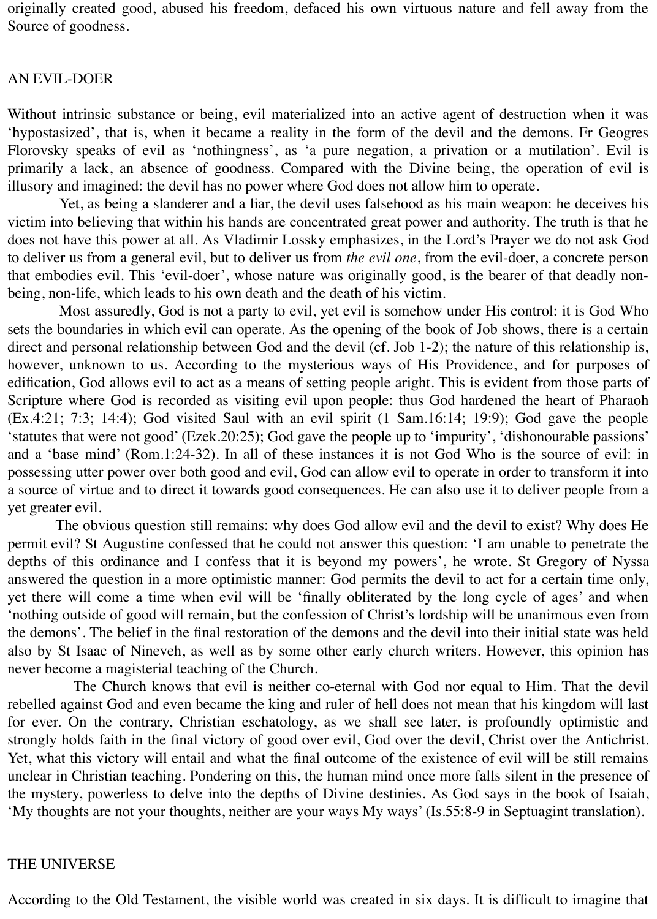originally created good, abused his freedom, defaced his own virtuous nature and fell away from the Source of goodness.

## AN EVIL-DOER

Without intrinsic substance or being, evil materialized into an active agent of destruction when it was 'hypostasized', that is, when it became a reality in the form of the devil and the demons. Fr Georges Florovsky speaks of evil as 'nothingness', as 'a pure negation, a privation or a mutilation'. Evil is primarily a lack, an absence of goodness. Compared with the Divine being, the operation of evil is illusory and imagined: the devil has no power where God does not allow him to operate.

Yet, as being a slanderer and a liar, the devil uses falsehood as his main weapon: he deceives his victim into believing that within his hands are concentrated great power and authority. The truth is that he does not have this power at all. As Vladimir Lossky emphasizes, in the Lord's Prayer we do not ask God to deliver us from a general evil, but to deliver us from *the evil one*, from the evil-doer, a concrete person that embodies evil. This 'evil-doer', whose nature was originally good, is the bearer of that deadly non-being, non-life, which leads to his own death and the death of his victim.

Most assuredly, God is not a party to evil, yet evil is somehow under His control: it is God Who sets the boundaries in which evil can operate. As the opening of the book of Job shows, there is a certain direct and personal relationship between God and the devil (cf. Job 1-2); the nature of this relationship is, however, unknown to us. According to the mysterious ways of His Providence, and for purposes of edification, God allows evil to act as a means of setting people aright. This is evident from those parts of Scripture where God is recorded as visiting evil upon people: thus God hardened the heart of Pharaoh (Ex.4:21; 7:3; 14:4); God visited Saul with an evil spirit (1 Sam.16:14; 19:9); God gave the people 'statutes that were not good' (Ezek.20:25); God gave the people up to 'impurity', 'dishonourable passions' and a 'base mind' (Rom.1:24-32). In all of these instances it is not God Who is the source of evil: in possessing utter power over both good and evil, God can allow evil to operate in order to transform it into a source of virtue and to direct it towards good consequences. He can also use it to deliver people from a yet greater evil.

The obvious question still remains: why does God allow evil and the devil to exist? Why does He permit evil? St Augustine confessed that he could not answer this question: 'I am unable to penetrate the depths of this ordinance and I confess that it is beyond my powers', he wrote. St Gregory of Nyssa answered the question in a more optimistic manner: God permits the devil to act for a certain time only, yet there will come a time when evil will be 'finally obliterated by the long cycle of ages' and when 'nothing outside of good will remain, but the confession of Christ's lordship will be unanimous even from the demons'. The belief in the final restoration of the demons and the devil into their initial state was held also by St Isaac of Nineveh, as well as by some other early church writers. However, this opinion has never become a magisterial teaching of the Church.

The Church knows that evil is neither co-eternal with God nor equal to Him. That the devil rebelled against God and even became the king and ruler of hell does not mean that his kingdom will last for ever. On the contrary, Christian eschatology, as we shall see later, is profoundly optimistic and strongly holds faith in the final victory of good over evil, God over the devil, Christ over the Antichrist. Yet, what this victory will entail and what the final outcome of the existence of evil will be still remains unclear in Christian teaching. Pondering on this, the human mind once more falls silent in the presence of the mystery, powerless to delve into the depths of Divine destinies. As God says in the book of Isaiah, 'My thoughts are not your thoughts, neither are your ways My ways' (Is.55:8-9 in Septuagint translation).

## THE UNIVERSE

According to the Old Testament, the visible world was created in six days. It is difficult to imagine that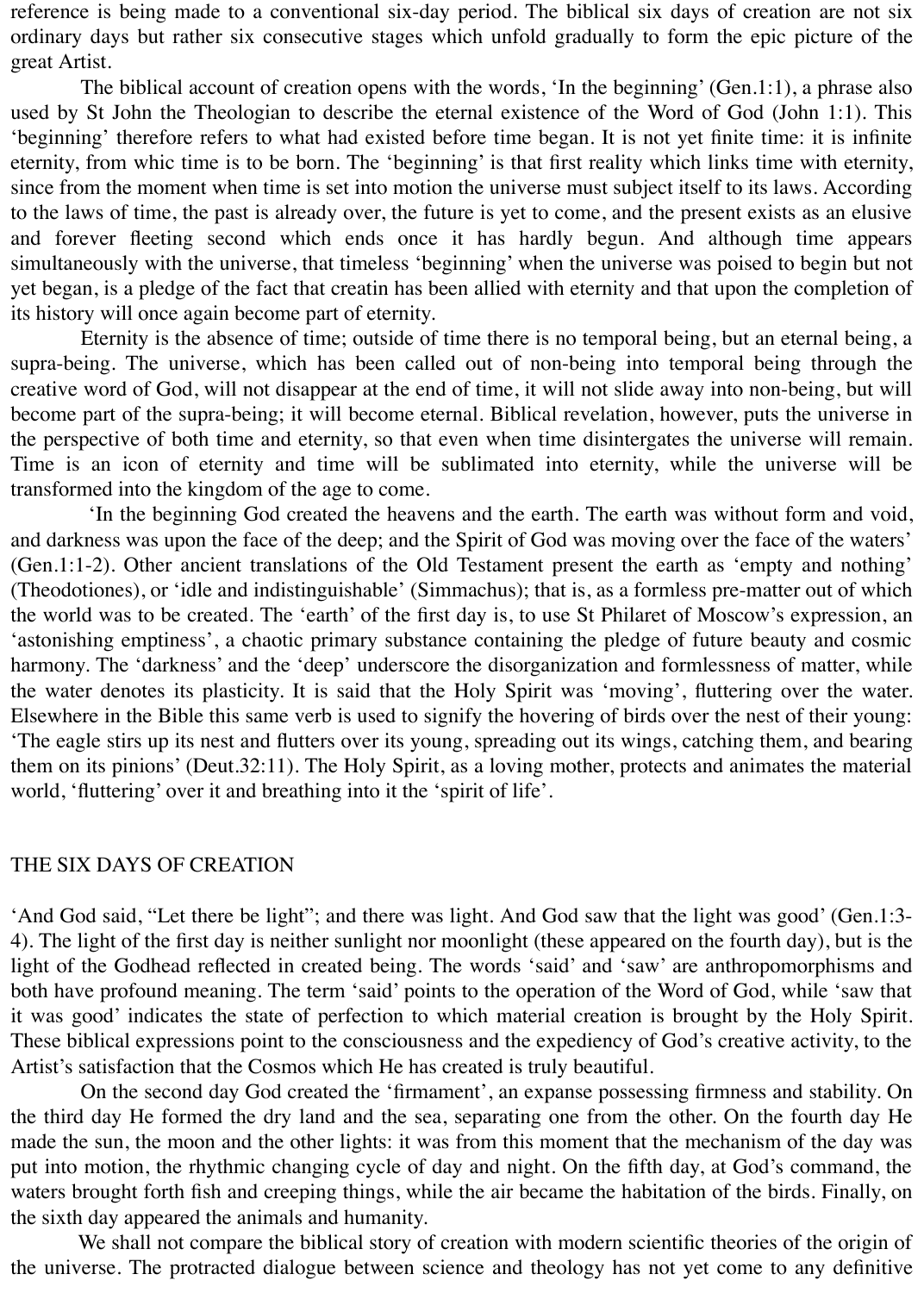reference is being made to a conventional six-day period. The biblical six days of creation are not six ordinary days but rather six consecutive stages which unfold gradually to form the epic picture of the great Artist.

The biblical account of creation opens with the words, 'In the beginning' (Gen.1:1), a phrase also used by St John the Theologian to describe the eternal existence of the Word of God (John 1:1). This 'beginning' therefore refers to what had existed before time began. It is not yet finite time: it is infinite eternity, from whic time is to be born. The 'beginning' is that first reality which links time with eternity, since from the moment when time is set into motion the universe must subject itself to its laws. According to the laws of time, the past is already over, the future is yet to come, and the present exists as an elusive and forever fleeting second which ends once it has hardly begun. And although time appears simultaneously with the universe, that timeless 'beginning' when the universe was poised to begin but not yet began, is a pledge of the fact that creatin has been allied with eternity and that upon the completion of its history will once again become part of eternity.

Eternity is the absence of time; outside of time there is no temporal being, but an eternal being, a supra-being. The universe, which has been called out of non-being into temporal being through the creative word of God, will not disappear at the end of time, it will not slide away into non-being, but will become part of the supra-being; it will become eternal. Biblical revelation, however, puts the universe in the perspective of both time and eternity, so that even when time disintergates the universe will remain. Time is an icon of eternity and time will be sublimated into eternity, while the universe will be transformed into the kingdom of the age to come.

'In the beginning God created the heavens and the earth. The earth was without form and void, and darkness was upon the face of the deep; and the Spirit of God was moving over the face of the waters' (Gen.1:1-2). Other ancient translations of the Old Testament present the earth as 'empty and nothing' (Theodotiones), or 'idle and indistinguishable' (Simmachus); that is, as a formless pre-matter out of which the world was to be created. The 'earth' of the first day is, to use St Philaret of Moscow's expression, an 'astonishing emptiness', a chaotic primary substance containing the pledge of future beauty and cosmic harmony. The 'darkness' and the 'deep' underscore the disorganization and formlessness of matter, while the water denotes its plasticity. It is said that the Holy Spirit was 'moving', fluttering over the water. Elsewhere in the Bible this same verb is used to signify the hovering of birds over the nest of their young: 'The eagle stirs up its nest and flutters over its young, spreading out its wings, catching them, and bearing them on its pinions' (Deut.32:11). The Holy Spirit, as a loving mother, protects and animates the material world, 'fluttering' over it and breathing into it the 'spirit of life'.

## THE SIX DAYS OF CREATION

'And God said, "Let there be light"; and there was light. And God saw that the light was good' (Gen.1:3-4). The light of the first day is neither sunlight nor moonlight (these appeared on the fourth day), but is the light of the Godhead reflected in created being. The words 'said' and 'saw' are anthropomorphisms and both have profound meaning. The term 'said' points to the operation of the Word of God, while 'saw that it was good' indicates the state of perfection to which material creation is brought by the Holy Spirit. These biblical expressions point to the consciousness and the expediency of God's creative activity, to the Artist's satisfaction that the Cosmos which He has created is truly beautiful.

On the second day God created the 'firmament', an expanse possessing firmness and stability. On the third day He formed the dry land and the sea, separating one from the other. On the fourth day He made the sun, the moon and the other lights: it was from this moment that the mechanism of the day was put into motion, the rhythmic changing cycle of day and night. On the fifth day, at God's command, the waters brought forth fish and creeping things, while the air became the habitation of the birds. Finally, on the sixth day appeared the animals and humanity.

We shall not compare the biblical story of creation with modern scientific theories of the origin of the universe. The protracted dialogue between science and theology has not yet come to any definitive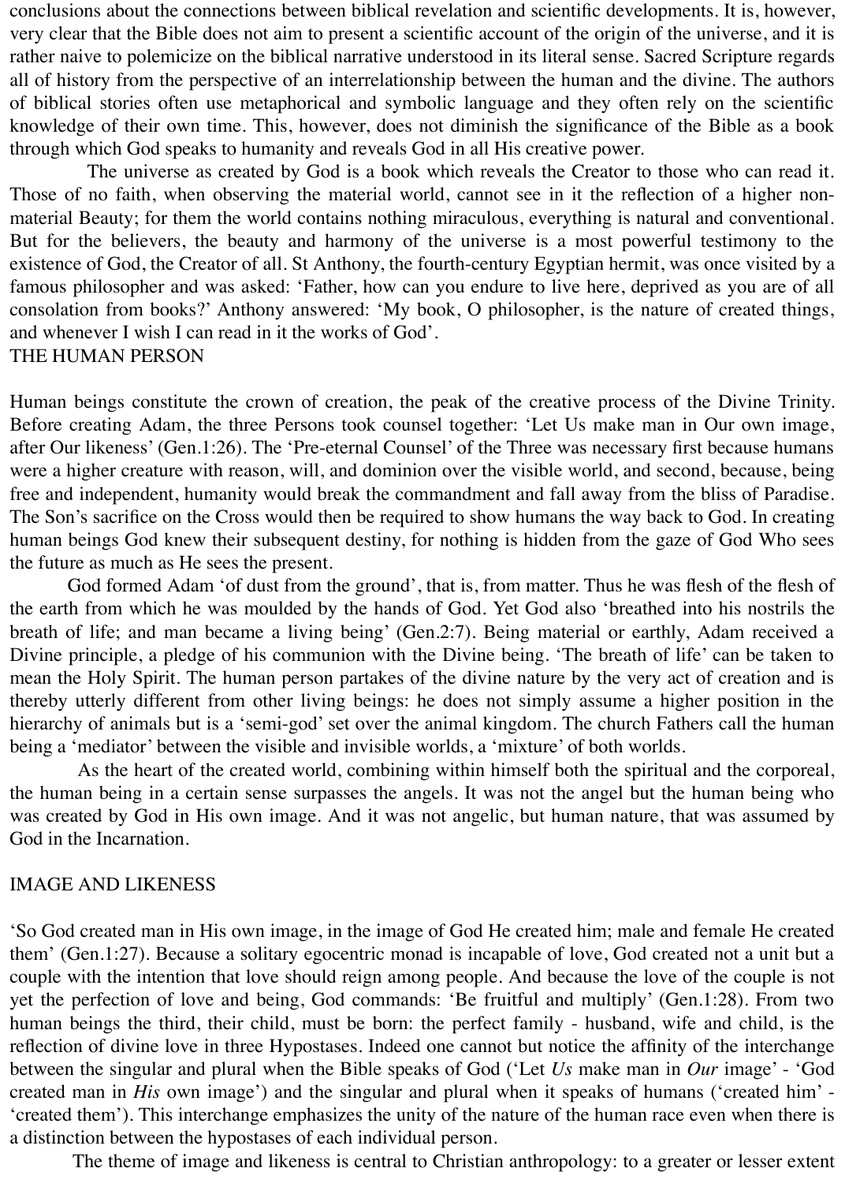conclusions about the connections between biblical revelation and scientific developments. It is, however, very clear that the Bible does not aim to present a scientific account of the origin of the universe, and it is rather naive to polemicize on the biblical narrative understood in its literal sense. Sacred Scripture regards all of history from the perspective of an interrelationship between the human and the divine. The authors of biblical stories often use metaphorical and symbolic language and they often rely on the scientific knowledge of their own time. This, however, does not diminish the significance of the Bible as a book through which God speaks to humanity and reveals God in all His creative power.

The universe as created by God is a book which reveals the Creator to those who can read it. Those of no faith, when observing the material world, cannot see in it the reflection of a higher non-material Beauty; for them the world contains nothing miraculous, everything is natural and conventional. But for the believers, the beauty and harmony of the universe is a most powerful testimony to the existence of God, the Creator of all. St Anthony, the fourth-century Egyptian hermit, was once visited by a famous philosopher and was asked: 'Father, how can you endure to live here, deprived as you are of all consolation from books?' Anthony answered: 'My book, O philosopher, is the nature of created things, and whenever I wish I can read in it the works of God'.

## THE HUMAN PERSON

Human beings constitute the crown of creation, the peak of the creative process of the Divine Trinity. Before creating Adam, the three Persons took counsel together: 'Let Us make man in Our own image, after Our likeness' (Gen.1:26). The 'Pre-eternal Counsel' of the Three was necessary first because humans were a higher creature with reason, will, and dominion over the visible world, and second, because, being free and independent, humanity would break the commandment and fall away from the bliss of Paradise. The Son's sacrifice on the Cross would then be required to show humans the way back to God. In creating human beings God knew their subsequent destiny, for nothing is hidden from the gaze of God Who sees the future as much as He sees the present.

God formed Adam 'of dust from the ground', that is, from matter. Thus he was flesh of the flesh of the earth from which he was moulded by the hands of God. Yet God also 'breathed into his nostrils the breath of life; and man became a living being' (Gen.2:7). Being material or earthly, Adam received a Divine principle, a pledge of his communion with the Divine being. 'The breath of life' can be taken to mean the Holy Spirit. The human person partakes of the divine nature by the very act of creation and is thereby utterly different from other living beings: he does not simply assume a higher position in the hierarchy of animals but is a 'semi-god' set over the animal kingdom. The church Fathers call the human being a 'mediator' between the visible and invisible worlds, a 'mixture' of both worlds.

As the heart of the created world, combining within himself both the spiritual and the corporeal, the human being in a certain sense surpasses the angels. It was not the angel but the human being who was created by God in His own image. And it was not angelic, but human nature, that was assumed by God in the Incarnation.

## IMAGE AND LIKENESS

'So God created man in His own image, in the image of God He created him; male and female He created them' (Gen.1:27). Because a solitary egocentric monad is incapable of love, God created not a unit but a couple with the intention that love should reign among people. And because the love of the couple is not yet the perfection of love and being, God commands: 'Be fruitful and multiply' (Gen.1:28). From two human beings the third, their child, must be born: the perfect family - husband, wife and child, is the reflection of divine love in three Hypostases. Indeed one cannot but notice the affinity of the interchange between the singular and plural when the Bible speaks of God ('Let *Us* make man in *Our* image' - 'God created man in *His* own image') and the singular and plural when it speaks of humans ('created him' - 'created them'). This interchange emphasizes the unity of the nature of the human race even when there is a distinction between the hypostases of each individual person.

The theme of image and likeness is central to Christian anthropology: to a greater or lesser extent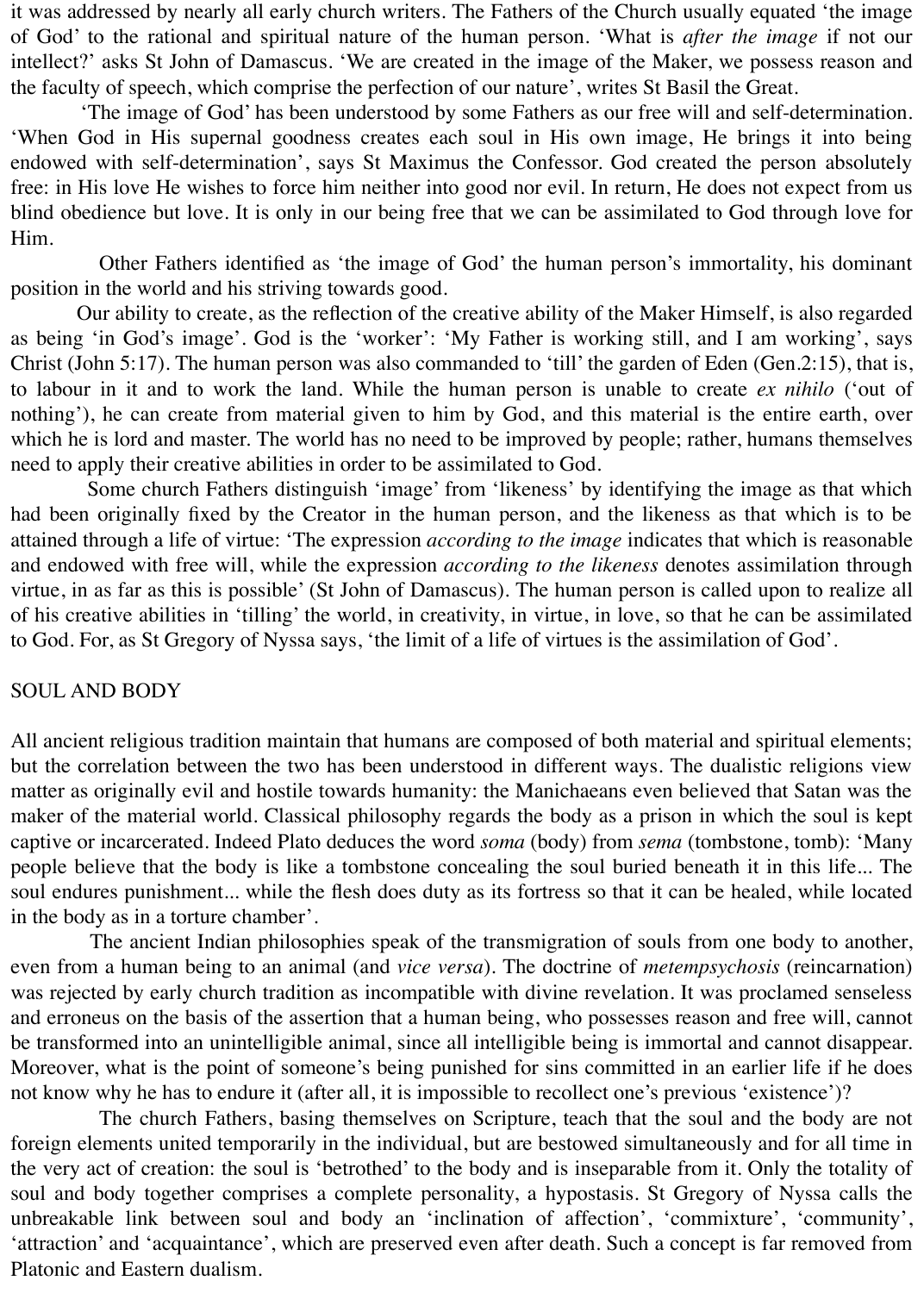it was addressed by nearly all early church writers. The Fathers of the Church usually equated 'the image of God' to the rational and spiritual nature of the human person. 'What is *after the image* if not our intellect?' asks St John of Damascus. 'We are created in the image of the Maker, we possess reason and the faculty of speech, which comprise the perfection of our nature', writes St Basil the Great.

'The image of God' has been understood by some Fathers as our free will and self-determination. 'When God in His supernal goodness creates each soul in His own image, He brings it into being endowed with self-determination', says St Maximus the Confessor. God created the person absolutely free: in His love He wishes to force him neither into good nor evil. In return, He does not expect from us blind obedience but love. It is only in our being free that we can be assimilated to God through love for Him.

Other Fathers identified as 'the image of God' the human person's immortality, his dominant position in the world and his striving towards good.

Our ability to create, as the reflection of the creative ability of the Maker Himself, is also regarded as being 'in God's image'. God is the 'worker': 'My Father is working still, and I am working', says Christ (John 5:17). The human person was also commanded to 'till' the garden of Eden (Gen.2:15), that is, to labour in it and to work the land. While the human person is unable to create *ex nihilo* ('out of nothing'), he can create from material given to him by God, and this material is the entire earth, over which he is lord and master. The world has no need to be improved by people; rather, humans themselves need to apply their creative abilities in order to be assimilated to God.

Some church Fathers distinguish 'image' from 'likeness' by identifying the image as that which had been originally fixed by the Creator in the human person, and the likeness as that which is to be attained through a life of virtue: 'The expression *according to the image* indicates that which is reasonable and endowed with free will, while the expression *according to the likeness* denotes assimilation through virtue, in as far as this is possible' (St John of Damascus). The human person is called upon to realize all of his creative abilities in 'tilling' the world, in creativity, in virtue, in love, so that he can be assimilated to God. For, as St Gregory of Nyssa says, 'the limit of a life of virtues is the assimilation of God'.

## SOUL AND BODY

All ancient religious tradition maintain that humans are composed of both material and spiritual elements; but the correlation between the two has been understood in different ways. The dualistic religions view matter as originally evil and hostile towards humanity: the Manichaeans even believed that Satan was the maker of the material world. Classical philosophy regards the body as a prison in which the soul is kept captive or incarcerated. Indeed Plato deduces the word *soma* (body) from *sema* (tombstone, tomb): 'Many people believe that the body is like a tombstone concealing the soul buried beneath it in this life... The soul endures punishment... while the flesh does duty as its fortress so that it can be healed, while located in the body as in a torture chamber'.

The ancient Indian philosophies speak of the transmigration of souls from one body to another, even from a human being to an animal (and *vice versa*). The doctrine of *metempsychosis* (reincarnation) was rejected by early church tradition as incompatible with divine revelation. It was proclamed senseless and erroneus on the basis of the assertion that a human being, who possesses reason and free will, cannot be transformed into an unintelligible animal, since all intelligible being is immortal and cannot disappear. Moreover, what is the point of someone's being punished for sins committed in an earlier life if he does not know why he has to endure it (after all, it is impossible to recollect one's previous 'existence')?

The church Fathers, basing themselves on Scripture, teach that the soul and the body are not foreign elements united temporarily in the individual, but are bestowed simultaneously and for all time in the very act of creation: the soul is 'betrothed' to the body and is inseparable from it. Only the totality of soul and body together comprises a complete personality, a hypostasis. St Gregory of Nyssa calls the unbreakable link between soul and body an 'inclination of affection', 'commixture', 'community', 'attraction' and 'acquaintance', which are preserved even after death. Such a concept is far removed from Platonic and Eastern dualism.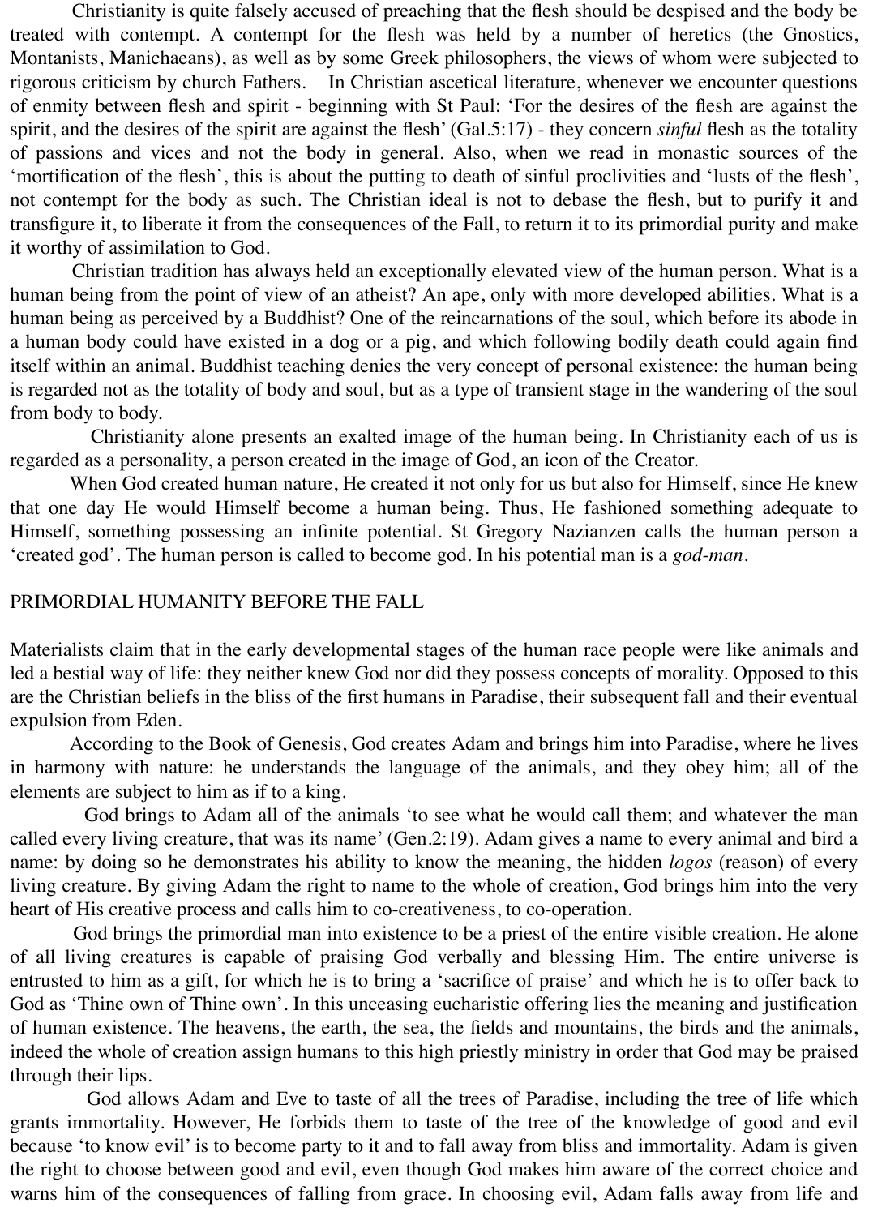Christianity is quite falsely accused of preaching that the flesh should be despised and the body be treated with contempt. A contempt for the flesh was held by a number of heretics (the Gnostics, Montanists, Manichaeans), as well as by some Greek philosophers, the views of whom were subjected to rigorous criticism by church Fathers. In Christian ascetical literature, whenever we encounter questions of enmity between flesh and spirit - beginning with St Paul: 'For the desires of the flesh are against the spirit, and the desires of the spirit are against the flesh' (Gal.5:17) - they concern *sinful* flesh as the totality of passions and vices and not the body in general. Also, when we read in monastic sources of the 'mortification of the flesh', this is about the putting to death of sinful proclivities and 'lusts of the flesh', not contempt for the body as such. The Christian ideal is not to debase the flesh, but to purify it and transfigure it, to liberate it from the consequences of the Fall, to return it to its primordial purity and make it worthy of assimilation to God.

Christian tradition has always held an exceptionally elevated view of the human person. What is a human being from the point of view of an atheist? An ape, only with more developed abilities. What is a human being as perceived by a Buddhist? One of the reincarnations of the soul, which before its abode in a human body could have existed in a dog or a pig, and which following bodily death could again find itself within an animal. Buddhist teaching denies the very concept of personal existence: the human being is regarded not as the totality of body and soul, but as a type of transient stage in the wandering of the soul from body to body.

Christianity alone presents an exalted image of the human being. In Christianity each of us is regarded as a personality, a person created in the image of God, an icon of the Creator.

When God created human nature, He created it not only for us but also for Himself, since He knew that one day He would Himself become a human being. Thus, He fashioned something adequate to Himself, something possessing an infinite potential. St Gregory Nazianzen calls the human person a 'created god'. The human person is called to become god. In his potential man is a *god-man*.

## PRIMORDIAL HUMANITY BEFORE THE FALL

Materialists claim that in the early developmental stages of the human race people were like animals and led a bestial way of life: they neither knew God nor did they possess concepts of morality. Opposed to this are the Christian beliefs in the bliss of the first humans in Paradise, their subsequent fall and their eventual expulsion from Eden.

According to the Book of Genesis, God creates Adam and brings him into Paradise, where he lives in harmony with nature: he understands the language of the animals, and they obey him; all of the elements are subject to him as if to a king.

God brings to Adam all of the animals 'to see what he would call them; and whatever the man called every living creature, that was its name' (Gen.2:19). Adam gives a name to every animal and bird a name: by doing so he demonstrates his ability to know the meaning, the hidden *logos* (reason) of every living creature. By giving Adam the right to name to the whole of creation, God brings him into the very heart of His creative process and calls him to co-creativeness, to co-operation.

God brings the primordial man into existence to be a priest of the entire visible creation. He alone of all living creatures is capable of praising God verbally and blessing Him. The entire universe is entrusted to him as a gift, for which he is to bring a 'sacrifice of praise' and which he is to offer back to God as 'Thine own of Thine own'. In this unceasing eucharistic offering lies the meaning and justification of human existence. The heavens, the earth, the sea, the fields and mountains, the birds and the animals, indeed the whole of creation assign humans to this high priestly ministry in order that God may be praised through their lips.

God allows Adam and Eve to taste of all the trees of Paradise, including the tree of life which grants immortality. However, He forbids them to taste of the tree of the knowledge of good and evil because 'to know evil' is to become party to it and to fall away from bliss and immortality. Adam is given the right to choose between good and evil, even though God makes him aware of the correct choice and warns him of the consequences of falling from grace. In choosing evil, Adam falls away from life and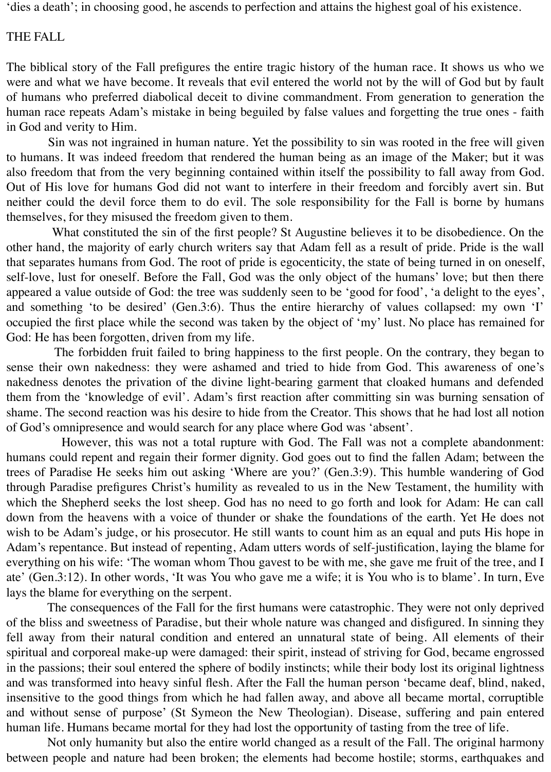'dies a death'; in choosing good, he ascends to perfection and attains the highest goal of his existence.

## THE FALL

The biblical story of the Fall prefigures the entire tragic history of the human race. It shows us who we were and what we have become. It reveals that evil entered the world not by the will of God but by fault of humans who preferred diabolical deceit to divine commandment. From generation to generation the human race repeats Adam's mistake in being beguiled by false values and forgetting the true ones - faith in God and verity to Him.

Sin was not ingrained in human nature. Yet the possibility to sin was rooted in the free will given to humans. It was indeed freedom that rendered the human being as an image of the Maker; but it was also freedom that from the very beginning contained within itself the possibility to fall away from God. Out of His love for humans God did not want to interfere in their freedom and forcibly avert sin. But neither could the devil force them to do evil. The sole responsibility for the Fall is borne by humans themselves, for they misused the freedom given to them.

What constituted the sin of the first people? St Augustine believes it to be disobedience. On the other hand, the majority of early church writers say that Adam fell as a result of pride. Pride is the wall that separates humans from God. The root of pride is egocenticity, the state of being turned in on oneself, self-love, lust for oneself. Before the Fall, God was the only object of the humans' love; but then there appeared a value outside of God: the tree was suddenly seen to be 'good for food', 'a delight to the eyes', and something 'to be desired' (Gen.3:6). Thus the entire hierarchy of values collapsed: my own 'I' occupied the first place while the second was taken by the object of 'my' lust. No place has remained for God: He has been forgotten, driven from my life.

The forbidden fruit failed to bring happiness to the first people. On the contrary, they began to sense their own nakedness: they were ashamed and tried to hide from God. This awareness of one's nakedness denotes the privation of the divine light-bearing garment that cloaked humans and defended them from the 'knowledge of evil'. Adam's first reaction after committing sin was burning sensation of shame. The second reaction was his desire to hide from the Creator. This shows that he had lost all notion of God's omnipresence and would search for any place where God was 'absent'.

However, this was not a total rupture with God. The Fall was not a complete abandonment: humans could repent and regain their former dignity. God goes out to find the fallen Adam; between the trees of Paradise He seeks him out asking 'Where are you?' (Gen.3:9). This humble wandering of God through Paradise prefigures Christ's humility as revealed to us in the New Testament, the humility with which the Shepherd seeks the lost sheep. God has no need to go forth and look for Adam: He can call down from the heavens with a voice of thunder or shake the foundations of the earth. Yet He does not wish to be Adam's judge, or his prosecutor. He still wants to count him as an equal and puts His hope in Adam's repentance. But instead of repenting, Adam utters words of self-justification, laying the blame for everything on his wife: 'The woman whom Thou gavest to be with me, she gave me fruit of the tree, and I ate' (Gen.3:12). In other words, 'It was You who gave me a wife; it is You who is to blame'. In turn, Eve lays the blame for everything on the serpent.

The consequences of the Fall for the first humans were catastrophic. They were not only deprived of the bliss and sweetness of Paradise, but their whole nature was changed and disfigured. In sinning they fell away from their natural condition and entered an unnatural state of being. All elements of their spiritual and corporeal make-up were damaged: their spirit, instead of striving for God, became engrossed in the passions; their soul entered the sphere of bodily instincts; while their body lost its original lightness and was transformed into heavy sinful flesh. After the Fall the human person 'became deaf, blind, naked, insensitive to the good things from which he had fallen away, and above all became mortal, corruptible and without sense of purpose' (St Symeon the New Theologian). Disease, suffering and pain entered human life. Humans became mortal for they had lost the opportunity of tasting from the tree of life.

Not only humanity but also the entire world changed as a result of the Fall. The original harmony between people and nature had been broken; the elements had become hostile; storms, earthquakes and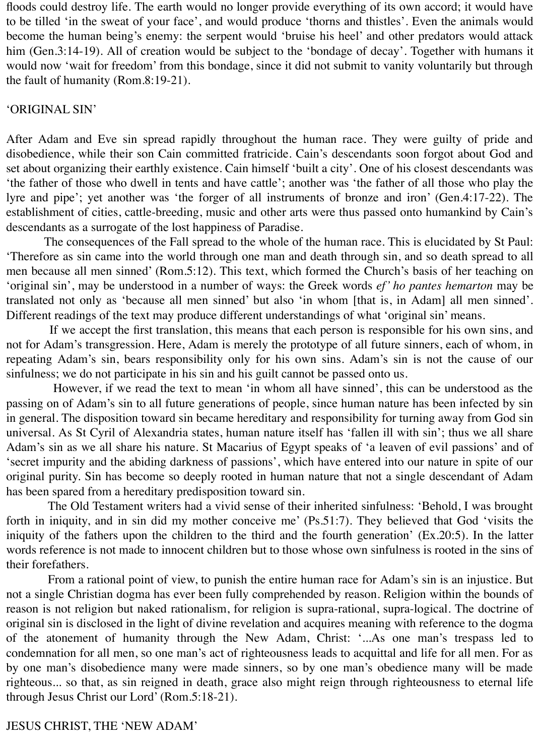floods could destroy life. The earth would no longer provide everything of its own accord; it would have to be tilled 'in the sweat of your face', and would produce 'thorns and thistles'. Even the animals would become the human being's enemy: the serpent would 'bruise his heel' and other predators would attack him (Gen.3:14-19). All of creation would be subject to the 'bondage of decay'. Together with humans it would now 'wait for freedom' from this bondage, since it did not submit to vanity voluntarily but through the fault of humanity (Rom.8:19-21).

## 'ORIGINAL SIN'

After Adam and Eve sin spread rapidly throughout the human race. They were guilty of pride and disobedience, while their son Cain committed fratricide. Cain's descendants soon forgot about God and set about organizing their earthly existence. Cain himself 'built a city'. One of his closest descendants was 'the father of those who dwell in tents and have cattle'; another was 'the father of all those who play the lyre and pipe'; yet another was 'the forger of all instruments of bronze and iron' (Gen.4:17-22). The establishment of cities, cattle-breeding, music and other arts were thus passed onto humankind by Cain's descendants as a surrogate of the lost happiness of Paradise.

The consequences of the Fall spread to the whole of the human race. This is elucidated by St Paul: 'Therefore as sin came into the world through one man and death through sin, and so death spread to all men because all men sinned' (Rom.5:12). This text, which formed the Church's basis of her teaching on 'original sin', may be understood in a number of ways: the Greek words *ef' ho pantes hemarton* may be translated not only as 'because all men sinned' but also 'in whom [that is, in Adam] all men sinned'. Different readings of the text may produce different understandings of what 'original sin' means.

If we accept the first translation, this means that each person is responsible for his own sins, and not for Adam's transgression. Here, Adam is merely the prototype of all future sinners, each of whom, in repeating Adam's sin, bears responsibility only for his own sins. Adam's sin is not the cause of our sinfulness; we do not participate in his sin and his guilt cannot be passed onto us.

However, if we read the text to mean 'in whom all have sinned', this can be understood as the passing on of Adam's sin to all future generations of people, since human nature has been infected by sin in general. The disposition toward sin became hereditary and responsibility for turning away from God sin universal. As St Cyril of Alexandria states, human nature itself has 'fallen ill with sin'; thus we all share Adam's sin as we all share his nature. St Macarius of Egypt speaks of 'a leaven of evil passions' and of 'secret impurity and the abiding darkness of passions', which have entered into our nature in spite of our original purity. Sin has become so deeply rooted in human nature that not a single descendant of Adam has been spared from a hereditary predisposition toward sin.

The Old Testament writers had a vivid sense of their inherited sinfulness: 'Behold, I was brought forth in iniquity, and in sin did my mother conceive me' (Ps.51:7). They believed that God 'visits the iniquity of the fathers upon the children to the third and the fourth generation' (Ex.20:5). In the latter words reference is not made to innocent children but to those whose own sinfulness is rooted in the sins of their forefathers.

From a rational point of view, to punish the entire human race for Adam's sin is an injustice. But not a single Christian dogma has ever been fully comprehended by reason. Religion within the bounds of reason is not religion but naked rationalism, for religion is supra-rational, supra-logical. The doctrine of original sin is disclosed in the light of divine revelation and acquires meaning with reference to the dogma of the atonement of humanity through the New Adam, Christ: '...As one man's trespass led to condemnation for all men, so one man's act of righteousness leads to acquittal and life for all men. For as by one man's disobedience many were made sinners, so by one man's obedience many will be made righteous... so that, as sin reigned in death, grace also might reign through righteousness to eternal life through Jesus Christ our Lord' (Rom.5:18-21).

## JESUS CHRIST, THE 'NEW ADAM'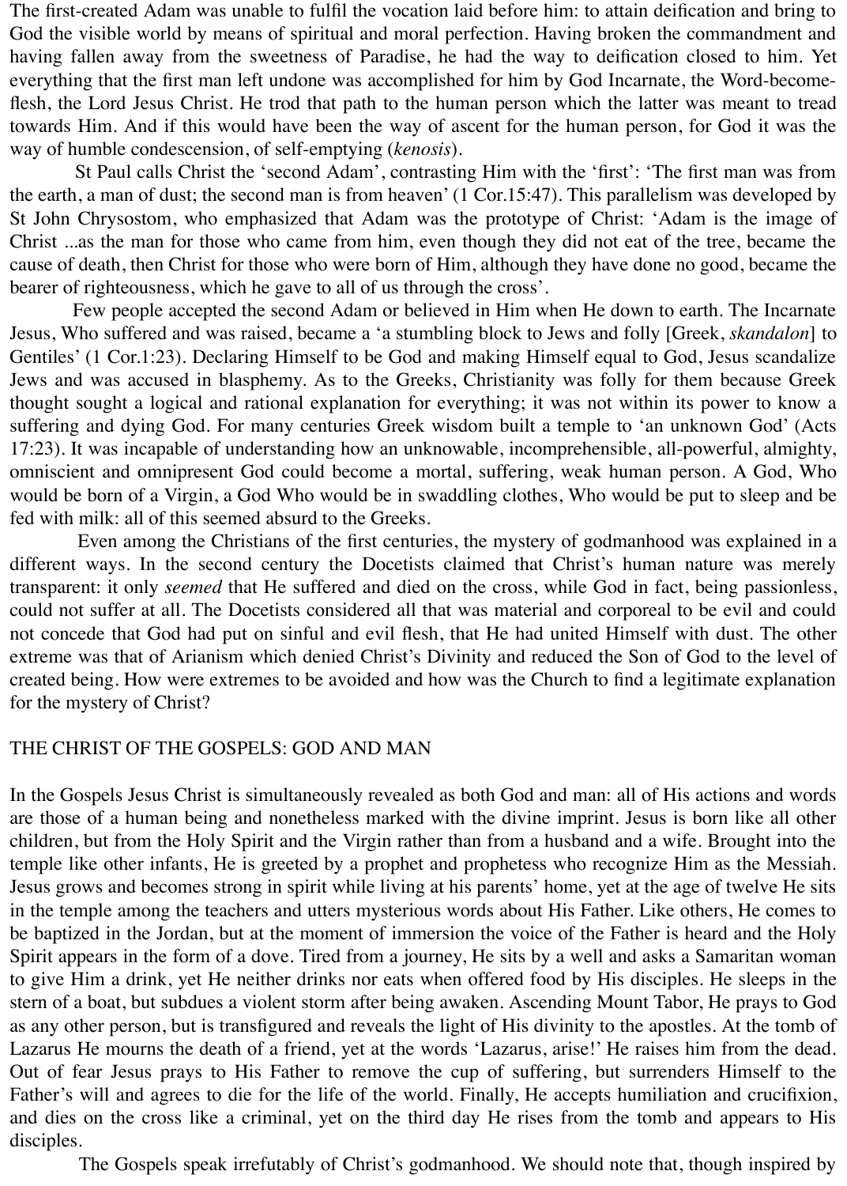The first-created Adam was unable to fulfil the vocation laid before him: to attain deification and bring to God the visible world by means of spiritual and moral perfection. Having broken the commandment and having fallen away from the sweetness of Paradise, he had the way to deification closed to him. Yet everything that the first man left undone was accomplished for him by God Incarnate, the Word-become-flesh, the Lord Jesus Christ. He trod that path to the human person which the latter was meant to tread towards Him. And if this would have been the way of ascent for the human person, for God it was the way of humble condescension, of self-emptying (*kenosis*).

St Paul calls Christ the 'second Adam', contrasting Him with the 'first': 'The first man was from the earth, a man of dust; the second man is from heaven' (1 Cor.15:47). This parallelism was developed by St John Chrysostom, who emphasized that Adam was the prototype of Christ: 'Adam is the image of Christ ...as the man for those who came from him, even though they did not eat of the tree, became the cause of death, then Christ for those who were born of Him, although they have done no good, became the bearer of righteousness, which he gave to all of us through the cross'.

Few people accepted the second Adam or believed in Him when He down to earth. The Incarnate Jesus, Who suffered and was raised, became a 'a stumbling block to Jews and folly [Greek, *skandalon*] to Gentiles' (1 Cor.1:23). Declaring Himself to be God and making Himself equal to God, Jesus scandalize Jews and was accused in blasphemy. As to the Greeks, Christianity was folly for them because Greek thought sought a logical and rational explanation for everything; it was not within its power to know a suffering and dying God. For many centuries Greek wisdom built a temple to 'an unknown God' (Acts 17:23). It was incapable of understanding how an unknowable, incomprehensible, all-powerful, almighty, omniscient and omnipresent God could become a mortal, suffering, weak human person. A God, Who would be born of a Virgin, a God Who would be in swaddling clothes, Who would be put to sleep and be fed with milk: all of this seemed absurd to the Greeks.

Even among the Christians of the first centuries, the mystery of godmanhood was explained in a different ways. In the second century the Docetists claimed that Christ's human nature was merely transparent: it only *seemed* that He suffered and died on the cross, while God in fact, being passionless, could not suffer at all. The Docetists considered all that was material and corporeal to be evil and could not concede that God had put on sinful and evil flesh, that He had united Himself with dust. The other extreme was that of Arianism which denied Christ's Divinity and reduced the Son of God to the level of created being. How were extremes to be avoided and how was the Church to find a legitimate explanation for the mystery of Christ?

## THE CHRIST OF THE GOSPELS: GOD AND MAN

In the Gospels Jesus Christ is simultaneously revealed as both God and man: all of His actions and words are those of a human being and nonetheless marked with the divine imprint. Jesus is born like all other children, but from the Holy Spirit and the Virgin rather than from a husband and a wife. Brought into the temple like other infants, He is greeted by a prophet and prophetess who recognize Him as the Messiah. Jesus grows and becomes strong in spirit while living at his parents' home, yet at the age of twelve He sits in the temple among the teachers and utters mysterious words about His Father. Like others, He comes to be baptized in the Jordan, but at the moment of immersion the voice of the Father is heard and the Holy Spirit appears in the form of a dove. Tired from a journey, He sits by a well and asks a Samaritan woman to give Him a drink, yet He neither drinks nor eats when offered food by His disciples. He sleeps in the stern of a boat, but subdues a violent storm after being awaken. Ascending Mount Tabor, He prays to God as any other person, but is transfigured and reveals the light of His divinity to the apostles. At the tomb of Lazarus He mourns the death of a friend, yet at the words 'Lazarus, arise!' He raises him from the dead. Out of fear Jesus prays to His Father to remove the cup of suffering, but surrenders Himself to the Father's will and agrees to die for the life of the world. Finally, He accepts humiliation and crucifixion, and dies on the cross like a criminal, yet on the third day He rises from the tomb and appears to His disciples.

The Gospels speak irrefutably of Christ's godmanhood. We should note that, though inspired by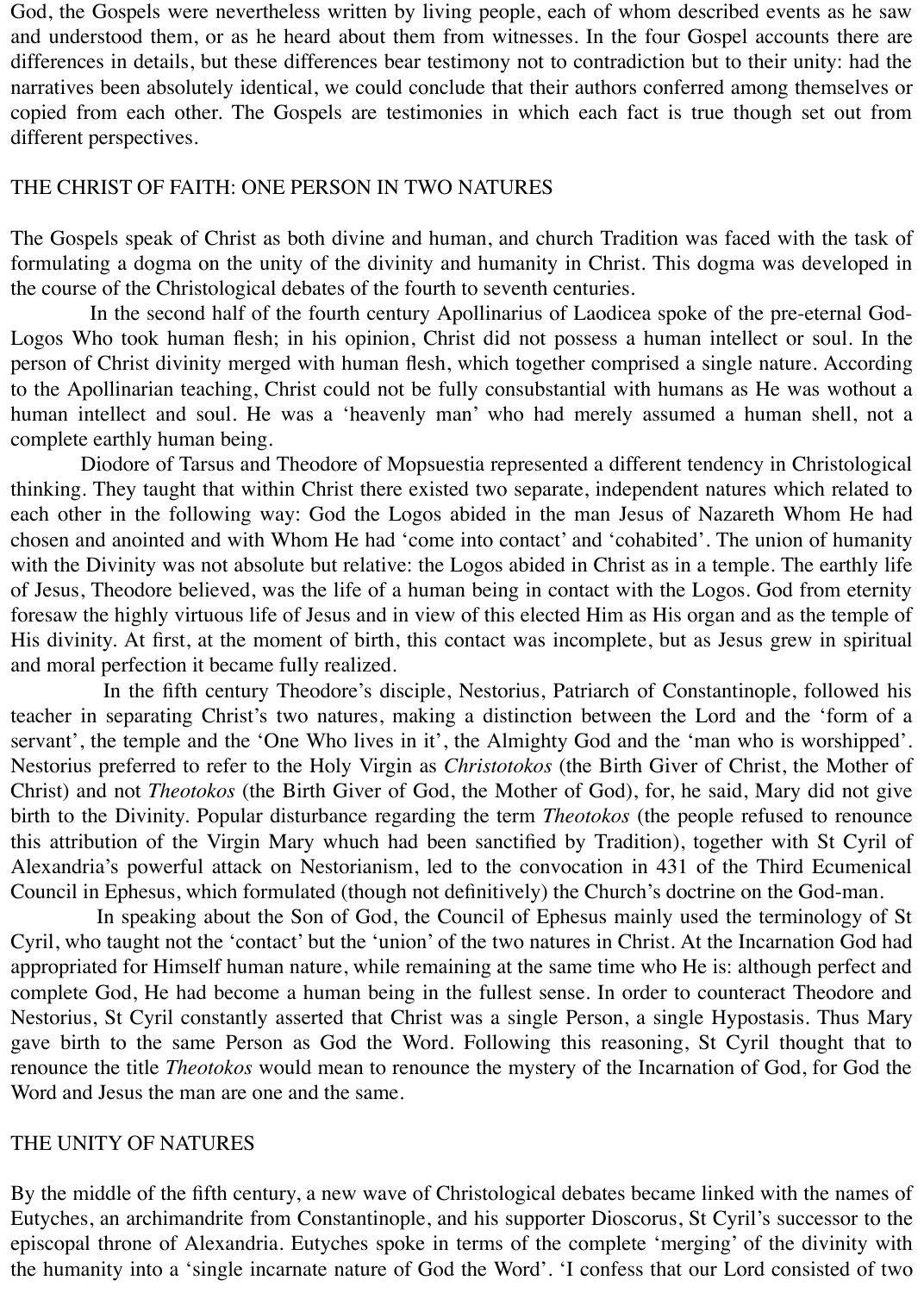God, the Gospels were nevertheless written by living people, each of whom described events as he saw and understood them, or as he heard about them from witnesses. In the four Gospel accounts there are differences in details, but these differences bear testimony not to contradiction but to their unity: had the narratives been absolutely identical, we could conclude that their authors conferred among themselves or copied from each other. The Gospels are testimonies in which each fact is true though set out from different perspectives.

## THE CHRIST OF FAITH: ONE PERSON IN TWO NATURES

The Gospels speak of Christ as both divine and human, and church Tradition was faced with the task of formulating a dogma on the unity of the divinity and humanity in Christ. This dogma was developed in the course of the Christological debates of the fourth to seventh centuries.

In the second half of the fourth century Apollinarius of Laodicea spoke of the pre-eternal God-Logos Who took human flesh; in his opinion, Christ did not possess a human intellect or soul. In the person of Christ divinity merged with human flesh, which together comprised a single nature. According to the Apollinarian teaching, Christ could not be fully consubstantial with humans as He was wothout a human intellect and soul. He was a 'heavenly man' who had merely assumed a human shell, not a complete earthly human being.

Diodore of Tarsus and Theodore of Mopsuestia represented a different tendency in Christological thinking. They taught that within Christ there existed two separate, independent natures which related to each other in the following way: God the Logos abided in the man Jesus of Nazareth Whom He had chosen and anointed and with Whom He had 'come into contact' and 'cohabited'. The union of humanity with the Divinity was not absolute but relative: the Logos abided in Christ as in a temple. The earthly life of Jesus, Theodore believed, was the life of a human being in contact with the Logos. God from eternity foresaw the highly virtuous life of Jesus and in view of this elected Him as His organ and as the temple of His divinity. At first, at the moment of birth, this contact was incomplete, but as Jesus grew in spiritual and moral perfection it became fully realized.

In the fifth century Theodore's disciple, Nestorius, Patriarch of Constantinople, followed his teacher in separating Christ's two natures, making a distinction between the Lord and the 'form of a servant', the temple and the 'One Who lives in it', the Almighty God and the 'man who is worshipped'. Nestorius preferred to refer to the Holy Virgin as *Christotokos* (the Birth Giver of Christ, the Mother of Christ) and not *Theotokos* (the Birth Giver of God, the Mother of God), for, he said, Mary did not give birth to the Divinity. Popular disturbance regarding the term *Theotokos* (the people refused to renounce this attribution of the Virgin Mary whuch had been sanctified by Tradition), together with St Cyril of Alexandria's powerful attack on Nestorianism, led to the convocation in 431 of the Third Ecumenical Council in Ephesus, which formulated (though not definitively) the Church's doctrine on the God-man.

In speaking about the Son of God, the Council of Ephesus mainly used the terminology of St Cyril, who taught not the 'contact' but the 'union' of the two natures in Christ. At the Incarnation God had appropriated for Himself human nature, while remaining at the same time who He is: although perfect and complete God, He had become a human being in the fullest sense. In order to counteract Theodore and Nestorius, St Cyril constantly asserted that Christ was a single Person, a single Hypostasis. Thus Mary gave birth to the same Person as God the Word. Following this reasoning, St Cyril thought that to renounce the title *Theotokos* would mean to renounce the mystery of the Incarnation of God, for God the Word and Jesus the man are one and the same.

## THE UNITY OF NATURES

By the middle of the fifth century, a new wave of Christological debates became linked with the names of Eutyches, an archimandrite from Constantinople, and his supporter Dioscorus, St Cyril's successor to the episcopal throne of Alexandria. Eutyches spoke in terms of the complete 'merging' of the divinity with the humanity into a 'single incarnate nature of God the Word'. 'I confess that our Lord consisted of two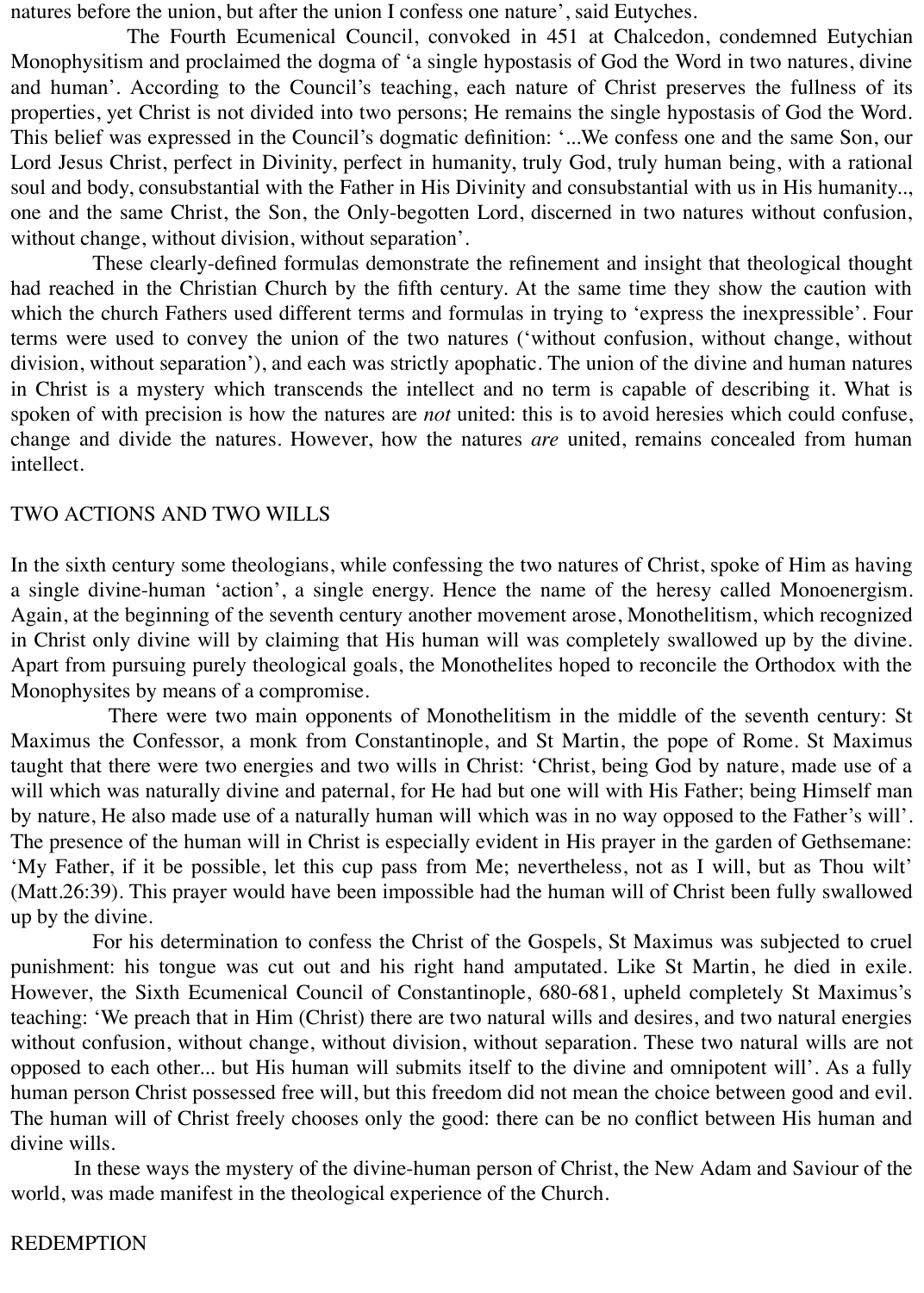natures before the union, but after the union I confess one nature', said Eutyches.

The Fourth Ecumenical Council, convoked in 451 at Chalcedon, condemned Eutychian Monophysitism and proclaimed the dogma of 'a single hypostasis of God the Word in two natures, divine and human'. According to the Council's teaching, each nature of Christ preserves the fullness of its properties, yet Christ is not divided into two persons; He remains the single hypostasis of God the Word. This belief was expressed in the Council's dogmatic definition: '...We confess one and the same Son, our Lord Jesus Christ, perfect in Divinity, perfect in humanity, truly God, truly human being, with a rational soul and body, consubstantial with the Father in His Divinity and consubstantial with us in His humanity.., one and the same Christ, the Son, the Only-begotten Lord, discerned in two natures without confusion, without change, without division, without separation'.

These clearly-defined formulas demonstrate the refinement and insight that theological thought had reached in the Christian Church by the fifth century. At the same time they show the caution with which the church Fathers used different terms and formulas in trying to 'express the inexpressible'. Four terms were used to convey the union of the two natures ('without confusion, without change, without division, without separation'), and each was strictly apophatic. The union of the divine and human natures in Christ is a mystery which transcends the intellect and no term is capable of describing it. What is spoken of with precision is how the natures are *not* united: this is to avoid heresies which could confuse, change and divide the natures. However, how the natures *are* united, remains concealed from human intellect.

## TWO ACTIONS AND TWO WILLS

In the sixth century some theologians, while confessing the two natures of Christ, spoke of Him as having a single divine-human 'action', a single energy. Hence the name of the heresy called Monoenergism. Again, at the beginning of the seventh century another movement arose, Monothelitism, which recognized in Christ only divine will by claiming that His human will was completely swallowed up by the divine. Apart from pursuing purely theological goals, the Monothelites hoped to reconcile the Orthodox with the Monophysites by means of a compromise.

There were two main opponents of Monothelitism in the middle of the seventh century: St Maximus the Confessor, a monk from Constantinople, and St Martin, the pope of Rome. St Maximus taught that there were two energies and two wills in Christ: 'Christ, being God by nature, made use of a will which was naturally divine and paternal, for He had but one will with His Father; being Himself man by nature, He also made use of a naturally human will which was in no way opposed to the Father's will'. The presence of the human will in Christ is especially evident in His prayer in the garden of Gethsemane: 'My Father, if it be possible, let this cup pass from Me; nevertheless, not as I will, but as Thou wilt' (Matt.26:39). This prayer would have been impossible had the human will of Christ been fully swallowed up by the divine.

For his determination to confess the Christ of the Gospels, St Maximus was subjected to cruel punishment: his tongue was cut out and his right hand amputated. Like St Martin, he died in exile. However, the Sixth Ecumenical Council of Constantinople, 680-681, upheld completely St Maximus's teaching: 'We preach that in Him (Christ) there are two natural wills and desires, and two natural energies without confusion, without change, without division, without separation. These two natural wills are not opposed to each other... but His human will submits itself to the divine and omnipotent will'. As a fully human person Christ possessed free will, but this freedom did not mean the choice between good and evil. The human will of Christ freely chooses only the good: there can be no conflict between His human and divine wills.

In these ways the mystery of the divine-human person of Christ, the New Adam and Saviour of the world, was made manifest in the theological experience of the Church.

## REDEMPTION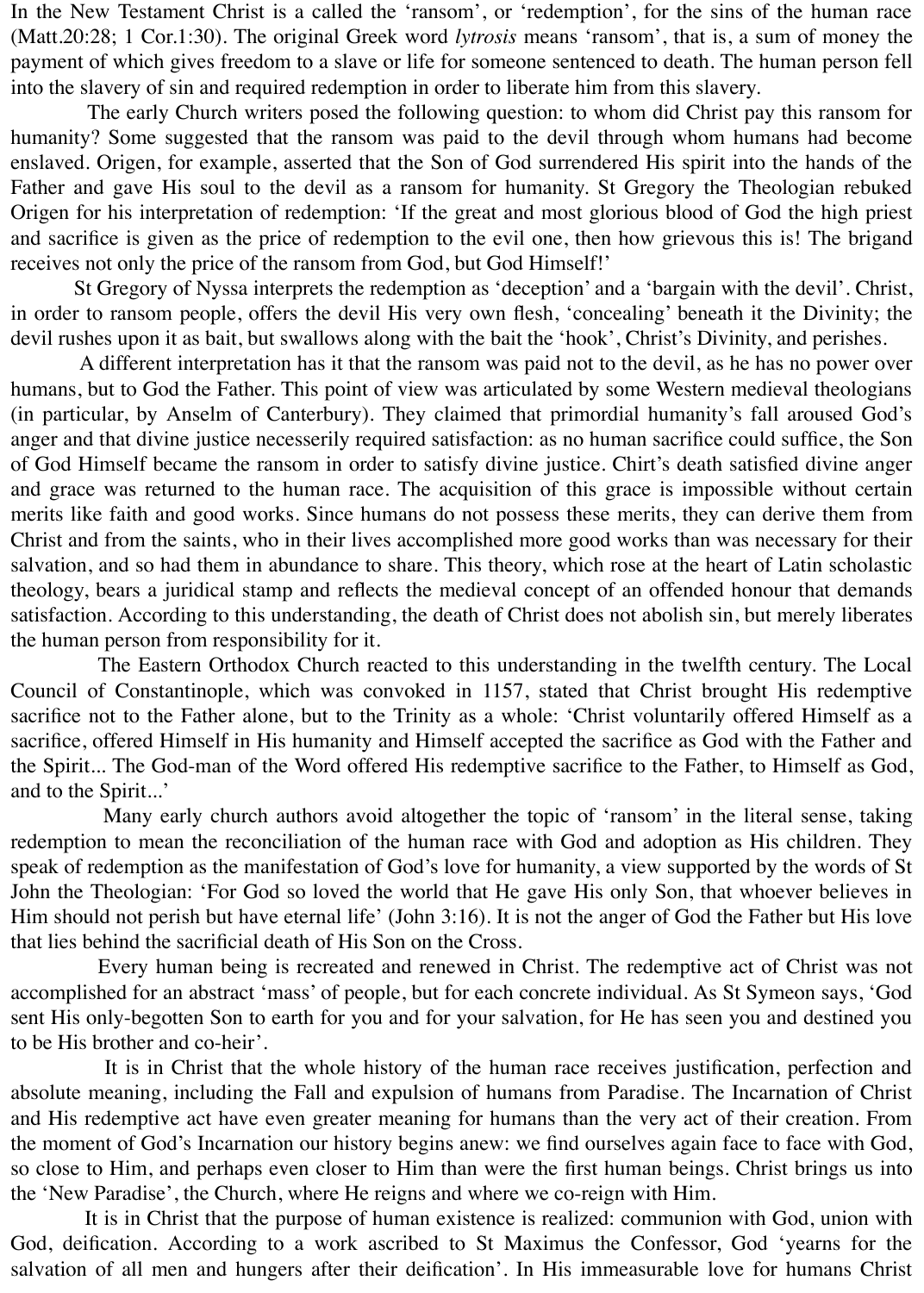In the New Testament Christ is a called the 'ransom', or 'redemption', for the sins of the human race (Matt.20:28; 1 Cor.1:30). The original Greek word *lytrosis* means 'ransom', that is, a sum of money the payment of which gives freedom to a slave or life for someone sentenced to death. The human person fell into the slavery of sin and required redemption in order to liberate him from this slavery.

The early Church writers posed the following question: to whom did Christ pay this ransom for humanity? Some suggested that the ransom was paid to the devil through whom humans had become enslaved. Origen, for example, asserted that the Son of God surrendered His spirit into the hands of the Father and gave His soul to the devil as a ransom for humanity. St Gregory the Theologian rebuked Origen for his interpretation of redemption: 'If the great and most glorious blood of God the high priest and sacrifice is given as the price of redemption to the evil one, then how grievous this is! The brigand receives not only the price of the ransom from God, but God Himself!'

St Gregory of Nyssa interprets the redemption as 'deception' and a 'bargain with the devil'. Christ, in order to ransom people, offers the devil His very own flesh, 'concealing' beneath it the Divinity; the devil rushes upon it as bait, but swallows along with the bait the 'hook', Christ's Divinity, and perishes.

A different interpretation has it that the ransom was paid not to the devil, as he has no power over humans, but to God the Father. This point of view was articulated by some Western medieval theologians (in particular, by Anselm of Canterbury). They claimed that primordial humanity's fall aroused God's anger and that divine justice necesserily required satisfaction: as no human sacrifice could suffice, the Son of God Himself became the ransom in order to satisfy divine justice. Chirt's death satisfied divine anger and grace was returned to the human race. The acquisition of this grace is impossible without certain merits like faith and good works. Since humans do not possess these merits, they can derive them from Christ and from the saints, who in their lives accomplished more good works than was necessary for their salvation, and so had them in abundance to share. This theory, which rose at the heart of Latin scholastic theology, bears a juridical stamp and reflects the medieval concept of an offended honour that demands satisfaction. According to this understanding, the death of Christ does not abolish sin, but merely liberates the human person from responsibility for it.

The Eastern Orthodox Church reacted to this understanding in the twelfth century. The Local Council of Constantinople, which was convoked in 1157, stated that Christ brought His redemptive sacrifice not to the Father alone, but to the Trinity as a whole: 'Christ voluntarily offered Himself as a sacrifice, offered Himself in His humanity and Himself accepted the sacrifice as God with the Father and the Spirit... The God-man of the Word offered His redemptive sacrifice to the Father, to Himself as God, and to the Spirit...'

Many early church authors avoid altogether the topic of 'ransom' in the literal sense, taking redemption to mean the reconciliation of the human race with God and adoption as His children. They speak of redemption as the manifestation of God's love for humanity, a view supported by the words of St John the Theologian: 'For God so loved the world that He gave His only Son, that whoever believes in Him should not perish but have eternal life' (John 3:16). It is not the anger of God the Father but His love that lies behind the sacrificial death of His Son on the Cross.

Every human being is recreated and renewed in Christ. The redemptive act of Christ was not accomplished for an abstract 'mass' of people, but for each concrete individual. As St Symeon says, 'God sent His only-begotten Son to earth for you and for your salvation, for He has seen you and destined you to be His brother and co-heir'.

It is in Christ that the whole history of the human race receives justification, perfection and absolute meaning, including the Fall and expulsion of humans from Paradise. The Incarnation of Christ and His redemptive act have even greater meaning for humans than the very act of their creation. From the moment of God's Incarnation our history begins anew: we find ourselves again face to face with God, so close to Him, and perhaps even closer to Him than were the first human beings. Christ brings us into the 'New Paradise', the Church, where He reigns and where we co-reign with Him.

It is in Christ that the purpose of human existence is realized: communion with God, union with God, deification. According to a work ascribed to St Maximus the Confessor, God 'yearns for the salvation of all men and hungers after their deification'. In His immeasurable love for humans Christ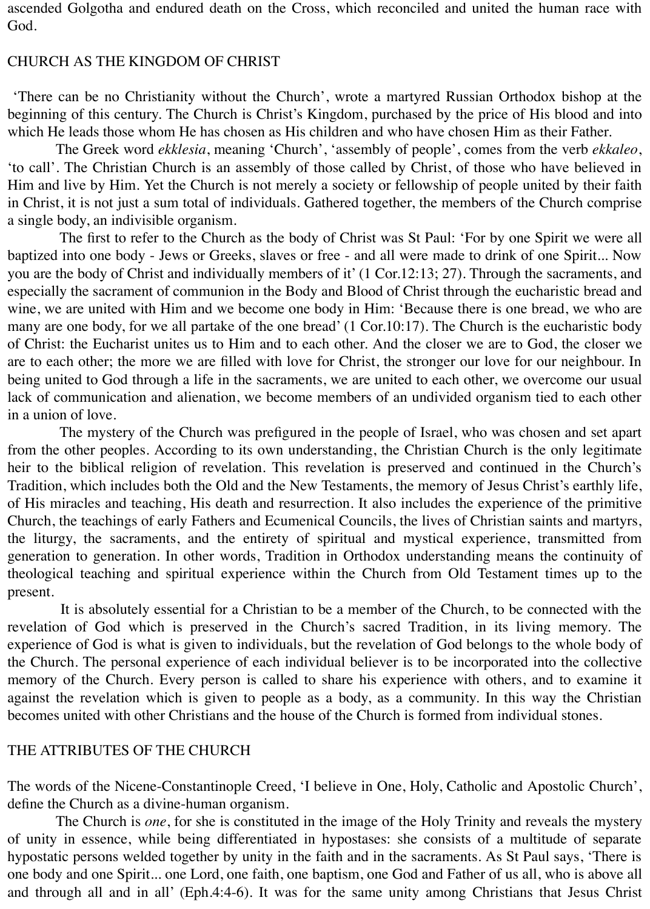ascended Golgotha and endured death on the Cross, which reconciled and united the human race with God.

## CHURCH AS THE KINGDOM OF CHRIST

'There can be no Christianity without the Church', wrote a martyred Russian Orthodox bishop at the beginning of this century. The Church is Christ's Kingdom, purchased by the price of His blood and into which He leads those whom He has chosen as His children and who have chosen Him as their Father.

The Greek word *ekklesia*, meaning 'Church', 'assembly of people', comes from the verb *ekkaleo*, 'to call'. The Christian Church is an assembly of those called by Christ, of those who have believed in Him and live by Him. Yet the Church is not merely a society or fellowship of people united by their faith in Christ, it is not just a sum total of individuals. Gathered together, the members of the Church comprise a single body, an indivisible organism.

The first to refer to the Church as the body of Christ was St Paul: 'For by one Spirit we were all baptized into one body - Jews or Greeks, slaves or free - and all were made to drink of one Spirit... Now you are the body of Christ and individually members of it' (1 Cor.12:13; 27). Through the sacraments, and especially the sacrament of communion in the Body and Blood of Christ through the eucharistic bread and wine, we are united with Him and we become one body in Him: 'Because there is one bread, we who are many are one body, for we all partake of the one bread' (1 Cor.10:17). The Church is the eucharistic body of Christ: the Eucharist unites us to Him and to each other. And the closer we are to God, the closer we are to each other; the more we are filled with love for Christ, the stronger our love for our neighbour. In being united to God through a life in the sacraments, we are united to each other, we overcome our usual lack of communication and alienation, we become members of an undivided organism tied to each other in a union of love.

The mystery of the Church was prefigured in the people of Israel, who was chosen and set apart from the other peoples. According to its own understanding, the Christian Church is the only legitimate heir to the biblical religion of revelation. This revelation is preserved and continued in the Church's Tradition, which includes both the Old and the New Testaments, the memory of Jesus Christ's earthly life, of His miracles and teaching, His death and resurrection. It also includes the experience of the primitive Church, the teachings of early Fathers and Ecumenical Councils, the lives of Christian saints and martyrs, the liturgy, the sacraments, and the entirety of spiritual and mystical experience, transmitted from generation to generation. In other words, Tradition in Orthodox understanding means the continuity of theological teaching and spiritual experience within the Church from Old Testament times up to the present.

It is absolutely essential for a Christian to be a member of the Church, to be connected with the revelation of God which is preserved in the Church's sacred Tradition, in its living memory. The experience of God is what is given to individuals, but the revelation of God belongs to the whole body of the Church. The personal experience of each individual believer is to be incorporated into the collective memory of the Church. Every person is called to share his experience with others, and to examine it against the revelation which is given to people as a body, as a community. In this way the Christian becomes united with other Christians and the house of the Church is formed from individual stones.

## THE ATTRIBUTES OF THE CHURCH

The words of the Nicene-Constantinople Creed, 'I believe in One, Holy, Catholic and Apostolic Church', define the Church as a divine-human organism.

The Church is *one*, for she is constituted in the image of the Holy Trinity and reveals the mystery of unity in essence, while being differentiated in hypostases: she consists of a multitude of separate hypostatic persons welded together by unity in the faith and in the sacraments. As St Paul says, 'There is one body and one Spirit... one Lord, one faith, one baptism, one God and Father of us all, who is above all and through all and in all' (Eph.4:4-6). It was for the same unity among Christians that Jesus Christ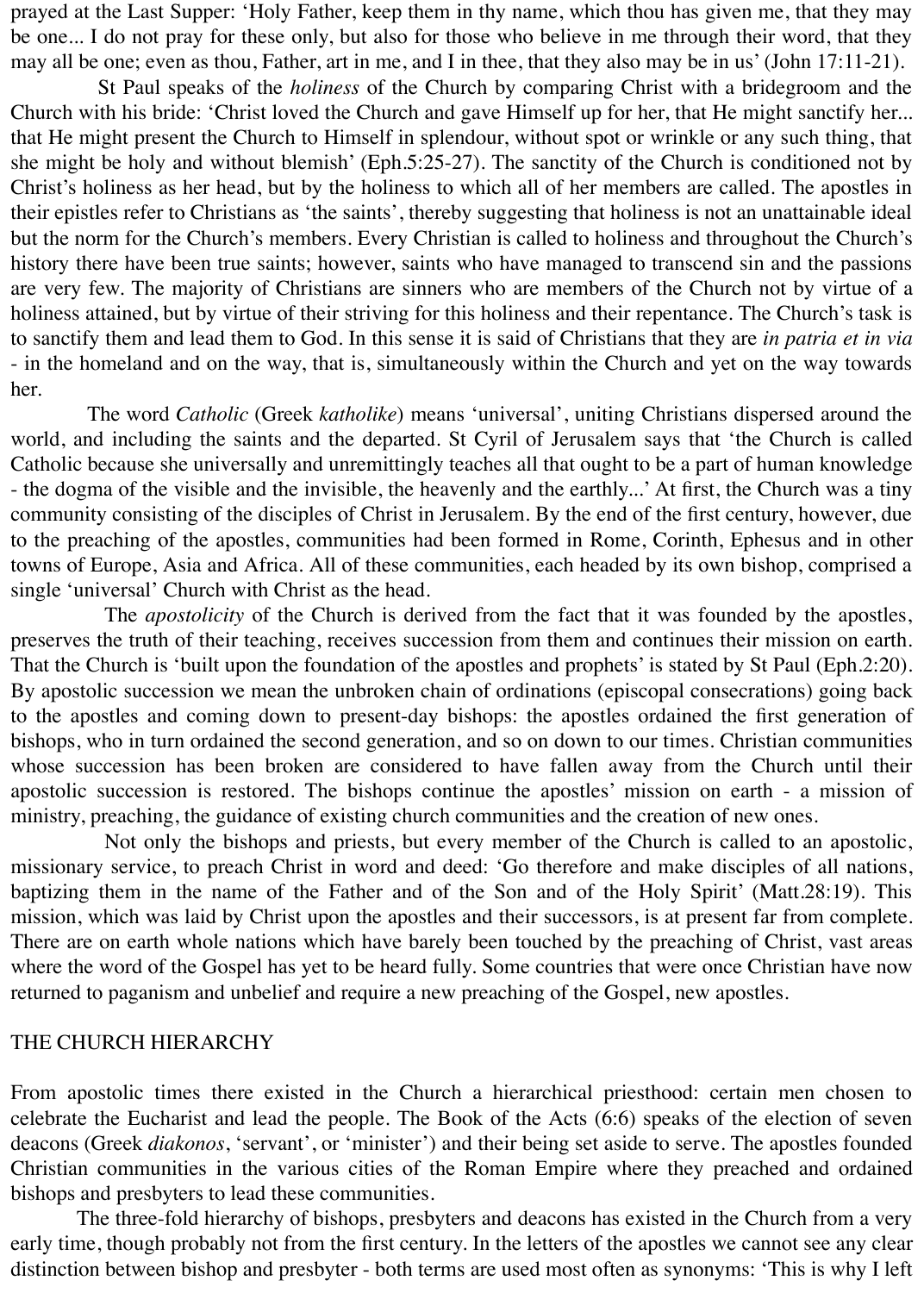prayed at the Last Supper: 'Holy Father, keep them in thy name, which thou has given me, that they may be one... I do not pray for these only, but also for those who believe in me through their word, that they may all be one; even as thou, Father, art in me, and I in thee, that they also may be in us' (John 17:11-21).

St Paul speaks of the *holiness* of the Church by comparing Christ with a bridegroom and the Church with his bride: 'Christ loved the Church and gave Himself up for her, that He might sanctify her... that He might present the Church to Himself in splendour, without spot or wrinkle or any such thing, that she might be holy and without blemish' (Eph.5:25-27). The sanctity of the Church is conditioned not by Christ's holiness as her head, but by the holiness to which all of her members are called. The apostles in their epistles refer to Christians as 'the saints', thereby suggesting that holiness is not an unattainable ideal but the norm for the Church's members. Every Christian is called to holiness and throughout the Church's history there have been true saints; however, saints who have managed to transcend sin and the passions are very few. The majority of Christians are sinners who are members of the Church not by virtue of a holiness attained, but by virtue of their striving for this holiness and their repentance. The Church's task is to sanctify them and lead them to God. In this sense it is said of Christians that they are *in patria et in via* - in the homeland and on the way, that is, simultaneously within the Church and yet on the way towards her.

The word *Catholic* (Greek *katholike*) means 'universal', uniting Christians dispersed around the world, and including the saints and the departed. St Cyril of Jerusalem says that 'the Church is called Catholic because she universally and unremittingly teaches all that ought to be a part of human knowledge - the dogma of the visible and the invisible, the heavenly and the earthly...' At first, the Church was a tiny community consisting of the disciples of Christ in Jerusalem. By the end of the first century, however, due to the preaching of the apostles, communities had been formed in Rome, Corinth, Ephesus and in other towns of Europe, Asia and Africa. All of these communities, each headed by its own bishop, comprised a single 'universal' Church with Christ as the head.

The *apostolicity* of the Church is derived from the fact that it was founded by the apostles, preserves the truth of their teaching, receives succession from them and continues their mission on earth. That the Church is 'built upon the foundation of the apostles and prophets' is stated by St Paul (Eph.2:20). By apostolic succession we mean the unbroken chain of ordinations (episcopal consecrations) going back to the apostles and coming down to present-day bishops: the apostles ordained the first generation of bishops, who in turn ordained the second generation, and so on down to our times. Christian communities whose succession has been broken are considered to have fallen away from the Church until their apostolic succession is restored. The bishops continue the apostles' mission on earth - a mission of ministry, preaching, the guidance of existing church communities and the creation of new ones.

Not only the bishops and priests, but every member of the Church is called to an apostolic, missionary service, to preach Christ in word and deed: 'Go therefore and make disciples of all nations, baptizing them in the name of the Father and of the Son and of the Holy Spirit' (Matt.28:19). This mission, which was laid by Christ upon the apostles and their successors, is at present far from complete. There are on earth whole nations which have barely been touched by the preaching of Christ, vast areas where the word of the Gospel has yet to be heard fully. Some countries that were once Christian have now returned to paganism and unbelief and require a new preaching of the Gospel, new apostles.

## THE CHURCH HIERARCHY

From apostolic times there existed in the Church a hierarchical priesthood: certain men chosen to celebrate the Eucharist and lead the people. The Book of the Acts (6:6) speaks of the election of seven deacons (Greek *diakonos*, 'servant', or 'minister') and their being set aside to serve. The apostles founded Christian communities in the various cities of the Roman Empire where they preached and ordained bishops and presbyters to lead these communities.

The three-fold hierarchy of bishops, presbyters and deacons has existed in the Church from a very early time, though probably not from the first century. In the letters of the apostles we cannot see any clear distinction between bishop and presbyter - both terms are used most often as synonyms: 'This is why I left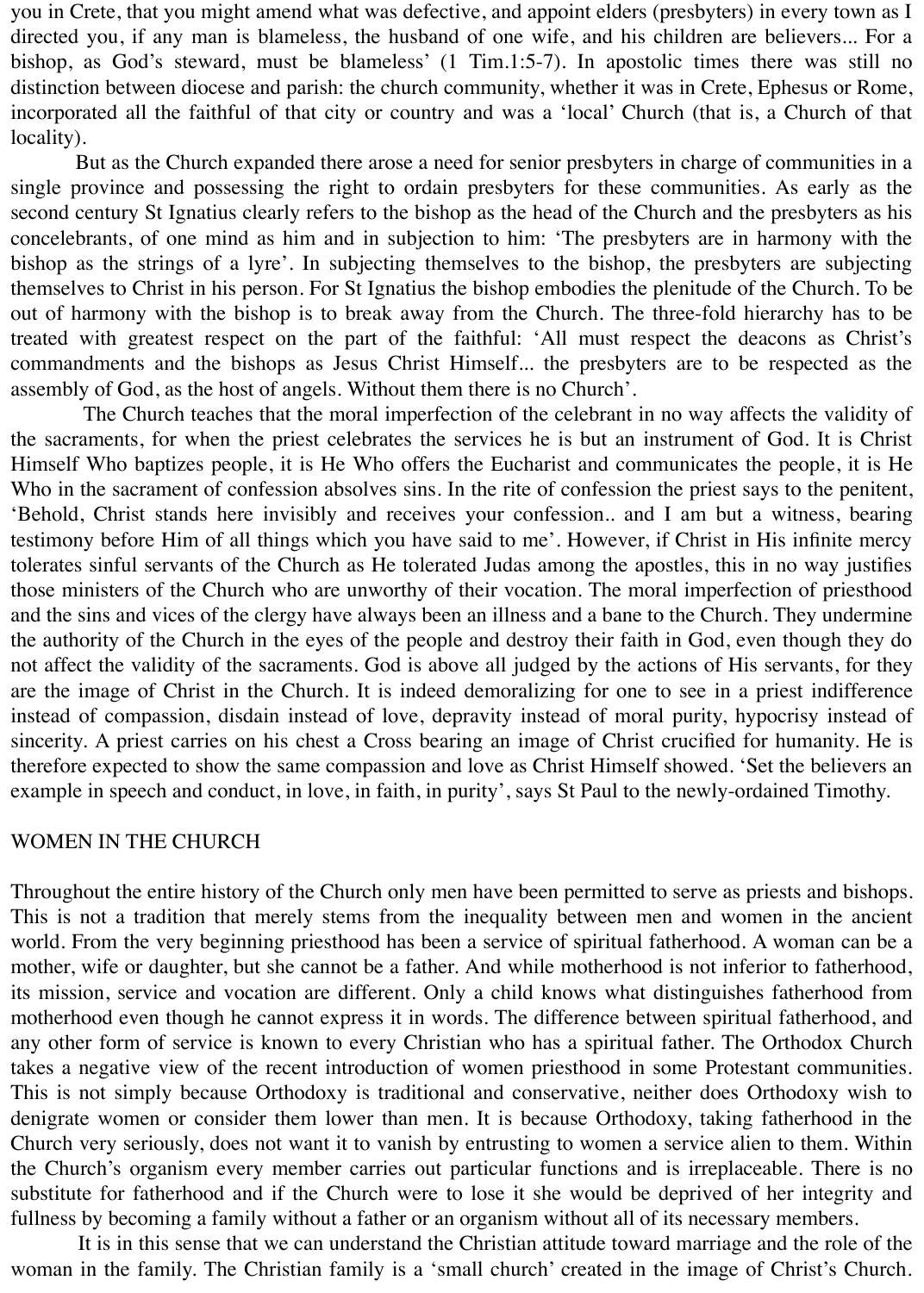you in Crete, that you might amend what was defective, and appoint elders (presbyters) in every town as I directed you, if any man is blameless, the husband of one wife, and his children are believers... For a bishop, as God's steward, must be blameless' (1 Tim.1:5-7). In apostolic times there was still no distinction between diocese and parish: the church community, whether it was in Crete, Ephesus or Rome, incorporated all the faithful of that city or country and was a 'local' Church (that is, a Church of that locality).

But as the Church expanded there arose a need for senior presbyters in charge of communities in a single province and possessing the right to ordain presbyters for these communities. As early as the second century St Ignatius clearly refers to the bishop as the head of the Church and the presbyters as his concelebrants, of one mind as him and in subjection to him: 'The presbyters are in harmony with the bishop as the strings of a lyre'. In subjecting themselves to the bishop, the presbyters are subjecting themselves to Christ in his person. For St Ignatius the bishop embodies the plenitude of the Church. To be out of harmony with the bishop is to break away from the Church. The three-fold hierarchy has to be treated with greatest respect on the part of the faithful: 'All must respect the deacons as Christ's commandments and the bishops as Jesus Christ Himself... the presbyters are to be respected as the assembly of God, as the host of angels. Without them there is no Church'.

The Church teaches that the moral imperfection of the celebrant in no way affects the validity of the sacraments, for when the priest celebrates the services he is but an instrument of God. It is Christ Himself Who baptizes people, it is He Who offers the Eucharist and communicates the people, it is He Who in the sacrament of confession absolves sins. In the rite of confession the priest says to the penitent, 'Behold, Christ stands here invisibly and receives your confession.. and I am but a witness, bearing testimony before Him of all things which you have said to me'. However, if Christ in His infinite mercy tolerates sinful servants of the Church as He tolerated Judas among the apostles, this in no way justifies those ministers of the Church who are unworthy of their vocation. The moral imperfection of priesthood and the sins and vices of the clergy have always been an illness and a bane to the Church. They undermine the authority of the Church in the eyes of the people and destroy their faith in God, even though they do not affect the validity of the sacraments. God is above all judged by the actions of His servants, for they are the image of Christ in the Church. It is indeed demoralizing for one to see in a priest indifference instead of compassion, disdain instead of love, depravity instead of moral purity, hypocrisy instead of sincerity. A priest carries on his chest a Cross bearing an image of Christ crucified for humanity. He is therefore expected to show the same compassion and love as Christ Himself showed. 'Set the believers an example in speech and conduct, in love, in faith, in purity', says St Paul to the newly-ordained Timothy.

## WOMEN IN THE CHURCH

Throughout the entire history of the Church only men have been permitted to serve as priests and bishops. This is not a tradition that merely stems from the inequality between men and women in the ancient world. From the very beginning priesthood has been a service of spiritual fatherhood. A woman can be a mother, wife or daughter, but she cannot be a father. And while motherhood is not inferior to fatherhood, its mission, service and vocation are different. Only a child knows what distinguishes fatherhood from motherhood even though he cannot express it in words. The difference between spiritual fatherhood, and any other form of service is known to every Christian who has a spiritual father. The Orthodox Church takes a negative view of the recent introduction of women priesthood in some Protestant communities. This is not simply because Orthodoxy is traditional and conservative, neither does Orthodoxy wish to denigrate women or consider them lower than men. It is because Orthodoxy, taking fatherhood in the Church very seriously, does not want it to vanish by entrusting to women a service alien to them. Within the Church's organism every member carries out particular functions and is irreplaceable. There is no substitute for fatherhood and if the Church were to lose it she would be deprived of her integrity and fullness by becoming a family without a father or an organism without all of its necessary members.

It is in this sense that we can understand the Christian attitude toward marriage and the role of the woman in the family. The Christian family is a 'small church' created in the image of Christ's Church.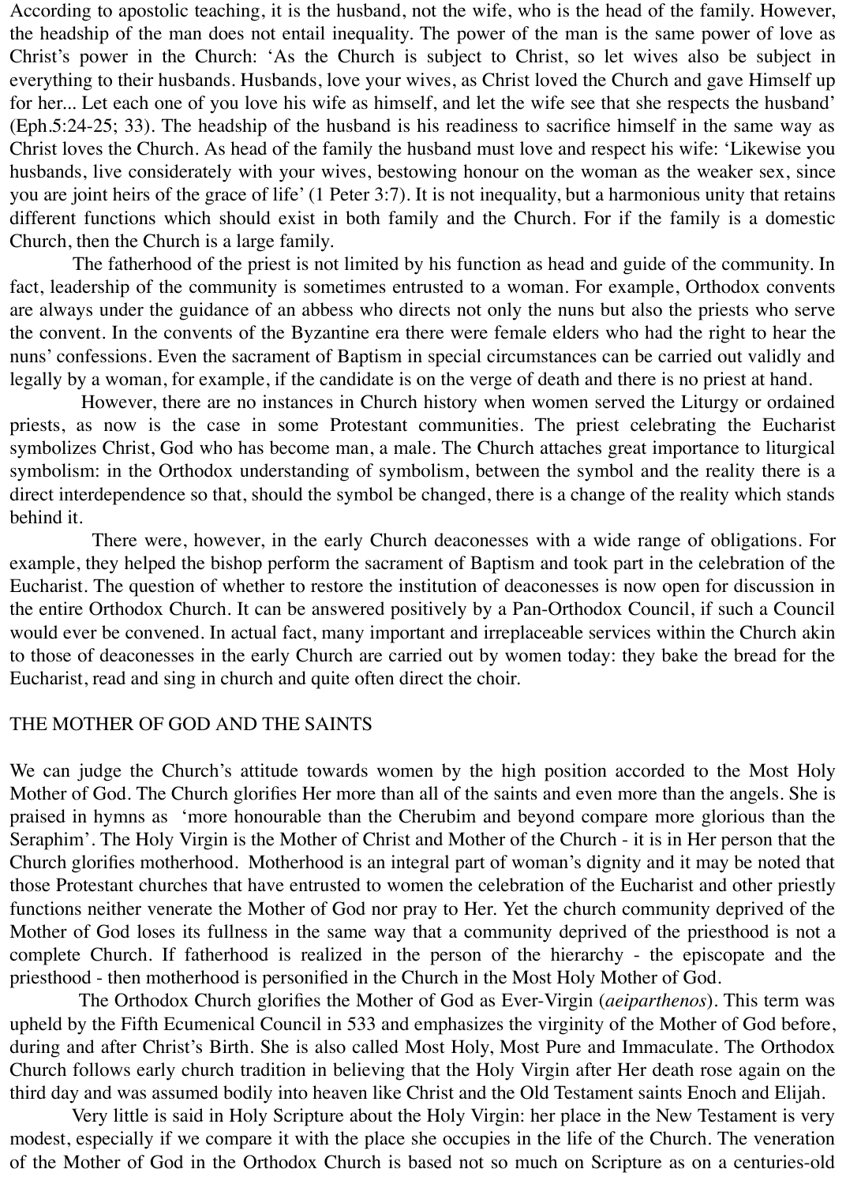According to apostolic teaching, it is the husband, not the wife, who is the head of the family. However, the headship of the man does not entail inequality. The power of the man is the same power of love as Christ's power in the Church: 'As the Church is subject to Christ, so let wives also be subject in everything to their husbands. Husbands, love your wives, as Christ loved the Church and gave Himself up for her... Let each one of you love his wife as himself, and let the wife see that she respects the husband' (Eph.5:24-25; 33). The headship of the husband is his readiness to sacrifice himself in the same way as Christ loves the Church. As head of the family the husband must love and respect his wife: 'Likewise you husbands, live considerately with your wives, bestowing honour on the woman as the weaker sex, since you are joint heirs of the grace of life' (1 Peter 3:7). It is not inequality, but a harmonious unity that retains different functions which should exist in both family and the Church. For if the family is a domestic Church, then the Church is a large family.

The fatherhood of the priest is not limited by his function as head and guide of the community. In fact, leadership of the community is sometimes entrusted to a woman. For example, Orthodox convents are always under the guidance of an abbess who directs not only the nuns but also the priests who serve the convent. In the convents of the Byzantine era there were female elders who had the right to hear the nuns' confessions. Even the sacrament of Baptism in special circumstances can be carried out validly and legally by a woman, for example, if the candidate is on the verge of death and there is no priest at hand.

However, there are no instances in Church history when women served the Liturgy or ordained priests, as now is the case in some Protestant communities. The priest celebrating the Eucharist symbolizes Christ, God who has become man, a male. The Church attaches great importance to liturgical symbolism: in the Orthodox understanding of symbolism, between the symbol and the reality there is a direct interdependence so that, should the symbol be changed, there is a change of the reality which stands behind it.

There were, however, in the early Church deaconesses with a wide range of obligations. For example, they helped the bishop perform the sacrament of Baptism and took part in the celebration of the Eucharist. The question of whether to restore the institution of deaconesses is now open for discussion in the entire Orthodox Church. It can be answered positively by a Pan-Orthodox Council, if such a Council would ever be convened. In actual fact, many important and irreplaceable services within the Church akin to those of deaconesses in the early Church are carried out by women today: they bake the bread for the Eucharist, read and sing in church and quite often direct the choir.

## THE MOTHER OF GOD AND THE SAINTS

We can judge the Church's attitude towards women by the high position accorded to the Most Holy Mother of God. The Church glorifies Her more than all of the saints and even more than the angels. She is praised in hymns as 'more honourable than the Cherubim and beyond compare more glorious than the Seraphim'. The Holy Virgin is the Mother of Christ and Mother of the Church - it is in Her person that the Church glorifies motherhood. Motherhood is an integral part of woman's dignity and it may be noted that those Protestant churches that have entrusted to women the celebration of the Eucharist and other priestly functions neither venerate the Mother of God nor pray to Her. Yet the church community deprived of the Mother of God loses its fullness in the same way that a community deprived of the priesthood is not a complete Church. If fatherhood is realized in the person of the hierarchy - the episcopate and the priesthood - then motherhood is personified in the Church in the Most Holy Mother of God.

The Orthodox Church glorifies the Mother of God as Ever-Virgin (*aeiparthenos*). This term was upheld by the Fifth Ecumenical Council in 533 and emphasizes the virginity of the Mother of God before, during and after Christ's Birth. She is also called Most Holy, Most Pure and Immaculate. The Orthodox Church follows early church tradition in believing that the Holy Virgin after Her death rose again on the third day and was assumed bodily into heaven like Christ and the Old Testament saints Enoch and Elijah.

Very little is said in Holy Scripture about the Holy Virgin: her place in the New Testament is very modest, especially if we compare it with the place she occupies in the life of the Church. The veneration of the Mother of God in the Orthodox Church is based not so much on Scripture as on a centuries-old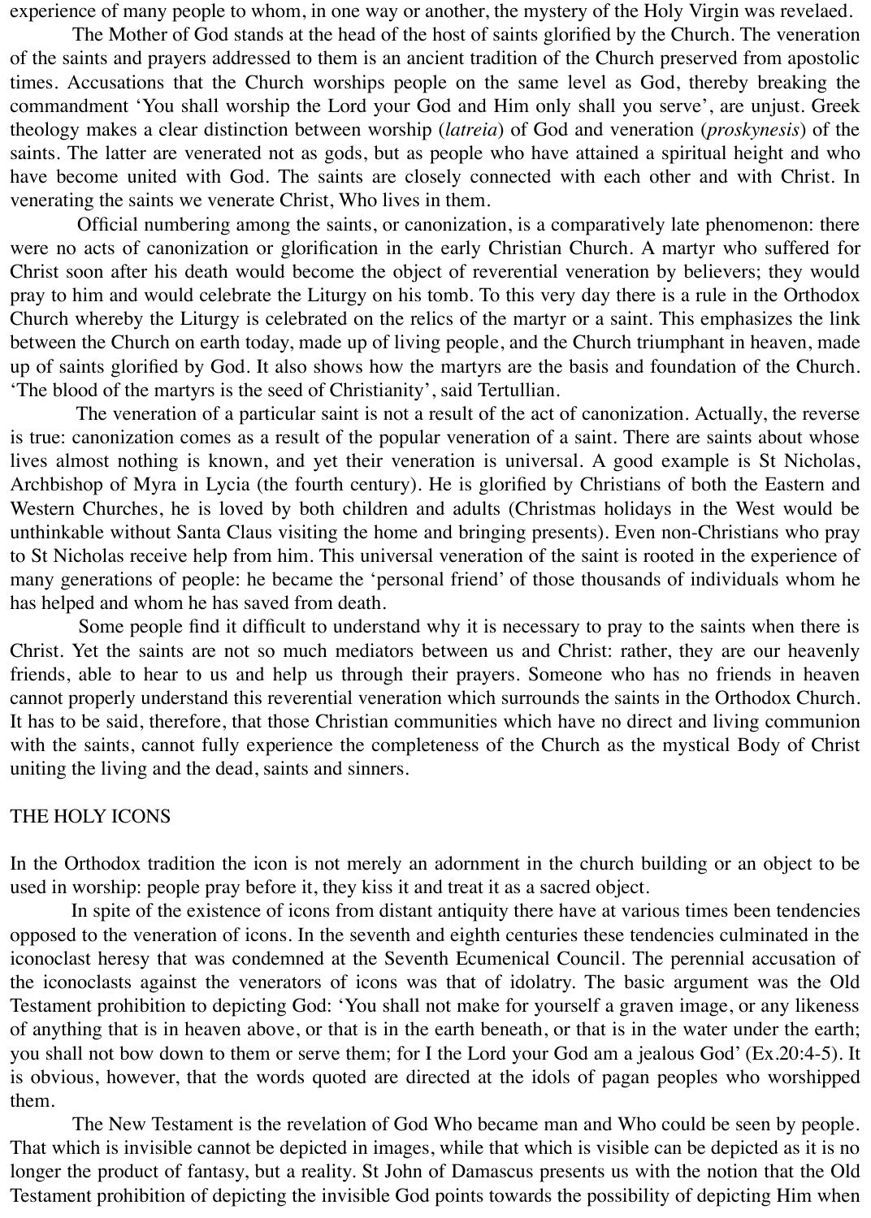experience of many people to whom, in one way or another, the mystery of the Holy Virgin was revelaed.

The Mother of God stands at the head of the host of saints glorified by the Church. The veneration of the saints and prayers addressed to them is an ancient tradition of the Church preserved from apostolic times. Accusations that the Church worships people on the same level as God, thereby breaking the commandment 'You shall worship the Lord your God and Him only shall you serve', are unjust. Greek theology makes a clear distinction between worship (*latreia*) of God and veneration (*proskynesis*) of the saints. The latter are venerated not as gods, but as people who have attained a spiritual height and who have become united with God. The saints are closely connected with each other and with Christ. In venerating the saints we venerate Christ, Who lives in them.

Official numbering among the saints, or canonization, is a comparatively late phenomenon: there were no acts of canonization or glorification in the early Christian Church. A martyr who suffered for Christ soon after his death would become the object of reverential veneration by believers; they would pray to him and would celebrate the Liturgy on his tomb. To this very day there is a rule in the Orthodox Church whereby the Liturgy is celebrated on the relics of the martyr or a saint. This emphasizes the link between the Church on earth today, made up of living people, and the Church triumphant in heaven, made up of saints glorified by God. It also shows how the martyrs are the basis and foundation of the Church. 'The blood of the martyrs is the seed of Christianity', said Tertullian.

The veneration of a particular saint is not a result of the act of canonization. Actually, the reverse is true: canonization comes as a result of the popular veneration of a saint. There are saints about whose lives almost nothing is known, and yet their veneration is universal. A good example is St Nicholas, Archbishop of Myra in Lycia (the fourth century). He is glorified by Christians of both the Eastern and Western Churches, he is loved by both children and adults (Christmas holidays in the West would be unthinkable without Santa Claus visiting the home and bringing presents). Even non-Christians who pray to St Nicholas receive help from him. This universal veneration of the saint is rooted in the experience of many generations of people: he became the 'personal friend' of those thousands of individuals whom he has helped and whom he has saved from death.

Some people find it difficult to understand why it is necessary to pray to the saints when there is Christ. Yet the saints are not so much mediators between us and Christ: rather, they are our heavenly friends, able to hear to us and help us through their prayers. Someone who has no friends in heaven cannot properly understand this reverential veneration which surrounds the saints in the Orthodox Church. It has to be said, therefore, that those Christian communities which have no direct and living communion with the saints, cannot fully experience the completeness of the Church as the mystical Body of Christ uniting the living and the dead, saints and sinners.

## THE HOLY ICONS

In the Orthodox tradition the icon is not merely an adornment in the church building or an object to be used in worship: people pray before it, they kiss it and treat it as a sacred object.

In spite of the existence of icons from distant antiquity there have at various times been tendencies opposed to the veneration of icons. In the seventh and eighth centuries these tendencies culminated in the iconoclast heresy that was condemned at the Seventh Ecumenical Council. The perennial accusation of the iconoclasts against the venerators of icons was that of idolatry. The basic argument was the Old Testament prohibition to depicting God: 'You shall not make for yourself a graven image, or any likeness of anything that is in heaven above, or that is in the earth beneath, or that is in the water under the earth; you shall not bow down to them or serve them; for I the Lord your God am a jealous God' (Ex.20:4-5). It is obvious, however, that the words quoted are directed at the idols of pagan peoples who worshipped them.

The New Testament is the revelation of God Who became man and Who could be seen by people. That which is invisible cannot be depicted in images, while that which is visible can be depicted as it is no longer the product of fantasy, but a reality. St John of Damascus presents us with the notion that the Old Testament prohibition of depicting the invisible God points towards the possibility of depicting Him when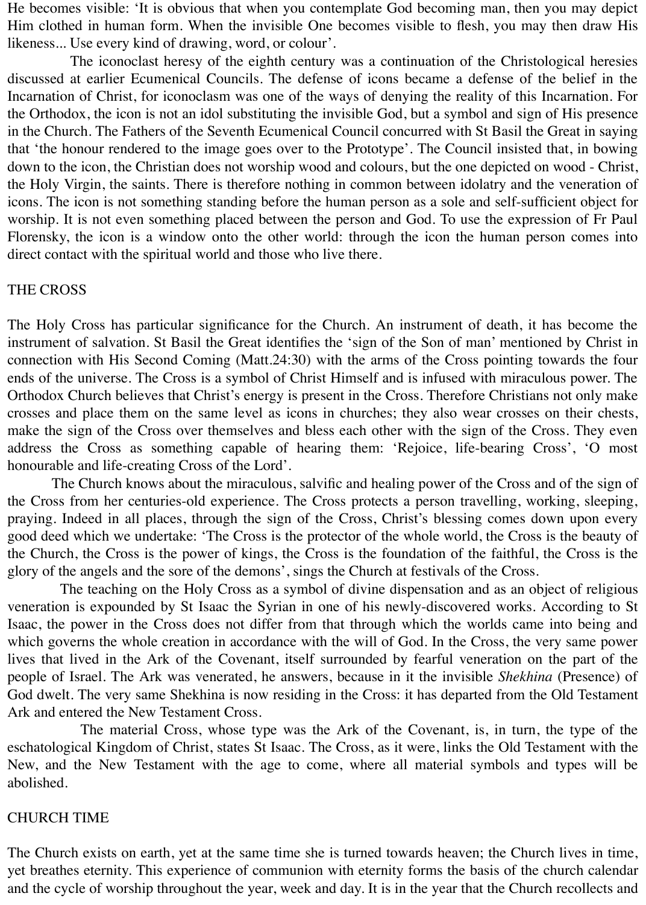He becomes visible: 'It is obvious that when you contemplate God becoming man, then you may depict Him clothed in human form. When the invisible One becomes visible to flesh, you may then draw His likeness... Use every kind of drawing, word, or colour'.

The iconoclast heresy of the eighth century was a continuation of the Christological heresies discussed at earlier Ecumenical Councils. The defense of icons became a defense of the belief in the Incarnation of Christ, for iconoclasm was one of the ways of denying the reality of this Incarnation. For the Orthodox, the icon is not an idol substituting the invisible God, but a symbol and sign of His presence in the Church. The Fathers of the Seventh Ecumenical Council concurred with St Basil the Great in saying that 'the honour rendered to the image goes over to the Prototype'. The Council insisted that, in bowing down to the icon, the Christian does not worship wood and colours, but the one depicted on wood - Christ, the Holy Virgin, the saints. There is therefore nothing in common between idolatry and the veneration of icons. The icon is not something standing before the human person as a sole and self-sufficient object for worship. It is not even something placed between the person and God. To use the expression of Fr Paul Florensky, the icon is a window onto the other world: through the icon the human person comes into direct contact with the spiritual world and those who live there.

## THE CROSS

The Holy Cross has particular significance for the Church. An instrument of death, it has become the instrument of salvation. St Basil the Great identifies the 'sign of the Son of man' mentioned by Christ in connection with His Second Coming (Matt.24:30) with the arms of the Cross pointing towards the four ends of the universe. The Cross is a symbol of Christ Himself and is infused with miraculous power. The Orthodox Church believes that Christ's energy is present in the Cross. Therefore Christians not only make crosses and place them on the same level as icons in churches; they also wear crosses on their chests, make the sign of the Cross over themselves and bless each other with the sign of the Cross. They even address the Cross as something capable of hearing them: 'Rejoice, life-bearing Cross', 'O most honourable and life-creating Cross of the Lord'.

The Church knows about the miraculous, salvific and healing power of the Cross and of the sign of the Cross from her centuries-old experience. The Cross protects a person travelling, working, sleeping, praying. Indeed in all places, through the sign of the Cross, Christ's blessing comes down upon every good deed which we undertake: 'The Cross is the protector of the whole world, the Cross is the beauty of the Church, the Cross is the power of kings, the Cross is the foundation of the faithful, the Cross is the glory of the angels and the sore of the demons', sings the Church at festivals of the Cross.

The teaching on the Holy Cross as a symbol of divine dispensation and as an object of religious veneration is expounded by St Isaac the Syrian in one of his newly-discovered works. According to St Isaac, the power in the Cross does not differ from that through which the worlds came into being and which governs the whole creation in accordance with the will of God. In the Cross, the very same power lives that lived in the Ark of the Covenant, itself surrounded by fearful veneration on the part of the people of Israel. The Ark was venerated, he answers, because in it the invisible *Shekhina* (Presence) of God dwelt. The very same Shekhina is now residing in the Cross: it has departed from the Old Testament Ark and entered the New Testament Cross.

The material Cross, whose type was the Ark of the Covenant, is, in turn, the type of the eschatological Kingdom of Christ, states St Isaac. The Cross, as it were, links the Old Testament with the New, and the New Testament with the age to come, where all material symbols and types will be abolished.

## CHURCH TIME

The Church exists on earth, yet at the same time she is turned towards heaven; the Church lives in time, yet breathes eternity. This experience of communion with eternity forms the basis of the church calendar and the cycle of worship throughout the year, week and day. It is in the year that the Church recollects and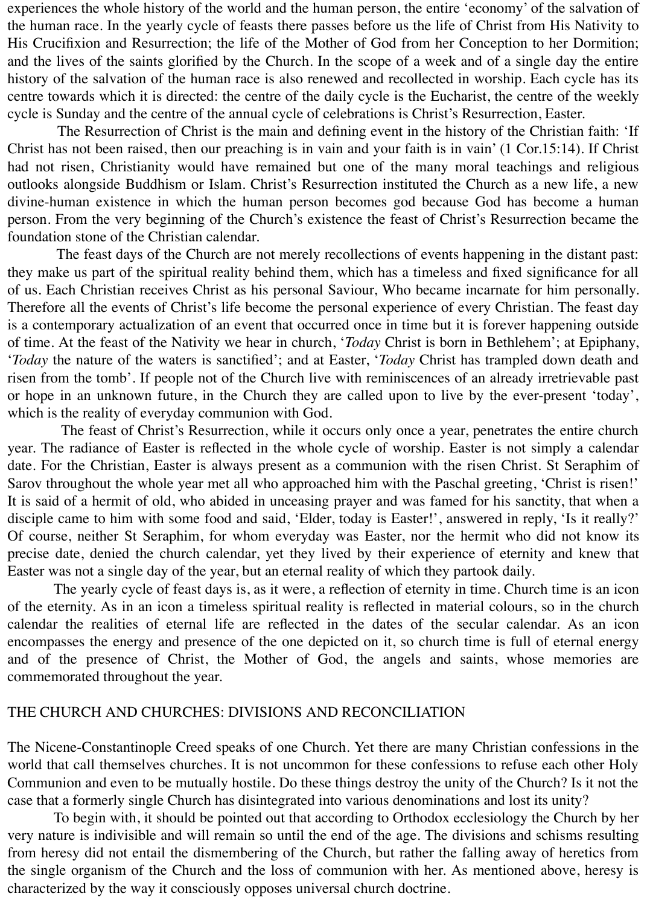experiences the whole history of the world and the human person, the entire 'economy' of the salvation of the human race. In the yearly cycle of feasts there passes before us the life of Christ from His Nativity to His Crucifixion and Resurrection; the life of the Mother of God from her Conception to her Dormition; and the lives of the saints glorified by the Church. In the scope of a week and of a single day the entire history of the salvation of the human race is also renewed and recollected in worship. Each cycle has its centre towards which it is directed: the centre of the daily cycle is the Eucharist, the centre of the weekly cycle is Sunday and the centre of the annual cycle of celebrations is Christ's Resurrection, Easter.

The Resurrection of Christ is the main and defining event in the history of the Christian faith: 'If Christ has not been raised, then our preaching is in vain and your faith is in vain' (1 Cor.15:14). If Christ had not risen, Christianity would have remained but one of the many moral teachings and religious outlooks alongside Buddhism or Islam. Christ's Resurrection instituted the Church as a new life, a new divine-human existence in which the human person becomes god because God has become a human person. From the very beginning of the Church's existence the feast of Christ's Resurrection became the foundation stone of the Christian calendar.

The feast days of the Church are not merely recollections of events happening in the distant past: they make us part of the spiritual reality behind them, which has a timeless and fixed significance for all of us. Each Christian receives Christ as his personal Saviour, Who became incarnate for him personally. Therefore all the events of Christ's life become the personal experience of every Christian. The feast day is a contemporary actualization of an event that occurred once in time but it is forever happening outside of time. At the feast of the Nativity we hear in church, '*Today* Christ is born in Bethlehem'; at Epiphany, '*Today* the nature of the waters is sanctified'; and at Easter, '*Today* Christ has trampled down death and risen from the tomb'. If people not of the Church live with reminiscences of an already irretrievable past or hope in an unknown future, in the Church they are called upon to live by the ever-present 'today', which is the reality of everyday communion with God.

The feast of Christ's Resurrection, while it occurs only once a year, penetrates the entire church year. The radiance of Easter is reflected in the whole cycle of worship. Easter is not simply a calendar date. For the Christian, Easter is always present as a communion with the risen Christ. St Seraphim of Sarov throughout the whole year met all who approached him with the Paschal greeting, 'Christ is risen!' It is said of a hermit of old, who abided in unceasing prayer and was famed for his sanctity, that when a disciple came to him with some food and said, 'Elder, today is Easter!', answered in reply, 'Is it really?' Of course, neither St Seraphim, for whom everyday was Easter, nor the hermit who did not know its precise date, denied the church calendar, yet they lived by their experience of eternity and knew that Easter was not a single day of the year, but an eternal reality of which they partook daily.

The yearly cycle of feast days is, as it were, a reflection of eternity in time. Church time is an icon of the eternity. As in an icon a timeless spiritual reality is reflected in material colours, so in the church calendar the realities of eternal life are reflected in the dates of the secular calendar. As an icon encompasses the energy and presence of the one depicted on it, so church time is full of eternal energy and of the presence of Christ, the Mother of God, the angels and saints, whose memories are commemorated throughout the year.

## THE CHURCH AND CHURCHES: DIVISIONS AND RECONCILIATION

The Nicene-Constantinople Creed speaks of one Church. Yet there are many Christian confessions in the world that call themselves churches. It is not uncommon for these confessions to refuse each other Holy Communion and even to be mutually hostile. Do these things destroy the unity of the Church? Is it not the case that a formerly single Church has disintegrated into various denominations and lost its unity?

To begin with, it should be pointed out that according to Orthodox ecclesiology the Church by her very nature is indivisible and will remain so until the end of the age. The divisions and schisms resulting from heresy did not entail the dismembering of the Church, but rather the falling away of heretics from the single organism of the Church and the loss of communion with her. As mentioned above, heresy is characterized by the way it consciously opposes universal church doctrine.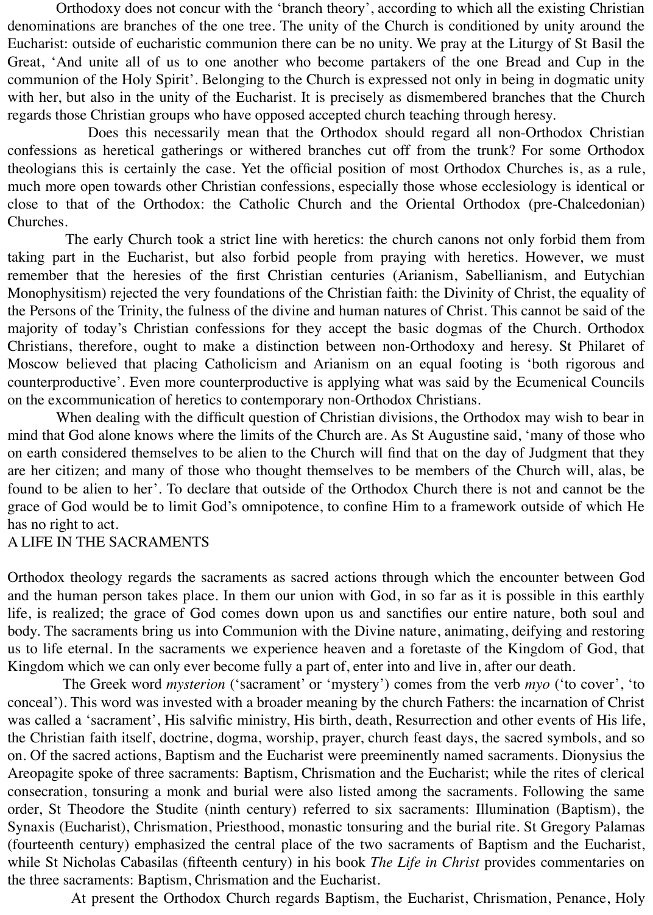Orthodoxy does not concur with the 'branch theory', according to which all the existing Christian denominations are branches of the one tree. The unity of the Church is conditioned by unity around the Eucharist: outside of eucharistic communion there can be no unity. We pray at the Liturgy of St Basil the Great, 'And unite all of us to one another who become partakers of the one Bread and Cup in the communion of the Holy Spirit'. Belonging to the Church is expressed not only in being in dogmatic unity with her, but also in the unity of the Eucharist. It is precisely as dismembered branches that the Church regards those Christian groups who have opposed accepted church teaching through heresy.

Does this necessarily mean that the Orthodox should regard all non-Orthodox Christian confessions as heretical gatherings or withered branches cut off from the trunk? For some Orthodox theologians this is certainly the case. Yet the official position of most Orthodox Churches is, as a rule, much more open towards other Christian confessions, especially those whose ecclesiology is identical or close to that of the Orthodox: the Catholic Church and the Oriental Orthodox (pre-Chalcedonian) Churches.

The early Church took a strict line with heretics: the church canons not only forbid them from taking part in the Eucharist, but also forbid people from praying with heretics. However, we must remember that the heresies of the first Christian centuries (Arianism, Sabellianism, and Eutychian Monophysitism) rejected the very foundations of the Christian faith: the Divinity of Christ, the equality of the Persons of the Trinity, the fulness of the divine and human natures of Christ. This cannot be said of the majority of today's Christian confessions for they accept the basic dogmas of the Church. Orthodox Christians, therefore, ought to make a distinction between non-Orthodoxy and heresy. St Philaret of Moscow believed that placing Catholicism and Arianism on an equal footing is 'both rigorous and counterproductive'. Even more counterproductive is applying what was said by the Ecumenical Councils on the excommunication of heretics to contemporary non-Orthodox Christians.

When dealing with the difficult question of Christian divisions, the Orthodox may wish to bear in mind that God alone knows where the limits of the Church are. As St Augustine said, 'many of those who on earth considered themselves to be alien to the Church will find that on the day of Judgment that they are her citizen; and many of those who thought themselves to be members of the Church will, alas, be found to be alien to her'. To declare that outside of the Orthodox Church there is not and cannot be the grace of God would be to limit God's omnipotence, to confine Him to a framework outside of which He has no right to act.

## A LIFE IN THE SACRAMENTS

Orthodox theology regards the sacraments as sacred actions through which the encounter between God and the human person takes place. In them our union with God, in so far as it is possible in this earthly life, is realized; the grace of God comes down upon us and sanctifies our entire nature, both soul and body. The sacraments bring us into Communion with the Divine nature, animating, deifying and restoring us to life eternal. In the sacraments we experience heaven and a foretaste of the Kingdom of God, that Kingdom which we can only ever become fully a part of, enter into and live in, after our death.

The Greek word *mysterion* ('sacrament' or 'mystery') comes from the verb *myo* ('to cover', 'to conceal'). This word was invested with a broader meaning by the church Fathers: the incarnation of Christ was called a 'sacrament', His salvific ministry, His birth, death, Resurrection and other events of His life, the Christian faith itself, doctrine, dogma, worship, prayer, church feast days, the sacred symbols, and so on. Of the sacred actions, Baptism and the Eucharist were preeminently named sacraments. Dionysius the Areopagite spoke of three sacraments: Baptism, Chrismation and the Eucharist; while the rites of clerical consecration, tonsuring a monk and burial were also listed among the sacraments. Following the same order, St Theodore the Studite (ninth century) referred to six sacraments: Illumination (Baptism), the Synaxis (Eucharist), Chrismation, Priesthood, monastic tonsuring and the burial rite. St Gregory Palamas (fourteenth century) emphasized the central place of the two sacraments of Baptism and the Eucharist, while St Nicholas Cabasilas (fifteenth century) in his book *The Life in Christ* provides commentaries on the three sacraments: Baptism, Chrismation and the Eucharist.

At present the Orthodox Church regards Baptism, the Eucharist, Chrismation, Penance, Holy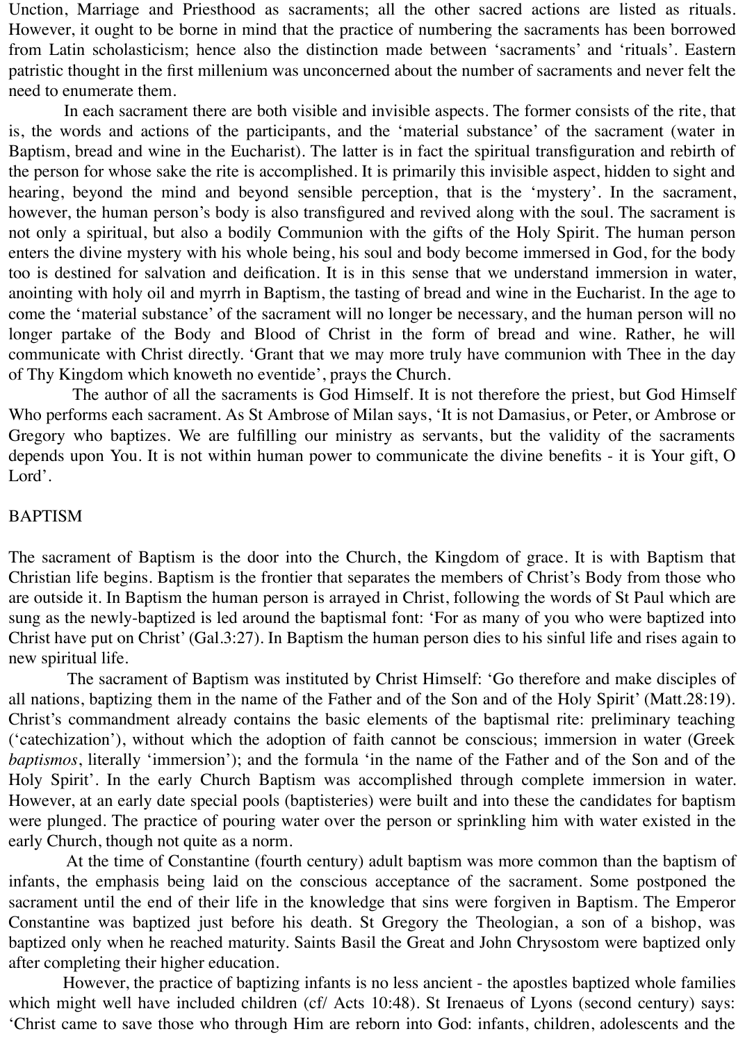Unction, Marriage and Priesthood as sacraments; all the other sacred actions are listed as rituals. However, it ought to be borne in mind that the practice of numbering the sacraments has been borrowed from Latin scholasticism; hence also the distinction made between 'sacraments' and 'rituals'. Eastern patristic thought in the first millenium was unconcerned about the number of sacraments and never felt the need to enumerate them.

In each sacrament there are both visible and invisible aspects. The former consists of the rite, that is, the words and actions of the participants, and the 'material substance' of the sacrament (water in Baptism, bread and wine in the Eucharist). The latter is in fact the spiritual transfiguration and rebirth of the person for whose sake the rite is accomplished. It is primarily this invisible aspect, hidden to sight and hearing, beyond the mind and beyond sensible perception, that is the 'mystery'. In the sacrament, however, the human person's body is also transfigured and revived along with the soul. The sacrament is not only a spiritual, but also a bodily Communion with the gifts of the Holy Spirit. The human person enters the divine mystery with his whole being, his soul and body become immersed in God, for the body too is destined for salvation and deification. It is in this sense that we understand immersion in water, anointing with holy oil and myrrh in Baptism, the tasting of bread and wine in the Eucharist. In the age to come the 'material substance' of the sacrament will no longer be necessary, and the human person will no longer partake of the Body and Blood of Christ in the form of bread and wine. Rather, he will communicate with Christ directly. 'Grant that we may more truly have communion with Thee in the day of Thy Kingdom which knoweth no eventide', prays the Church.

The author of all the sacraments is God Himself. It is not therefore the priest, but God Himself Who performs each sacrament. As St Ambrose of Milan says, 'It is not Damasius, or Peter, or Ambrose or Gregory who baptizes. We are fulfilling our ministry as servants, but the validity of the sacraments depends upon You. It is not within human power to communicate the divine benefits - it is Your gift, O Lord'.

## BAPTISM

The sacrament of Baptism is the door into the Church, the Kingdom of grace. It is with Baptism that Christian life begins. Baptism is the frontier that separates the members of Christ's Body from those who are outside it. In Baptism the human person is arrayed in Christ, following the words of St Paul which are sung as the newly-baptized is led around the baptismal font: 'For as many of you who were baptized into Christ have put on Christ' (Gal.3:27). In Baptism the human person dies to his sinful life and rises again to new spiritual life.

The sacrament of Baptism was instituted by Christ Himself: 'Go therefore and make disciples of all nations, baptizing them in the name of the Father and of the Son and of the Holy Spirit' (Matt.28:19). Christ's commandment already contains the basic elements of the baptismal rite: preliminary teaching ('catechization'), without which the adoption of faith cannot be conscious; immersion in water (Greek *baptismos*, literally 'immersion'); and the formula 'in the name of the Father and of the Son and of the Holy Spirit'. In the early Church Baptism was accomplished through complete immersion in water. However, at an early date special pools (baptisteries) were built and into these the candidates for baptism were plunged. The practice of pouring water over the person or sprinkling him with water existed in the early Church, though not quite as a norm.

At the time of Constantine (fourth century) adult baptism was more common than the baptism of infants, the emphasis being laid on the conscious acceptance of the sacrament. Some postponed the sacrament until the end of their life in the knowledge that sins were forgiven in Baptism. The Emperor Constantine was baptized just before his death. St Gregory the Theologian, a son of a bishop, was baptized only when he reached maturity. Saints Basil the Great and John Chrysostom were baptized only after completing their higher education.

However, the practice of baptizing infants is no less ancient - the apostles baptized whole families which might well have included children (cf/ Acts 10:48). St Irenaeus of Lyons (second century) says: 'Christ came to save those who through Him are reborn into God: infants, children, adolescents and the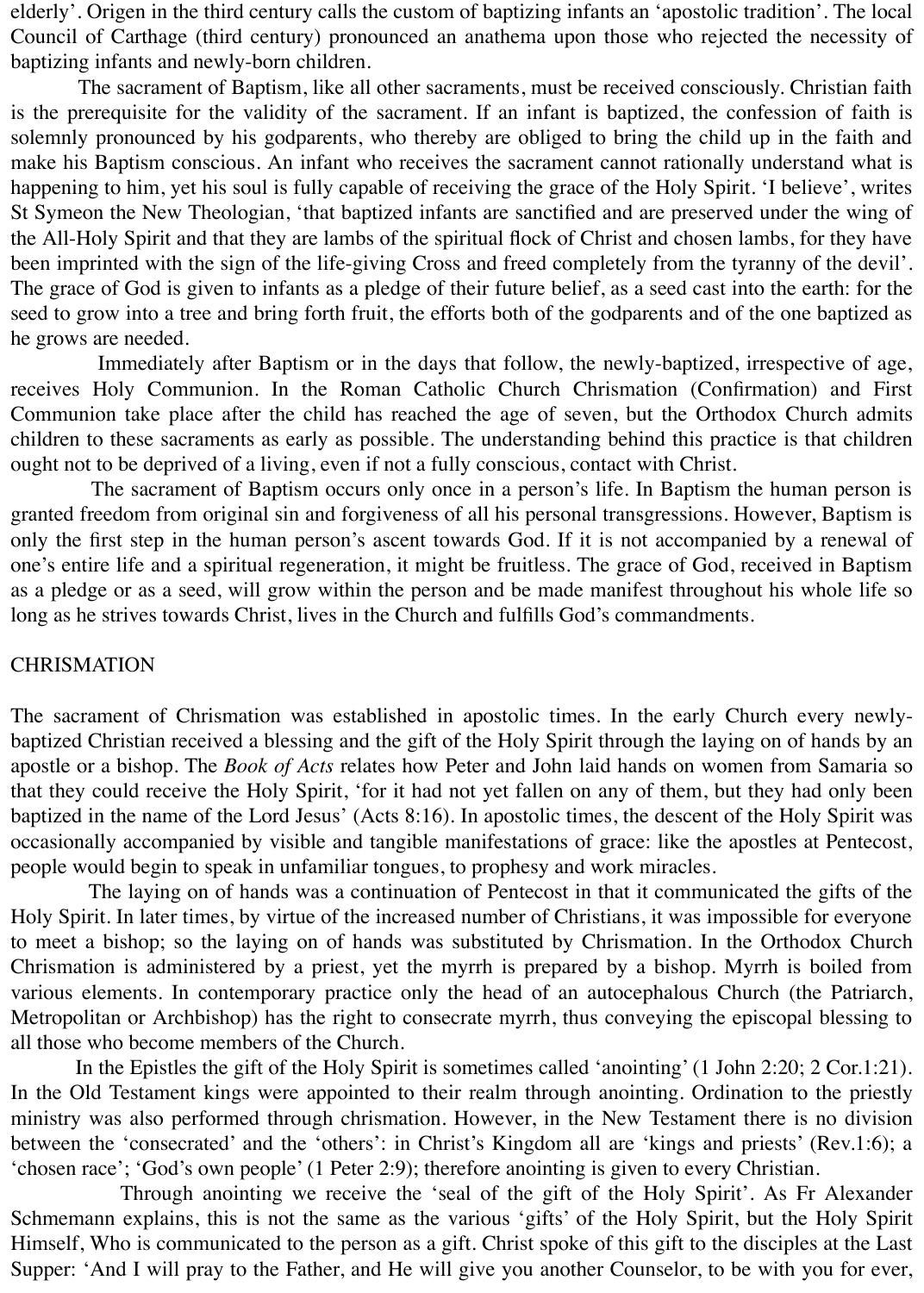elderly'. Origen in the third century calls the custom of baptizing infants an 'apostolic tradition'. The local Council of Carthage (third century) pronounced an anathema upon those who rejected the necessity of baptizing infants and newly-born children.

The sacrament of Baptism, like all other sacraments, must be received consciously. Christian faith is the prerequisite for the validity of the sacrament. If an infant is baptized, the confession of faith is solemnly pronounced by his godparents, who thereby are obliged to bring the child up in the faith and make his Baptism conscious. An infant who receives the sacrament cannot rationally understand what is happening to him, yet his soul is fully capable of receiving the grace of the Holy Spirit. 'I believe', writes St Symeon the New Theologian, 'that baptized infants are sanctified and are preserved under the wing of the All-Holy Spirit and that they are lambs of the spiritual flock of Christ and chosen lambs, for they have been imprinted with the sign of the life-giving Cross and freed completely from the tyranny of the devil'. The grace of God is given to infants as a pledge of their future belief, as a seed cast into the earth: for the seed to grow into a tree and bring forth fruit, the efforts both of the godparents and of the one baptized as he grows are needed.

Immediately after Baptism or in the days that follow, the newly-baptized, irrespective of age, receives Holy Communion. In the Roman Catholic Church Chrismation (Confirmation) and First Communion take place after the child has reached the age of seven, but the Orthodox Church admits children to these sacraments as early as possible. The understanding behind this practice is that children ought not to be deprived of a living, even if not a fully conscious, contact with Christ.

The sacrament of Baptism occurs only once in a person's life. In Baptism the human person is granted freedom from original sin and forgiveness of all his personal transgressions. However, Baptism is only the first step in the human person's ascent towards God. If it is not accompanied by a renewal of one's entire life and a spiritual regeneration, it might be fruitless. The grace of God, received in Baptism as a pledge or as a seed, will grow within the person and be made manifest throughout his whole life so long as he strives towards Christ, lives in the Church and fulfills God's commandments.

## CHRISMATION

The sacrament of Chrismation was established in apostolic times. In the early Church every newly-baptized Christian received a blessing and the gift of the Holy Spirit through the laying on of hands by an apostle or a bishop. The *Book of Acts* relates how Peter and John laid hands on women from Samaria so that they could receive the Holy Spirit, 'for it had not yet fallen on any of them, but they had only been baptized in the name of the Lord Jesus' (Acts 8:16). In apostolic times, the descent of the Holy Spirit was occasionally accompanied by visible and tangible manifestations of grace: like the apostles at Pentecost, people would begin to speak in unfamiliar tongues, to prophesy and work miracles.

The laying on of hands was a continuation of Pentecost in that it communicated the gifts of the Holy Spirit. In later times, by virtue of the increased number of Christians, it was impossible for everyone to meet a bishop; so the laying on of hands was substituted by Chrismation. In the Orthodox Church Chrismation is administered by a priest, yet the myrrh is prepared by a bishop. Myrrh is boiled from various elements. In contemporary practice only the head of an autocephalous Church (the Patriarch, Metropolitan or Archbishop) has the right to consecrate myrrh, thus conveying the episcopal blessing to all those who become members of the Church.

In the Epistles the gift of the Holy Spirit is sometimes called 'anointing' (1 John 2:20; 2 Cor.1:21). In the Old Testament kings were appointed to their realm through anointing. Ordination to the priestly ministry was also performed through chrismation. However, in the New Testament there is no division between the 'consecrated' and the 'others': in Christ's Kingdom all are 'kings and priests' (Rev.1:6); a 'chosen race'; 'God's own people' (1 Peter 2:9); therefore anointing is given to every Christian.

Through anointing we receive the 'seal of the gift of the Holy Spirit'. As Fr Alexander Schmemann explains, this is not the same as the various 'gifts' of the Holy Spirit, but the Holy Spirit Himself, Who is communicated to the person as a gift. Christ spoke of this gift to the disciples at the Last Supper: 'And I will pray to the Father, and He will give you another Counselor, to be with you for ever,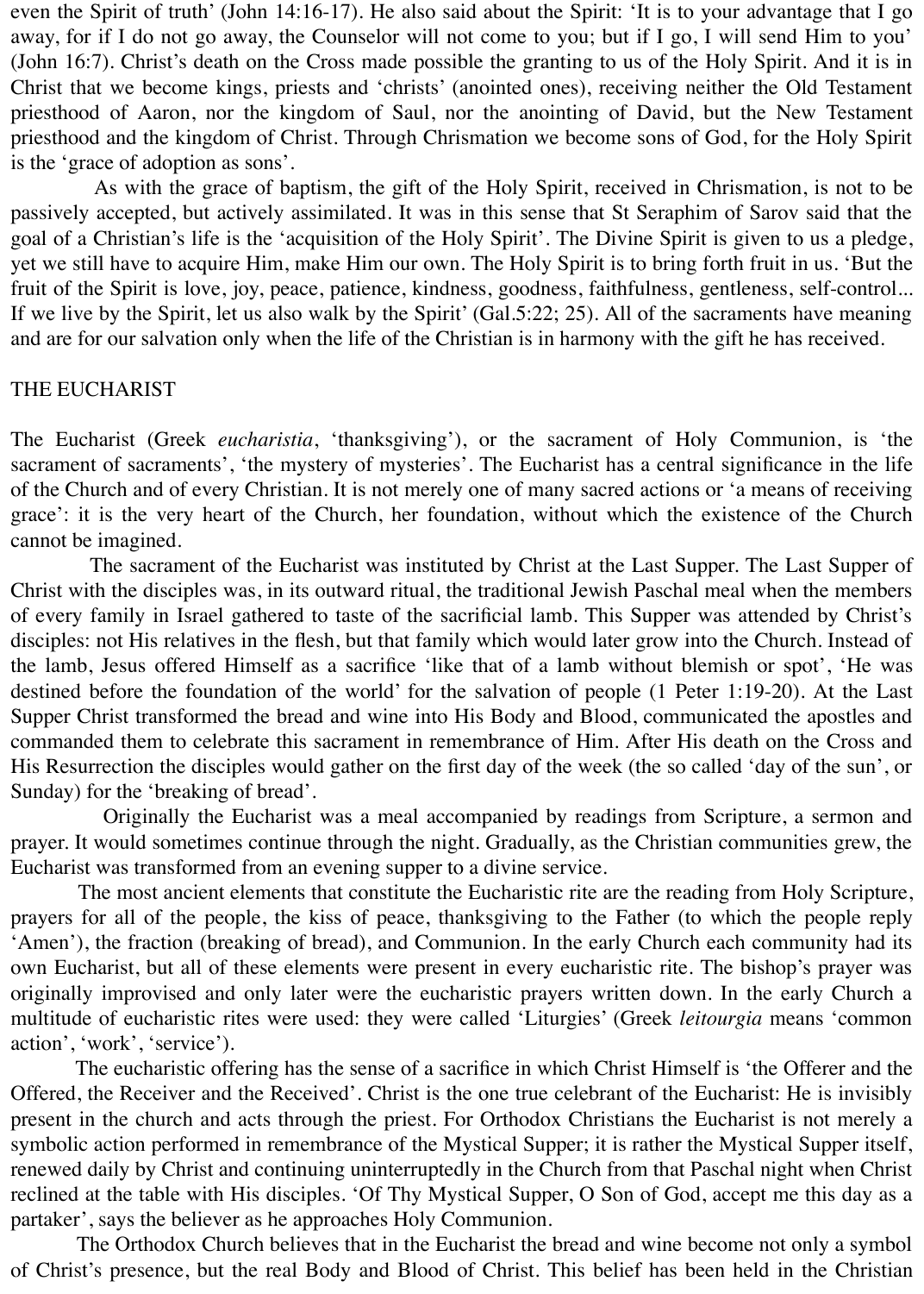even the Spirit of truth' (John 14:16-17). He also said about the Spirit: 'It is to your advantage that I go away, for if I do not go away, the Counselor will not come to you; but if I go, I will send Him to you' (John 16:7). Christ's death on the Cross made possible the granting to us of the Holy Spirit. And it is in Christ that we become kings, priests and 'christs' (anointed ones), receiving neither the Old Testament priesthood of Aaron, nor the kingdom of Saul, nor the anointing of David, but the New Testament priesthood and the kingdom of Christ. Through Chrismation we become sons of God, for the Holy Spirit is the 'grace of adoption as sons'.

As with the grace of baptism, the gift of the Holy Spirit, received in Chrismation, is not to be passively accepted, but actively assimilated. It was in this sense that St Seraphim of Sarov said that the goal of a Christian's life is the 'acquisition of the Holy Spirit'. The Divine Spirit is given to us a pledge, yet we still have to acquire Him, make Him our own. The Holy Spirit is to bring forth fruit in us. 'But the fruit of the Spirit is love, joy, peace, patience, kindness, goodness, faithfulness, gentleness, self-control... If we live by the Spirit, let us also walk by the Spirit' (Gal.5:22; 25). All of the sacraments have meaning and are for our salvation only when the life of the Christian is in harmony with the gift he has received.

## THE EUCHARIST

The Eucharist (Greek *eucharistia*, 'thanksgiving'), or the sacrament of Holy Communion, is 'the sacrament of sacraments', 'the mystery of mysteries'. The Eucharist has a central significance in the life of the Church and of every Christian. It is not merely one of many sacred actions or 'a means of receiving grace': it is the very heart of the Church, her foundation, without which the existence of the Church cannot be imagined.

The sacrament of the Eucharist was instituted by Christ at the Last Supper. The Last Supper of Christ with the disciples was, in its outward ritual, the traditional Jewish Paschal meal when the members of every family in Israel gathered to taste of the sacrificial lamb. This Supper was attended by Christ's disciples: not His relatives in the flesh, but that family which would later grow into the Church. Instead of the lamb, Jesus offered Himself as a sacrifice 'like that of a lamb without blemish or spot', 'He was destined before the foundation of the world' for the salvation of people (1 Peter 1:19-20). At the Last Supper Christ transformed the bread and wine into His Body and Blood, communicated the apostles and commanded them to celebrate this sacrament in remembrance of Him. After His death on the Cross and His Resurrection the disciples would gather on the first day of the week (the so called 'day of the sun', or Sunday) for the 'breaking of bread'.

Originally the Eucharist was a meal accompanied by readings from Scripture, a sermon and prayer. It would sometimes continue through the night. Gradually, as the Christian communities grew, the Eucharist was transformed from an evening supper to a divine service.

The most ancient elements that constitute the Eucharistic rite are the reading from Holy Scripture, prayers for all of the people, the kiss of peace, thanksgiving to the Father (to which the people reply 'Amen'), the fraction (breaking of bread), and Communion. In the early Church each community had its own Eucharist, but all of these elements were present in every eucharistic rite. The bishop's prayer was originally improvised and only later were the eucharistic prayers written down. In the early Church a multitude of eucharistic rites were used: they were called 'Liturgies' (Greek *leitourgia* means 'common action', 'work', 'service').

The eucharistic offering has the sense of a sacrifice in which Christ Himself is 'the Offerer and the Offered, the Receiver and the Received'. Christ is the one true celebrant of the Eucharist: He is invisibly present in the church and acts through the priest. For Orthodox Christians the Eucharist is not merely a symbolic action performed in remembrance of the Mystical Supper; it is rather the Mystical Supper itself, renewed daily by Christ and continuing uninterruptedly in the Church from that Paschal night when Christ reclined at the table with His disciples. 'Of Thy Mystical Supper, O Son of God, accept me this day as a partaker', says the believer as he approaches Holy Communion.

The Orthodox Church believes that in the Eucharist the bread and wine become not only a symbol of Christ's presence, but the real Body and Blood of Christ. This belief has been held in the Christian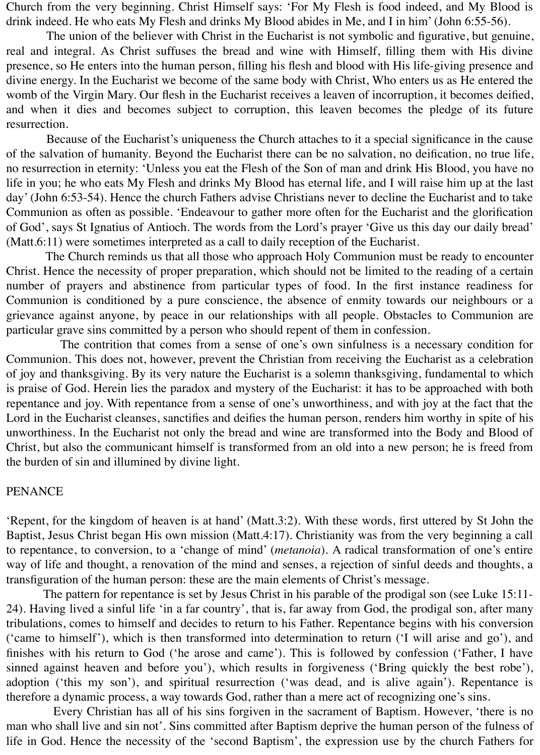Church from the very beginning. Christ Himself says: 'For My Flesh is food indeed, and My Blood is drink indeed. He who eats My Flesh and drinks My Blood abides in Me, and I in him' (John 6:55-56).

The union of the believer with Christ in the Eucharist is not symbolic and figurative, but genuine, real and integral. As Christ suffuses the bread and wine with Himself, filling them with His divine presence, so He enters into the human person, filling his flesh and blood with His life-giving presence and divine energy. In the Eucharist we become of the same body with Christ, Who enters us as He entered the womb of the Virgin Mary. Our flesh in the Eucharist receives a leaven of incorruption, it becomes deified, and when it dies and becomes subject to corruption, this leaven becomes the pledge of its future resurrection.

Because of the Eucharist's uniqueness the Church attaches to it a special significance in the cause of the salvation of humanity. Beyond the Eucharist there can be no salvation, no deification, no true life, no resurrection in eternity: 'Unless you eat the Flesh of the Son of man and drink His Blood, you have no life in you; he who eats My Flesh and drinks My Blood has eternal life, and I will raise him up at the last day' (John 6:53-54). Hence the church Fathers advise Christians never to decline the Eucharist and to take Communion as often as possible. 'Endeavour to gather more often for the Eucharist and the glorification of God', says St Ignatius of Antioch. The words from the Lord's prayer 'Give us this day our daily bread' (Matt.6:11) were sometimes interpreted as a call to daily reception of the Eucharist.

The Church reminds us that all those who approach Holy Communion must be ready to encounter Christ. Hence the necessity of proper preparation, which should not be limited to the reading of a certain number of prayers and abstinence from particular types of food. In the first instance readiness for Communion is conditioned by a pure conscience, the absence of enmity towards our neighbours or a grievance against anyone, by peace in our relationships with all people. Obstacles to Communion are particular grave sins committed by a person who should repent of them in confession.

The contrition that comes from a sense of one's own sinfulness is a necessary condition for Communion. This does not, however, prevent the Christian from receiving the Eucharist as a celebration of joy and thanksgiving. By its very nature the Eucharist is a solemn thanksgiving, fundamental to which is praise of God. Herein lies the paradox and mystery of the Eucharist: it has to be approached with both repentance and joy. With repentance from a sense of one's unworthiness, and with joy at the fact that the Lord in the Eucharist cleanses, sanctifies and deifies the human person, renders him worthy in spite of his unworthiness. In the Eucharist not only the bread and wine are transformed into the Body and Blood of Christ, but also the communicant himself is transformed from an old into a new person; he is freed from the burden of sin and illumined by divine light.

## PENANCE

'Repent, for the kingdom of heaven is at hand' (Matt.3:2). With these words, first uttered by St John the Baptist, Jesus Christ began His own mission (Matt.4:17). Christianity was from the very beginning a call to repentance, to conversion, to a 'change of mind' (*metanoia*). A radical transformation of one's entire way of life and thought, a renovation of the mind and senses, a rejection of sinful deeds and thoughts, a transfiguration of the human person: these are the main elements of Christ's message.

The pattern for repentance is set by Jesus Christ in his parable of the prodigal son (see Luke 15:11-24). Having lived a sinful life 'in a far country', that is, far away from God, the prodigal son, after many tribulations, comes to himself and decides to return to his Father. Repentance begins with his conversion ('came to himself'), which is then transformed into determination to return ('I will arise and go'), and finishes with his return to God ('he arose and came'). This is followed by confession ('Father, I have sinned against heaven and before you'), which results in forgiveness ('Bring quickly the best robe'), adoption ('this my son'), and spiritual resurrection ('was dead, and is alive again'). Repentance is therefore a dynamic process, a way towards God, rather than a mere act of recognizing one's sins.

Every Christian has all of his sins forgiven in the sacrament of Baptism. However, 'there is no man who shall live and sin not'. Sins committed after Baptism deprive the human person of the fulness of life in God. Hence the necessity of the 'second Baptism', the expression use by the church Fathers for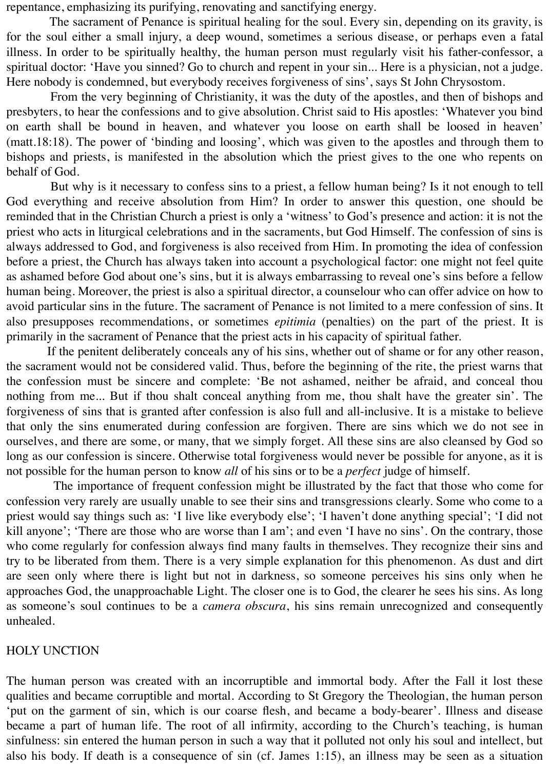repentance, emphasizing its purifying, renovating and sanctifying energy.

The sacrament of Penance is spiritual healing for the soul. Every sin, depending on its gravity, is for the soul either a small injury, a deep wound, sometimes a serious disease, or perhaps even a fatal illness. In order to be spiritually healthy, the human person must regularly visit his father-confessor, a spiritual doctor: 'Have you sinned? Go to church and repent in your sin... Here is a physician, not a judge. Here nobody is condemned, but everybody receives forgiveness of sins', says St John Chrysostom.

From the very beginning of Christianity, it was the duty of the apostles, and then of bishops and presbyters, to hear the confessions and to give absolution. Christ said to His apostles: 'Whatever you bind on earth shall be bound in heaven, and whatever you loose on earth shall be loosed in heaven' (matt.18:18). The power of 'binding and loosing', which was given to the apostles and through them to bishops and priests, is manifested in the absolution which the priest gives to the one who repents on behalf of God.

But why is it necessary to confess sins to a priest, a fellow human being? Is it not enough to tell God everything and receive absolution from Him? In order to answer this question, one should be reminded that in the Christian Church a priest is only a 'witness' to God's presence and action: it is not the priest who acts in liturgical celebrations and in the sacraments, but God Himself. The confession of sins is always addressed to God, and forgiveness is also received from Him. In promoting the idea of confession before a priest, the Church has always taken into account a psychological factor: one might not feel quite as ashamed before God about one's sins, but it is always embarrassing to reveal one's sins before a fellow human being. Moreover, the priest is also a spiritual director, a counselour who can offer advice on how to avoid particular sins in the future. The sacrament of Penance is not limited to a mere confession of sins. It also presupposes recommendations, or sometimes *epitimia* (penalties) on the part of the priest. It is primarily in the sacrament of Penance that the priest acts in his capacity of spiritual father.

If the penitent deliberately conceals any of his sins, whether out of shame or for any other reason, the sacrament would not be considered valid. Thus, before the beginning of the rite, the priest warns that the confession must be sincere and complete: 'Be not ashamed, neither be afraid, and conceal thou nothing from me... But if thou shalt conceal anything from me, thou shalt have the greater sin'. The forgiveness of sins that is granted after confession is also full and all-inclusive. It is a mistake to believe that only the sins enumerated during confession are forgiven. There are sins which we do not see in ourselves, and there are some, or many, that we simply forget. All these sins are also cleansed by God so long as our confession is sincere. Otherwise total forgiveness would never be possible for anyone, as it is not possible for the human person to know *all* of his sins or to be a *perfect* judge of himself.

The importance of frequent confession might be illustrated by the fact that those who come for confession very rarely are usually unable to see their sins and transgressions clearly. Some who come to a priest would say things such as: 'I live like everybody else'; 'I haven't done anything special'; 'I did not kill anyone'; 'There are those who are worse than I am'; and even 'I have no sins'. On the contrary, those who come regularly for confession always find many faults in themselves. They recognize their sins and try to be liberated from them. There is a very simple explanation for this phenomenon. As dust and dirt are seen only where there is light but not in darkness, so someone perceives his sins only when he approaches God, the unapproachable Light. The closer one is to God, the clearer he sees his sins. As long as someone's soul continues to be a *camera obscura*, his sins remain unrecognized and consequently unhealed.

## HOLY UNCTION

The human person was created with an incorruptible and immortal body. After the Fall it lost these qualities and became corruptible and mortal. According to St Gregory the Theologian, the human person 'put on the garment of sin, which is our coarse flesh, and became a body-bearer'. Illness and disease became a part of human life. The root of all infirmity, according to the Church's teaching, is human sinfulness: sin entered the human person in such a way that it polluted not only his soul and intellect, but also his body. If death is a consequence of sin (cf. James 1:15), an illness may be seen as a situation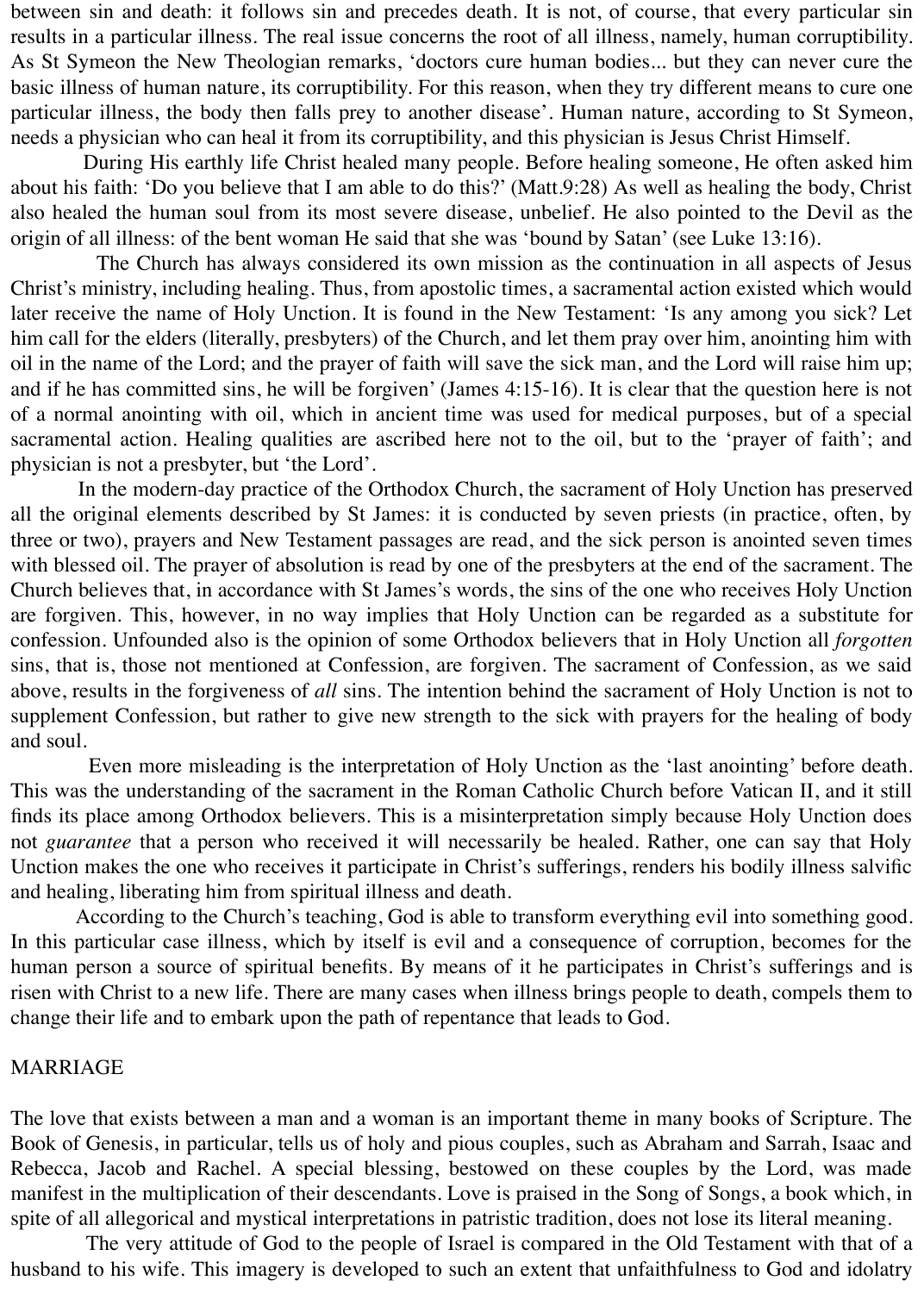between sin and death: it follows sin and precedes death. It is not, of course, that every particular sin results in a particular illness. The real issue concerns the root of all illness, namely, human corruptibility. As St Symeon the New Theologian remarks, 'doctors cure human bodies... but they can never cure the basic illness of human nature, its corruptibility. For this reason, when they try different means to cure one particular illness, the body then falls prey to another disease'. Human nature, according to St Symeon, needs a physician who can heal it from its corruptibility, and this physician is Jesus Christ Himself.

During His earthly life Christ healed many people. Before healing someone, He often asked him about his faith: 'Do you believe that I am able to do this?' (Matt.9:28) As well as healing the body, Christ also healed the human soul from its most severe disease, unbelief. He also pointed to the Devil as the origin of all illness: of the bent woman He said that she was 'bound by Satan' (see Luke 13:16).

The Church has always considered its own mission as the continuation in all aspects of Jesus Christ's ministry, including healing. Thus, from apostolic times, a sacramental action existed which would later receive the name of Holy Unction. It is found in the New Testament: 'Is any among you sick? Let him call for the elders (literally, presbyters) of the Church, and let them pray over him, anointing him with oil in the name of the Lord; and the prayer of faith will save the sick man, and the Lord will raise him up; and if he has committed sins, he will be forgiven' (James 4:15-16). It is clear that the question here is not of a normal anointing with oil, which in ancient time was used for medical purposes, but of a special sacramental action. Healing qualities are ascribed here not to the oil, but to the 'prayer of faith'; and physician is not a presbyter, but 'the Lord'.

In the modern-day practice of the Orthodox Church, the sacrament of Holy Unction has preserved all the original elements described by St James: it is conducted by seven priests (in practice, often, by three or two), prayers and New Testament passages are read, and the sick person is anointed seven times with blessed oil. The prayer of absolution is read by one of the presbyters at the end of the sacrament. The Church believes that, in accordance with St James's words, the sins of the one who receives Holy Unction are forgiven. This, however, in no way implies that Holy Unction can be regarded as a substitute for confession. Unfounded also is the opinion of some Orthodox believers that in Holy Unction all *forgotten* sins, that is, those not mentioned at Confession, are forgiven. The sacrament of Confession, as we said above, results in the forgiveness of *all* sins. The intention behind the sacrament of Holy Unction is not to supplement Confession, but rather to give new strength to the sick with prayers for the healing of body and soul.

Even more misleading is the interpretation of Holy Unction as the 'last anointing' before death. This was the understanding of the sacrament in the Roman Catholic Church before Vatican II, and it still finds its place among Orthodox believers. This is a misinterpretation simply because Holy Unction does not *guarantee* that a person who received it will necessarily be healed. Rather, one can say that Holy Unction makes the one who receives it participate in Christ's sufferings, renders his bodily illness salvific and healing, liberating him from spiritual illness and death.

According to the Church's teaching, God is able to transform everything evil into something good. In this particular case illness, which by itself is evil and a consequence of corruption, becomes for the human person a source of spiritual benefits. By means of it he participates in Christ's sufferings and is risen with Christ to a new life. There are many cases when illness brings people to death, compels them to change their life and to embark upon the path of repentance that leads to God.

## MARRIAGE

The love that exists between a man and a woman is an important theme in many books of Scripture. The Book of Genesis, in particular, tells us of holy and pious couples, such as Abraham and Sarrah, Isaac and Rebecca, Jacob and Rachel. A special blessing, bestowed on these couples by the Lord, was made manifest in the multiplication of their descendants. Love is praised in the Song of Songs, a book which, in spite of all allegorical and mystical interpretations in patristic tradition, does not lose its literal meaning.

The very attitude of God to the people of Israel is compared in the Old Testament with that of a husband to his wife. This imagery is developed to such an extent that unfaithfulness to God and idolatry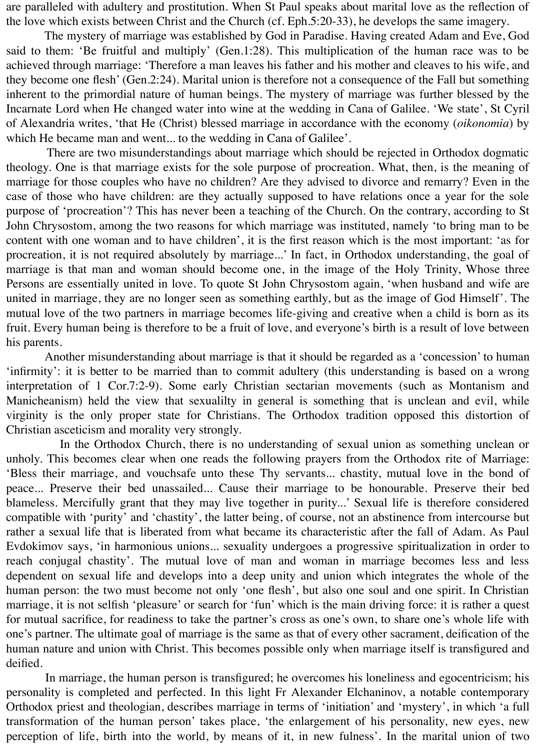are paralleled with adultery and prostitution. When St Paul speaks about marital love as the reflection of the love which exists between Christ and the Church (cf. Eph.5:20-33), he develops the same imagery.

The mystery of marriage was established by God in Paradise. Having created Adam and Eve, God said to them: 'Be fruitful and multiply' (Gen.1:28). This multiplication of the human race was to be achieved through marriage: 'Therefore a man leaves his father and his mother and cleaves to his wife, and they become one flesh' (Gen.2:24). Marital union is therefore not a consequence of the Fall but something inherent to the primordial nature of human beings. The mystery of marriage was further blessed by the Incarnate Lord when He changed water into wine at the wedding in Cana of Galilee. 'We state', St Cyril of Alexandria writes, 'that He (Christ) blessed marriage in accordance with the economy (*oikonomia*) by which He became man and went... to the wedding in Cana of Galilee'.

There are two misunderstandings about marriage which should be rejected in Orthodox dogmatic theology. One is that marriage exists for the sole purpose of procreation. What, then, is the meaning of marriage for those couples who have no children? Are they advised to divorce and remarry? Even in the case of those who have children: are they actually supposed to have relations once a year for the sole purpose of 'procreation'? This has never been a teaching of the Church. On the contrary, according to St John Chrysostom, among the two reasons for which marriage was instituted, namely 'to bring man to be content with one woman and to have children', it is the first reason which is the most important: 'as for procreation, it is not required absolutely by marriage...' In fact, in Orthodox understanding, the goal of marriage is that man and woman should become one, in the image of the Holy Trinity, Whose three Persons are essentially united in love. To quote St John Chrysostom again, 'when husband and wife are united in marriage, they are no longer seen as something earthly, but as the image of God Himself'. The mutual love of the two partners in marriage becomes life-giving and creative when a child is born as its fruit. Every human being is therefore to be a fruit of love, and everyone's birth is a result of love between his parents.

Another misunderstanding about marriage is that it should be regarded as a 'concession' to human 'infirmity': it is better to be married than to commit adultery (this understanding is based on a wrong interpretation of 1 Cor.7:2-9). Some early Christian sectarian movements (such as Montanism and Manicheanism) held the view that sexualilty in general is something that is unclean and evil, while virginity is the only proper state for Christians. The Orthodox tradition opposed this distortion of Christian asceticism and morality very strongly.

In the Orthodox Church, there is no understanding of sexual union as something unclean or unholy. This becomes clear when one reads the following prayers from the Orthodox rite of Marriage: 'Bless their marriage, and vouchsafe unto these Thy servants... chastity, mutual love in the bond of peace... Preserve their bed unassailed... Cause their marriage to be honourable. Preserve their bed blameless. Mercifully grant that they may live together in purity...' Sexual life is therefore considered compatible with 'purity' and 'chastity', the latter being, of course, not an abstinence from intercourse but rather a sexual life that is liberated from what became its characteristic after the fall of Adam. As Paul Evdokimov says, 'in harmonious unions... sexuality undergoes a progressive spiritualization in order to reach conjugal chastity'. The mutual love of man and woman in marriage becomes less and less dependent on sexual life and develops into a deep unity and union which integrates the whole of the human person: the two must become not only 'one flesh', but also one soul and one spirit. In Christian marriage, it is not selfish 'pleasure' or search for 'fun' which is the main driving force: it is rather a quest for mutual sacrifice, for readiness to take the partner's cross as one's own, to share one's whole life with one's partner. The ultimate goal of marriage is the same as that of every other sacrament, deification of the human nature and union with Christ. This becomes possible only when marriage itself is transfigured and deified.

In marriage, the human person is transfigured; he overcomes his loneliness and egocentricism; his personality is completed and perfected. In this light Fr Alexander Elchaninov, a notable contemporary Orthodox priest and theologian, describes marriage in terms of 'initiation' and 'mystery', in which 'a full transformation of the human person' takes place, 'the enlargement of his personality, new eyes, new perception of life, birth into the world, by means of it, in new fulness'. In the marital union of two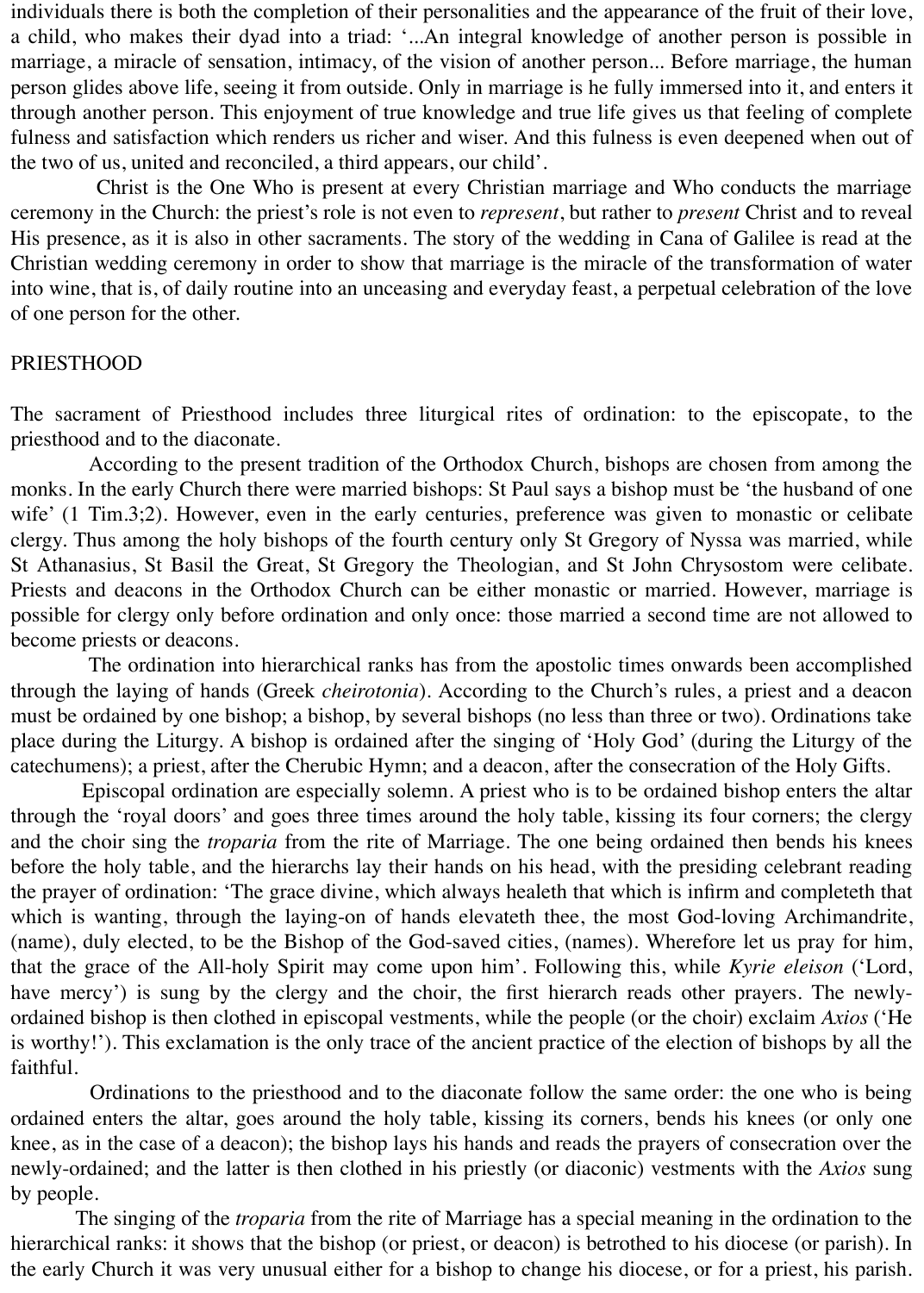individuals there is both the completion of their personalities and the appearance of the fruit of their love, a child, who makes their dyad into a triad: '...An integral knowledge of another person is possible in marriage, a miracle of sensation, intimacy, of the vision of another person... Before marriage, the human person glides above life, seeing it from outside. Only in marriage is he fully immersed into it, and enters it through another person. This enjoyment of true knowledge and true life gives us that feeling of complete fulness and satisfaction which renders us richer and wiser. And this fulness is even deepened when out of the two of us, united and reconciled, a third appears, our child'.

Christ is the One Who is present at every Christian marriage and Who conducts the marriage ceremony in the Church: the priest's role is not even to *represent*, but rather to *present* Christ and to reveal His presence, as it is also in other sacraments. The story of the wedding in Cana of Galilee is read at the Christian wedding ceremony in order to show that marriage is the miracle of the transformation of water into wine, that is, of daily routine into an unceasing and everyday feast, a perpetual celebration of the love of one person for the other.

## PRIESTHOOD

The sacrament of Priesthood includes three liturgical rites of ordination: to the episcopate, to the priesthood and to the diaconate.

According to the present tradition of the Orthodox Church, bishops are chosen from among the monks. In the early Church there were married bishops: St Paul says a bishop must be 'the husband of one wife' (1 Tim.3;2). However, even in the early centuries, preference was given to monastic or celibate clergy. Thus among the holy bishops of the fourth century only St Gregory of Nyssa was married, while St Athanasius, St Basil the Great, St Gregory the Theologian, and St John Chrysostom were celibate. Priests and deacons in the Orthodox Church can be either monastic or married. However, marriage is possible for clergy only before ordination and only once: those married a second time are not allowed to become priests or deacons.

The ordination into hierarchical ranks has from the apostolic times onwards been accomplished through the laying of hands (Greek *cheirotonia*). According to the Church's rules, a priest and a deacon must be ordained by one bishop; a bishop, by several bishops (no less than three or two). Ordinations take place during the Liturgy. A bishop is ordained after the singing of 'Holy God' (during the Liturgy of the catechumens); a priest, after the Cherubic Hymn; and a deacon, after the consecration of the Holy Gifts.

Episcopal ordination are especially solemn. A priest who is to be ordained bishop enters the altar through the 'royal doors' and goes three times around the holy table, kissing its four corners; the clergy and the choir sing the *troparia* from the rite of Marriage. The one being ordained then bends his knees before the holy table, and the hierarchs lay their hands on his head, with the presiding celebrant reading the prayer of ordination: 'The grace divine, which always healeth that which is infirm and completeth that which is wanting, through the laying-on of hands elevateth thee, the most God-loving Archimandrite, (name), duly elected, to be the Bishop of the God-saved cities, (names). Wherefore let us pray for him, that the grace of the All-holy Spirit may come upon him'. Following this, while *Kyrie eleison* ('Lord, have mercy') is sung by the clergy and the choir, the first hierarch reads other prayers. The newly-ordained bishop is then clothed in episcopal vestments, while the people (or the choir) exclaim *Axios* ('He is worthy!'). This exclamation is the only trace of the ancient practice of the election of bishops by all the faithful.

Ordinations to the priesthood and to the diaconate follow the same order: the one who is being ordained enters the altar, goes around the holy table, kissing its corners, bends his knees (or only one knee, as in the case of a deacon); the bishop lays his hands and reads the prayers of consecration over the newly-ordained; and the latter is then clothed in his priestly (or diaconic) vestments with the *Axios* sung by people.

The singing of the *troparia* from the rite of Marriage has a special meaning in the ordination to the hierarchical ranks: it shows that the bishop (or priest, or deacon) is betrothed to his diocese (or parish). In the early Church it was very unusual either for a bishop to change his diocese, or for a priest, his parish.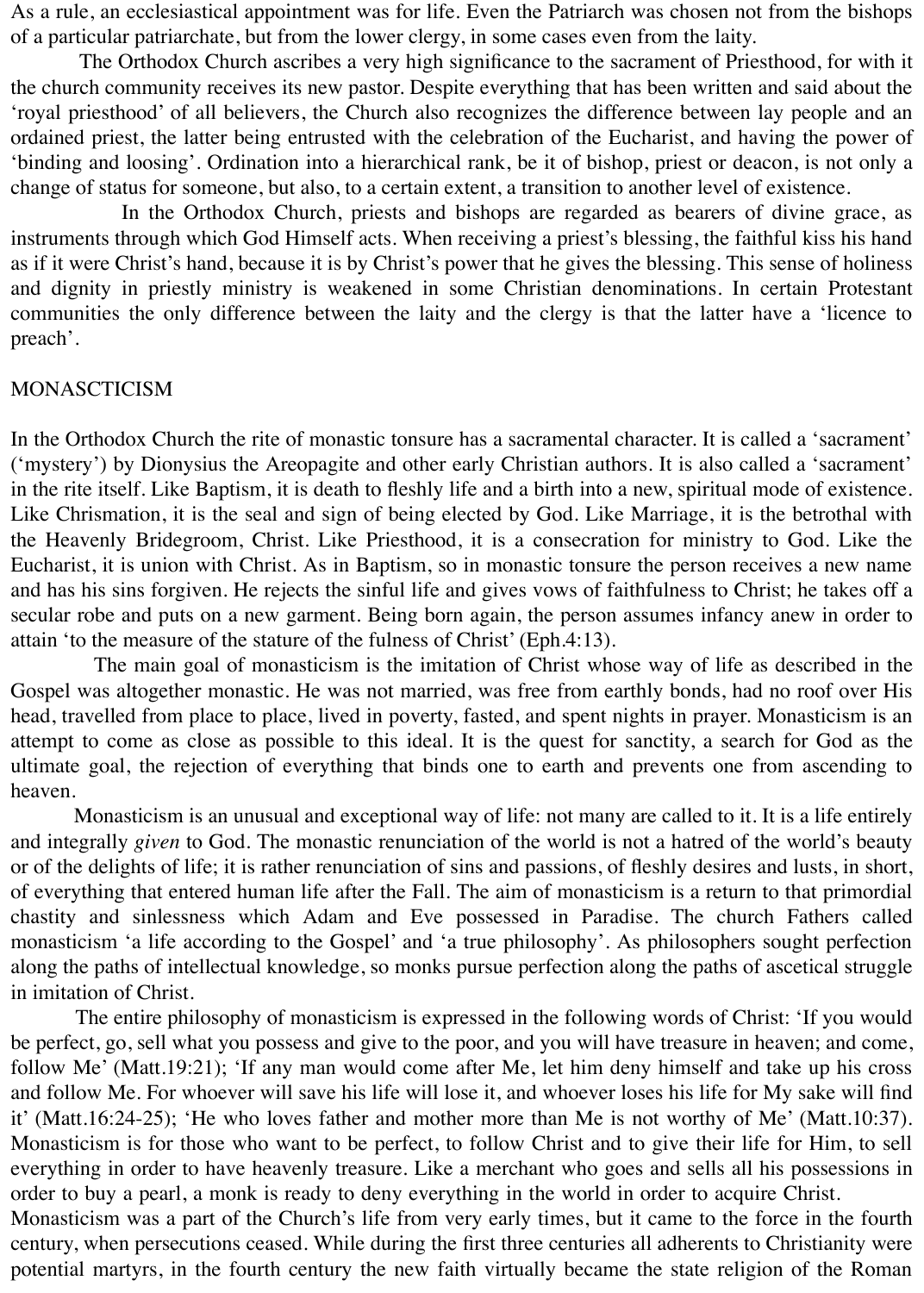As a rule, an ecclesiastical appointment was for life. Even the Patriarch was chosen not from the bishops of a particular patriarchate, but from the lower clergy, in some cases even from the laity.

The Orthodox Church ascribes a very high significance to the sacrament of Priesthood, for with it the church community receives its new pastor. Despite everything that has been written and said about the 'royal priesthood' of all believers, the Church also recognizes the difference between lay people and an ordained priest, the latter being entrusted with the celebration of the Eucharist, and having the power of 'binding and loosing'. Ordination into a hierarchical rank, be it of bishop, priest or deacon, is not only a change of status for someone, but also, to a certain extent, a transition to another level of existence.

In the Orthodox Church, priests and bishops are regarded as bearers of divine grace, as instruments through which God Himself acts. When receiving a priest's blessing, the faithful kiss his hand as if it were Christ's hand, because it is by Christ's power that he gives the blessing. This sense of holiness and dignity in priestly ministry is weakened in some Christian denominations. In certain Protestant communities the only difference between the laity and the clergy is that the latter have a 'licence to preach'.

## MONASCTICISM

In the Orthodox Church the rite of monastic tonsure has a sacramental character. It is called a 'sacrament' ('mystery') by Dionysius the Areopagite and other early Christian authors. It is also called a 'sacrament' in the rite itself. Like Baptism, it is death to fleshly life and a birth into a new, spiritual mode of existence. Like Chrismation, it is the seal and sign of being elected by God. Like Marriage, it is the betrothal with the Heavenly Bridegroom, Christ. Like Priesthood, it is a consecration for ministry to God. Like the Eucharist, it is union with Christ. As in Baptism, so in monastic tonsure the person receives a new name and has his sins forgiven. He rejects the sinful life and gives vows of faithfulness to Christ; he takes off a secular robe and puts on a new garment. Being born again, the person assumes infancy anew in order to attain 'to the measure of the stature of the fulness of Christ' (Eph.4:13).

The main goal of monasticism is the imitation of Christ whose way of life as described in the Gospel was altogether monastic. He was not married, was free from earthly bonds, had no roof over His head, travelled from place to place, lived in poverty, fasted, and spent nights in prayer. Monasticism is an attempt to come as close as possible to this ideal. It is the quest for sanctity, a search for God as the ultimate goal, the rejection of everything that binds one to earth and prevents one from ascending to heaven.

Monasticism is an unusual and exceptional way of life: not many are called to it. It is a life entirely and integrally *given* to God. The monastic renunciation of the world is not a hatred of the world's beauty or of the delights of life; it is rather renunciation of sins and passions, of fleshly desires and lusts, in short, of everything that entered human life after the Fall. The aim of monasticism is a return to that primordial chastity and sinlessness which Adam and Eve possessed in Paradise. The church Fathers called monasticism 'a life according to the Gospel' and 'a true philosophy'. As philosophers sought perfection along the paths of intellectual knowledge, so monks pursue perfection along the paths of ascetical struggle in imitation of Christ.

The entire philosophy of monasticism is expressed in the following words of Christ: 'If you would be perfect, go, sell what you possess and give to the poor, and you will have treasure in heaven; and come, follow Me' (Matt.19:21); 'If any man would come after Me, let him deny himself and take up his cross and follow Me. For whoever will save his life will lose it, and whoever loses his life for My sake will find it' (Matt.16:24-25); 'He who loves father and mother more than Me is not worthy of Me' (Matt.10:37). Monasticism is for those who want to be perfect, to follow Christ and to give their life for Him, to sell everything in order to have heavenly treasure. Like a merchant who goes and sells all his possessions in order to buy a pearl, a monk is ready to deny everything in the world in order to acquire Christ.

Monasticism was a part of the Church's life from very early times, but it came to the force in the fourth century, when persecutions ceased. While during the first three centuries all adherents to Christianity were potential martyrs, in the fourth century the new faith virtually became the state religion of the Roman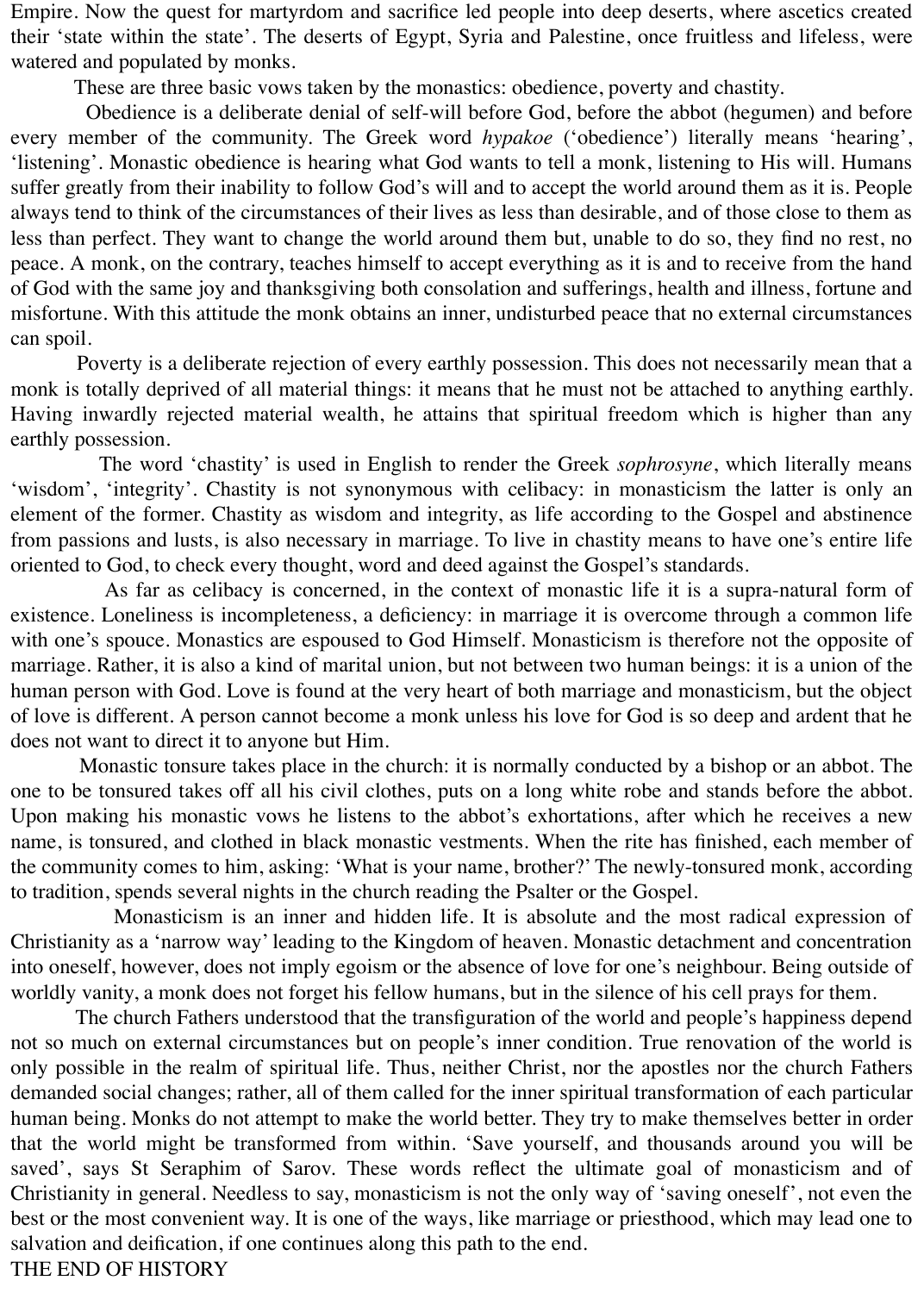Empire. Now the quest for martyrdom and sacrifice led people into deep deserts, where ascetics created their 'state within the state'. The deserts of Egypt, Syria and Palestine, once fruitless and lifeless, were watered and populated by monks.

These are three basic vows taken by the monastics: obedience, poverty and chastity.

Obedience is a deliberate denial of self-will before God, before the abbot (hegumen) and before every member of the community. The Greek word *hypakoe* ('obedience') literally means 'hearing', 'listening'. Monastic obedience is hearing what God wants to tell a monk, listening to His will. Humans suffer greatly from their inability to follow God's will and to accept the world around them as it is. People always tend to think of the circumstances of their lives as less than desirable, and of those close to them as less than perfect. They want to change the world around them but, unable to do so, they find no rest, no peace. A monk, on the contrary, teaches himself to accept everything as it is and to receive from the hand of God with the same joy and thanksgiving both consolation and sufferings, health and illness, fortune and misfortune. With this attitude the monk obtains an inner, undisturbed peace that no external circumstances can spoil.

Poverty is a deliberate rejection of every earthly possession. This does not necessarily mean that a monk is totally deprived of all material things: it means that he must not be attached to anything earthly. Having inwardly rejected material wealth, he attains that spiritual freedom which is higher than any earthly possession.

The word 'chastity' is used in English to render the Greek *sophrosyne*, which literally means 'wisdom', 'integrity'. Chastity is not synonymous with celibacy: in monasticism the latter is only an element of the former. Chastity as wisdom and integrity, as life according to the Gospel and abstinence from passions and lusts, is also necessary in marriage. To live in chastity means to have one's entire life oriented to God, to check every thought, word and deed against the Gospel's standards.

As far as celibacy is concerned, in the context of monastic life it is a supra-natural form of existence. Loneliness is incompleteness, a deficiency: in marriage it is overcome through a common life with one's spouce. Monastics are espoused to God Himself. Monasticism is therefore not the opposite of marriage. Rather, it is also a kind of marital union, but not between two human beings: it is a union of the human person with God. Love is found at the very heart of both marriage and monasticism, but the object of love is different. A person cannot become a monk unless his love for God is so deep and ardent that he does not want to direct it to anyone but Him.

Monastic tonsure takes place in the church: it is normally conducted by a bishop or an abbot. The one to be tonsured takes off all his civil clothes, puts on a long white robe and stands before the abbot. Upon making his monastic vows he listens to the abbot's exhortations, after which he receives a new name, is tonsured, and clothed in black monastic vestments. When the rite has finished, each member of the community comes to him, asking: 'What is your name, brother?' The newly-tonsured monk, according to tradition, spends several nights in the church reading the Psalter or the Gospel.

Monasticism is an inner and hidden life. It is absolute and the most radical expression of Christianity as a 'narrow way' leading to the Kingdom of heaven. Monastic detachment and concentration into oneself, however, does not imply egoism or the absence of love for one's neighbour. Being outside of worldly vanity, a monk does not forget his fellow humans, but in the silence of his cell prays for them.

The church Fathers understood that the transfiguration of the world and people's happiness depend not so much on external circumstances but on people's inner condition. True renovation of the world is only possible in the realm of spiritual life. Thus, neither Christ, nor the apostles nor the church Fathers demanded social changes; rather, all of them called for the inner spiritual transformation of each particular human being. Monks do not attempt to make the world better. They try to make themselves better in order that the world might be transformed from within. 'Save yourself, and thousands around you will be saved', says St Seraphim of Sarov. These words reflect the ultimate goal of monasticism and of Christianity in general. Needless to say, monasticism is not the only way of 'saving oneself', not even the best or the most convenient way. It is one of the ways, like marriage or priesthood, which may lead one to salvation and deification, if one continues along this path to the end.

## THE END OF HISTORY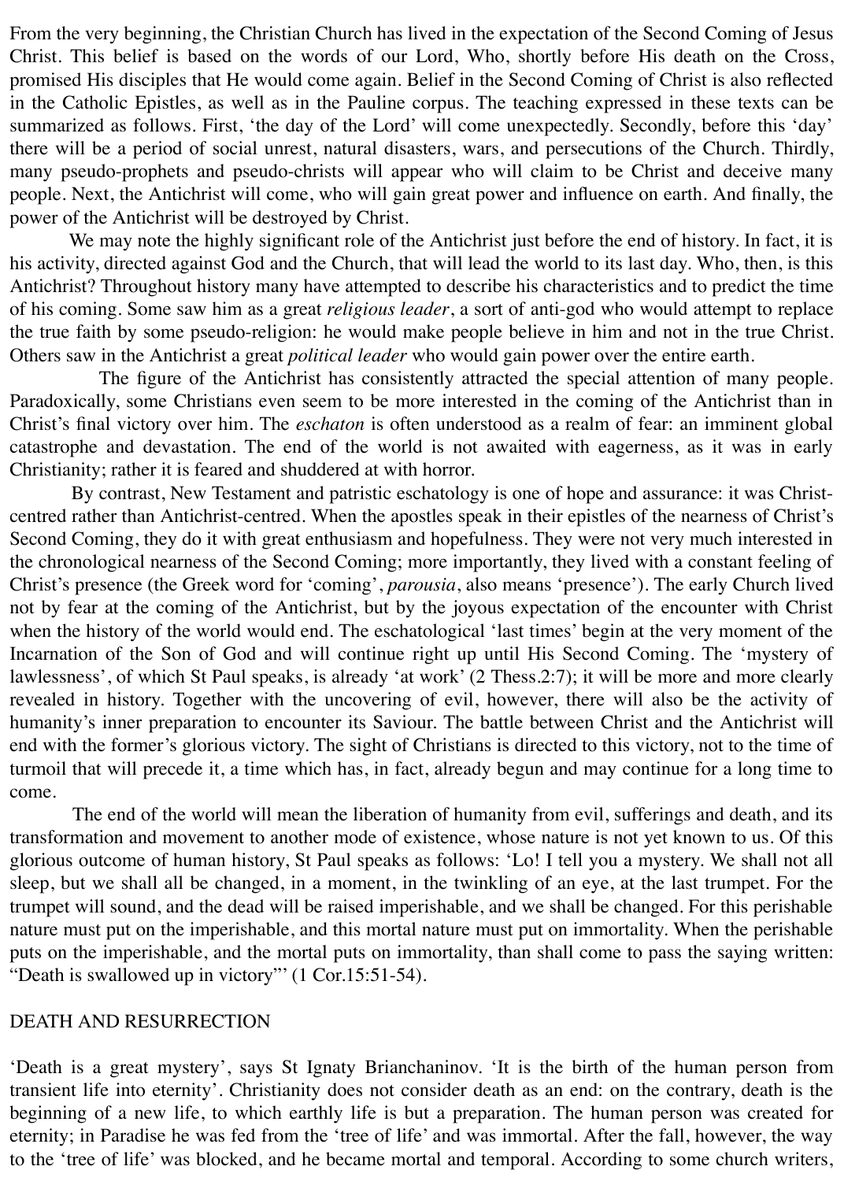From the very beginning, the Christian Church has lived in the expectation of the Second Coming of Jesus Christ. This belief is based on the words of our Lord, Who, shortly before His death on the Cross, promised His disciples that He would come again. Belief in the Second Coming of Christ is also reflected in the Catholic Epistles, as well as in the Pauline corpus. The teaching expressed in these texts can be summarized as follows. First, 'the day of the Lord' will come unexpectedly. Secondly, before this 'day' there will be a period of social unrest, natural disasters, wars, and persecutions of the Church. Thirdly, many pseudo-prophets and pseudo-christs will appear who will claim to be Christ and deceive many people. Next, the Antichrist will come, who will gain great power and influence on earth. And finally, the power of the Antichrist will be destroyed by Christ.

We may note the highly significant role of the Antichrist just before the end of history. In fact, it is his activity, directed against God and the Church, that will lead the world to its last day. Who, then, is this Antichrist? Throughout history many have attempted to describe his characteristics and to predict the time of his coming. Some saw him as a great *religious leader*, a sort of anti-god who would attempt to replace the true faith by some pseudo-religion: he would make people believe in him and not in the true Christ. Others saw in the Antichrist a great *political leader* who would gain power over the entire earth.

The figure of the Antichrist has consistently attracted the special attention of many people. Paradoxically, some Christians even seem to be more interested in the coming of the Antichrist than in Christ's final victory over him. The *eschaton* is often understood as a realm of fear: an imminent global catastrophe and devastation. The end of the world is not awaited with eagerness, as it was in early Christianity; rather it is feared and shuddered at with horror.

By contrast, New Testament and patristic eschatology is one of hope and assurance: it was Christ-centred rather than Antichrist-centred. When the apostles speak in their epistles of the nearness of Christ's Second Coming, they do it with great enthusiasm and hopefulness. They were not very much interested in the chronological nearness of the Second Coming; more importantly, they lived with a constant feeling of Christ's presence (the Greek word for 'coming', *parousia*, also means 'presence'). The early Church lived not by fear at the coming of the Antichrist, but by the joyous expectation of the encounter with Christ when the history of the world would end. The eschatological 'last times' begin at the very moment of the Incarnation of the Son of God and will continue right up until His Second Coming. The 'mystery of lawlessness', of which St Paul speaks, is already 'at work' (2 Thess.2:7); it will be more and more clearly revealed in history. Together with the uncovering of evil, however, there will also be the activity of humanity's inner preparation to encounter its Saviour. The battle between Christ and the Antichrist will end with the former's glorious victory. The sight of Christians is directed to this victory, not to the time of turmoil that will precede it, a time which has, in fact, already begun and may continue for a long time to come.

The end of the world will mean the liberation of humanity from evil, sufferings and death, and its transformation and movement to another mode of existence, whose nature is not yet known to us. Of this glorious outcome of human history, St Paul speaks as follows: 'Lo! I tell you a mystery. We shall not all sleep, but we shall all be changed, in a moment, in the twinkling of an eye, at the last trumpet. For the trumpet will sound, and the dead will be raised imperishable, and we shall be changed. For this perishable nature must put on the imperishable, and this mortal nature must put on immortality. When the perishable puts on the imperishable, and the mortal puts on immortality, than shall come to pass the saying written: "Death is swallowed up in victory"' (1 Cor.15:51-54).

## DEATH AND RESURRECTION

'Death is a great mystery', says St Ignaty Brianchaninov. 'It is the birth of the human person from transient life into eternity'. Christianity does not consider death as an end: on the contrary, death is the beginning of a new life, to which earthly life is but a preparation. The human person was created for eternity; in Paradise he was fed from the 'tree of life' and was immortal. After the fall, however, the way to the 'tree of life' was blocked, and he became mortal and temporal. According to some church writers,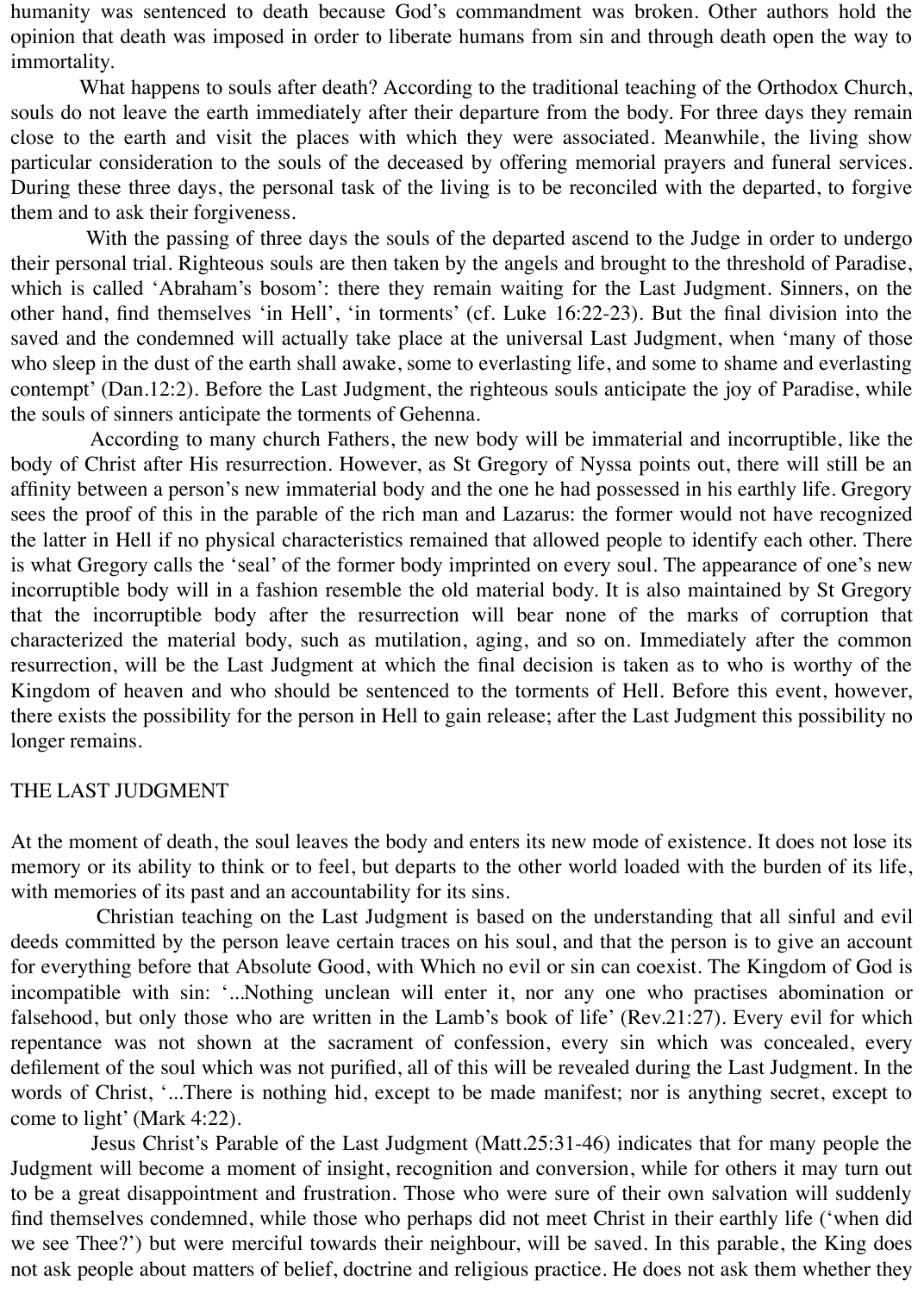humanity was sentenced to death because God's commandment was broken. Other authors hold the opinion that death was imposed in order to liberate humans from sin and through death open the way to immortality.

What happens to souls after death? According to the traditional teaching of the Orthodox Church, souls do not leave the earth immediately after their departure from the body. For three days they remain close to the earth and visit the places with which they were associated. Meanwhile, the living show particular consideration to the souls of the deceased by offering memorial prayers and funeral services. During these three days, the personal task of the living is to be reconciled with the departed, to forgive them and to ask their forgiveness.

With the passing of three days the souls of the departed ascend to the Judge in order to undergo their personal trial. Righteous souls are then taken by the angels and brought to the threshold of Paradise, which is called 'Abraham's bosom': there they remain waiting for the Last Judgment. Sinners, on the other hand, find themselves 'in Hell', 'in torments' (cf. Luke 16:22-23). But the final division into the saved and the condemned will actually take place at the universal Last Judgment, when 'many of those who sleep in the dust of the earth shall awake, some to everlasting life, and some to shame and everlasting contempt' (Dan.12:2). Before the Last Judgment, the righteous souls anticipate the joy of Paradise, while the souls of sinners anticipate the torments of Gehenna.

According to many church Fathers, the new body will be immaterial and incorruptible, like the body of Christ after His resurrection. However, as St Gregory of Nyssa points out, there will still be an affinity between a person's new immaterial body and the one he had possessed in his earthly life. Gregory sees the proof of this in the parable of the rich man and Lazarus: the former would not have recognized the latter in Hell if no physical characteristics remained that allowed people to identify each other. There is what Gregory calls the 'seal' of the former body imprinted on every soul. The appearance of one's new incorruptible body will in a fashion resemble the old material body. It is also maintained by St Gregory that the incorruptible body after the resurrection will bear none of the marks of corruption that characterized the material body, such as mutilation, aging, and so on. Immediately after the common resurrection, will be the Last Judgment at which the final decision is taken as to who is worthy of the Kingdom of heaven and who should be sentenced to the torments of Hell. Before this event, however, there exists the possibility for the person in Hell to gain release; after the Last Judgment this possibility no longer remains.

## THE LAST JUDGMENT

At the moment of death, the soul leaves the body and enters its new mode of existence. It does not lose its memory or its ability to think or to feel, but departs to the other world loaded with the burden of its life, with memories of its past and an accountability for its sins.

Christian teaching on the Last Judgment is based on the understanding that all sinful and evil deeds committed by the person leave certain traces on his soul, and that the person is to give an account for everything before that Absolute Good, with Which no evil or sin can coexist. The Kingdom of God is incompatible with sin: '...Nothing unclean will enter it, nor any one who practises abomination or falsehood, but only those who are written in the Lamb's book of life' (Rev.21:27). Every evil for which repentance was not shown at the sacrament of confession, every sin which was concealed, every defilement of the soul which was not purified, all of this will be revealed during the Last Judgment. In the words of Christ, '...There is nothing hid, except to be made manifest; nor is anything secret, except to come to light' (Mark 4:22).

Jesus Christ's Parable of the Last Judgment (Matt.25:31-46) indicates that for many people the Judgment will become a moment of insight, recognition and conversion, while for others it may turn out to be a great disappointment and frustration. Those who were sure of their own salvation will suddenly find themselves condemned, while those who perhaps did not meet Christ in their earthly life ('when did we see Thee?') but were merciful towards their neighbour, will be saved. In this parable, the King does not ask people about matters of belief, doctrine and religious practice. He does not ask them whether they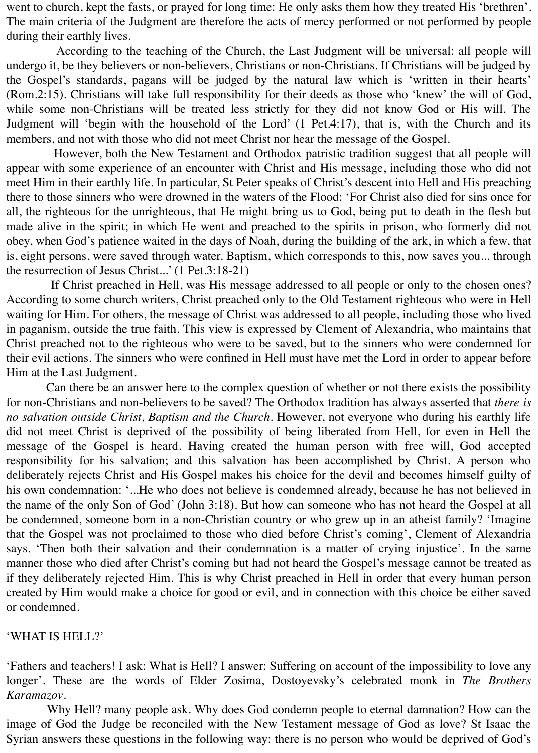went to church, kept the fasts, or prayed for long time: He only asks them how they treated His 'brethren'. The main criteria of the Judgment are therefore the acts of mercy performed or not performed by people during their earthly lives.

According to the teaching of the Church, the Last Judgment will be universal: all people will undergo it, be they believers or non-believers, Christians or non-Christians. If Christians will be judged by the Gospel's standards, pagans will be judged by the natural law which is 'written in their hearts' (Rom.2:15). Christians will take full responsibility for their deeds as those who 'knew' the will of God, while some non-Christians will be treated less strictly for they did not know God or His will. The Judgment will 'begin with the household of the Lord' (1 Pet.4:17), that is, with the Church and its members, and not with those who did not meet Christ nor hear the message of the Gospel.

However, both the New Testament and Orthodox patristic tradition suggest that all people will appear with some experience of an encounter with Christ and His message, including those who did not meet Him in their earthly life. In particular, St Peter speaks of Christ's descent into Hell and His preaching there to those sinners who were drowned in the waters of the Flood: 'For Christ also died for sins once for all, the righteous for the unrighteous, that He might bring us to God, being put to death in the flesh but made alive in the spirit; in which He went and preached to the spirits in prison, who formerly did not obey, when God's patience waited in the days of Noah, during the building of the ark, in which a few, that is, eight persons, were saved through water. Baptism, which corresponds to this, now saves you... through the resurrection of Jesus Christ...' (1 Pet.3:18-21)

If Christ preached in Hell, was His message addressed to all people or only to the chosen ones? According to some church writers, Christ preached only to the Old Testament righteous who were in Hell waiting for Him. For others, the message of Christ was addressed to all people, including those who lived in paganism, outside the true faith. This view is expressed by Clement of Alexandria, who maintains that Christ preached not to the righteous who were to be saved, but to the sinners who were condemned for their evil actions. The sinners who were confined in Hell must have met the Lord in order to appear before Him at the Last Judgment.

Can there be an answer here to the complex question of whether or not there exists the possibility for non-Christians and non-believers to be saved? The Orthodox tradition has always asserted that *there is no salvation outside Christ, Baptism and the Church*. However, not everyone who during his earthly life did not meet Christ is deprived of the possibility of being liberated from Hell, for even in Hell the message of the Gospel is heard. Having created the human person with free will, God accepted responsibility for his salvation; and this salvation has been accomplished by Christ. A person who deliberately rejects Christ and His Gospel makes his choice for the devil and becomes himself guilty of his own condemnation: '...He who does not believe is condemned already, because he has not believed in the name of the only Son of God' (John 3:18). But how can someone who has not heard the Gospel at all be condemned, someone born in a non-Christian country or who grew up in an atheist family? 'Imagine that the Gospel was not proclaimed to those who died before Christ's coming', Clement of Alexandria says. 'Then both their salvation and their condemnation is a matter of crying injustice'. In the same manner those who died after Christ's coming but had not heard the Gospel's message cannot be treated as if they deliberately rejected Him. This is why Christ preached in Hell in order that every human person created by Him would make a choice for good or evil, and in connection with this choice be either saved or condemned.

## 'WHAT IS HELL?'

'Fathers and teachers! I ask: What is Hell? I answer: Suffering on account of the impossibility to love any longer'. These are the words of Elder Zosima, Dostoyevsky's celebrated monk in *The Brothers Karamazov*.

Why Hell? many people ask. Why does God condemn people to eternal damnation? How can the image of God the Judge be reconciled with the New Testament message of God as love? St Isaac the Syrian answers these questions in the following way: there is no person who would be deprived of God's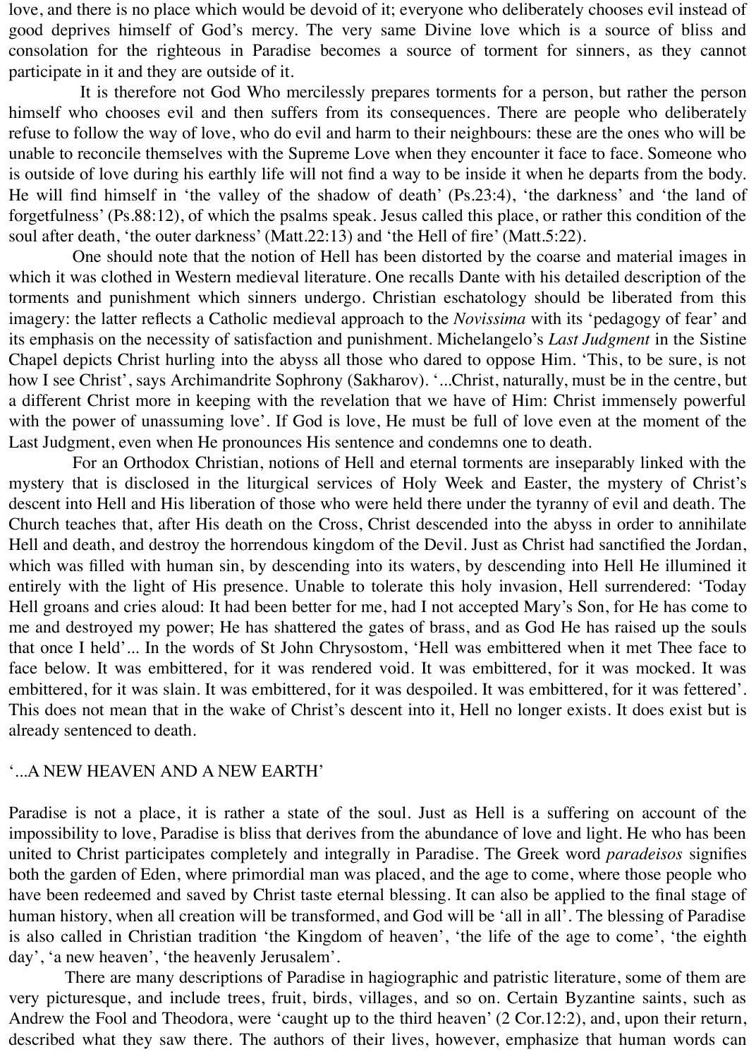love, and there is no place which would be devoid of it; everyone who deliberately chooses evil instead of good deprives himself of God's mercy. The very same Divine love which is a source of bliss and consolation for the righteous in Paradise becomes a source of torment for sinners, as they cannot participate in it and they are outside of it.

It is therefore not God Who mercilessly prepares torments for a person, but rather the person himself who chooses evil and then suffers from its consequences. There are people who deliberately refuse to follow the way of love, who do evil and harm to their neighbours: these are the ones who will be unable to reconcile themselves with the Supreme Love when they encounter it face to face. Someone who is outside of love during his earthly life will not find a way to be inside it when he departs from the body. He will find himself in 'the valley of the shadow of death' (Ps.23:4), 'the darkness' and 'the land of forgetfulness' (Ps.88:12), of which the psalms speak. Jesus called this place, or rather this condition of the soul after death, 'the outer darkness' (Matt.22:13) and 'the Hell of fire' (Matt.5:22).

One should note that the notion of Hell has been distorted by the coarse and material images in which it was clothed in Western medieval literature. One recalls Dante with his detailed description of the torments and punishment which sinners undergo. Christian eschatology should be liberated from this imagery: the latter reflects a Catholic medieval approach to the *Novissima* with its 'pedagogy of fear' and its emphasis on the necessity of satisfaction and punishment. Michelangelo's *Last Judgment* in the Sistine Chapel depicts Christ hurling into the abyss all those who dared to oppose Him. 'This, to be sure, is not how I see Christ', says Archimandrite Sophrony (Sakharov). '...Christ, naturally, must be in the centre, but a different Christ more in keeping with the revelation that we have of Him: Christ immensely powerful with the power of unassuming love'. If God is love, He must be full of love even at the moment of the Last Judgment, even when He pronounces His sentence and condemns one to death.

For an Orthodox Christian, notions of Hell and eternal torments are inseparably linked with the mystery that is disclosed in the liturgical services of Holy Week and Easter, the mystery of Christ's descent into Hell and His liberation of those who were held there under the tyranny of evil and death. The Church teaches that, after His death on the Cross, Christ descended into the abyss in order to annihilate Hell and death, and destroy the horrendous kingdom of the Devil. Just as Christ had sanctified the Jordan, which was filled with human sin, by descending into its waters, by descending into Hell He illumined it entirely with the light of His presence. Unable to tolerate this holy invasion, Hell surrendered: 'Today Hell groans and cries aloud: It had been better for me, had I not accepted Mary's Son, for He has come to me and destroyed my power; He has shattered the gates of brass, and as God He has raised up the souls that once I held'... In the words of St John Chrysostom, 'Hell was embittered when it met Thee face to face below. It was embittered, for it was rendered void. It was embittered, for it was mocked. It was embittered, for it was slain. It was embittered, for it was despoiled. It was embittered, for it was fettered'. This does not mean that in the wake of Christ's descent into it, Hell no longer exists. It does exist but is already sentenced to death.

## '...A NEW HEAVEN AND A NEW EARTH'

Paradise is not a place, it is rather a state of the soul. Just as Hell is a suffering on account of the impossibility to love, Paradise is bliss that derives from the abundance of love and light. He who has been united to Christ participates completely and integrally in Paradise. The Greek word *paradeisos* signifies both the garden of Eden, where primordial man was placed, and the age to come, where those people who have been redeemed and saved by Christ taste eternal blessing. It can also be applied to the final stage of human history, when all creation will be transformed, and God will be 'all in all'. The blessing of Paradise is also called in Christian tradition 'the Kingdom of heaven', 'the life of the age to come', 'the eighth day', 'a new heaven', 'the heavenly Jerusalem'.

There are many descriptions of Paradise in hagiographic and patristic literature, some of them are very picturesque, and include trees, fruit, birds, villages, and so on. Certain Byzantine saints, such as Andrew the Fool and Theodora, were 'caught up to the third heaven' (2 Cor.12:2), and, upon their return, described what they saw there. The authors of their lives, however, emphasize that human words can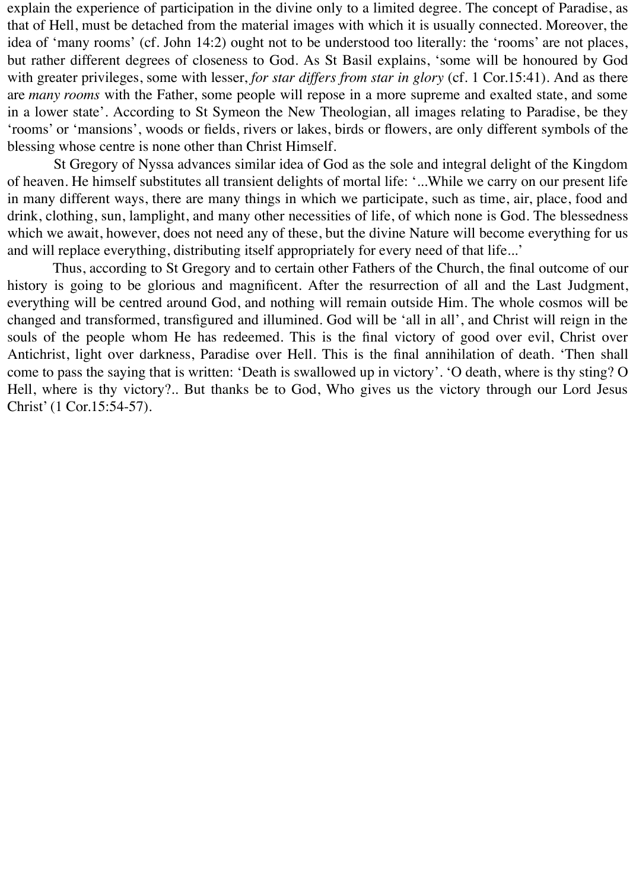explain the experience of participation in the divine only to a limited degree. The concept of Paradise, as that of Hell, must be detached from the material images with which it is usually connected. Moreover, the idea of 'many rooms' (cf. John 14:2) ought not to be understood too literally: the 'rooms' are not places, but rather different degrees of closeness to God. As St Basil explains, 'some will be honoured by God with greater privileges, some with lesser, *for star differs from star in glory* (cf. 1 Cor.15:41). And as there are *many rooms* with the Father, some people will repose in a more supreme and exalted state, and some in a lower state'. According to St Symeon the New Theologian, all images relating to Paradise, be they 'rooms' or 'mansions', woods or fields, rivers or lakes, birds or flowers, are only different symbols of the blessing whose centre is none other than Christ Himself.

St Gregory of Nyssa advances similar idea of God as the sole and integral delight of the Kingdom of heaven. He himself substitutes all transient delights of mortal life: '...While we carry on our present life in many different ways, there are many things in which we participate, such as time, air, place, food and drink, clothing, sun, lamplight, and many other necessities of life, of which none is God. The blessedness which we await, however, does not need any of these, but the divine Nature will become everything for us and will replace everything, distributing itself appropriately for every need of that life...'

Thus, according to St Gregory and to certain other Fathers of the Church, the final outcome of our history is going to be glorious and magnificent. After the resurrection of all and the Last Judgment, everything will be centred around God, and nothing will remain outside Him. The whole cosmos will be changed and transformed, transfigured and illumined. God will be 'all in all', and Christ will reign in the souls of the people whom He has redeemed. This is the final victory of good over evil, Christ over Antichrist, light over darkness, Paradise over Hell. This is the final annihilation of death. 'Then shall come to pass the saying that is written: 'Death is swallowed up in victory'. 'O death, where is thy sting? O Hell, where is thy victory?.. But thanks be to God, Who gives us the victory through our Lord Jesus Christ' (1 Cor.15:54-57).